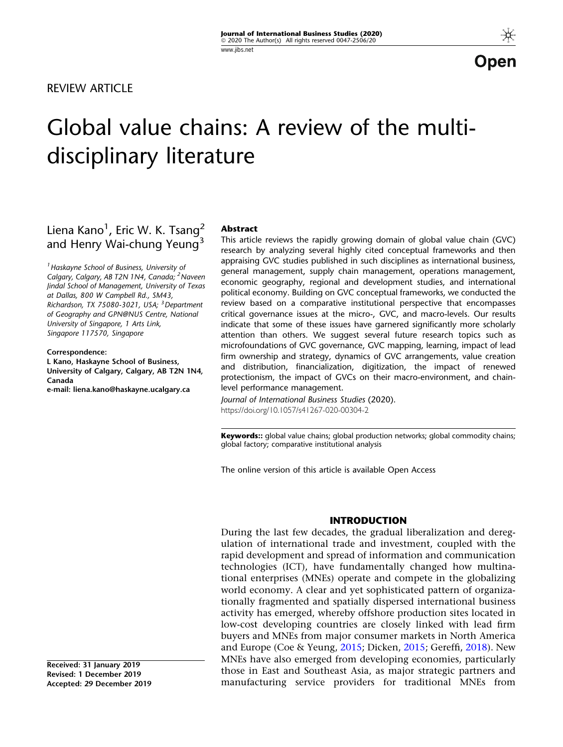REVIEW ARTICLE

# Global value chains: A review of the multi-disciplinary literature

Liena Kano[1], Eric W. K. Tsang[2] and Henry Wai-chung Yeung[3]

[1] Haskayne School of Business, University of Calgary, Calgary, AB T2N 1N4, Canada; [2] Naveen Jindal School of Management, University of Texas at Dallas, 800 W Campbell Rd., SM43, Richardson, TX 75080-3021, USA; [3] Department of Geography and GPN@NUS Centre, National University of Singapore, 1 Arts Link, Singapore 117570, Singapore

**Correspondence:**
**L Kano, Haskayne School of Business, University of Calgary, Calgary, AB T2N 1N4, Canada**
**e-mail: liena.kano@haskayne.ucalgary.ca**

**Abstract**

This article reviews the rapidly growing domain of global value chain (GVC) research by analyzing several highly cited conceptual frameworks and then appraising GVC studies published in such disciplines as international business, general management, supply chain management, operations management, economic geography, regional and development studies, and international political economy. Building on GVC conceptual frameworks, we conducted the review based on a comparative institutional perspective that encompasses critical governance issues at the micro-, GVC, and macro-levels. Our results indicate that some of these issues have garnered significantly more scholarly attention than others. We suggest several future research topics such as microfoundations of GVC governance, GVC mapping, learning, impact of lead firm ownership and strategy, dynamics of GVC arrangements, value creation and distribution, financialization, digitization, the impact of renewed protectionism, the impact of GVCs on their macro-environment, and chain-level performance management.

*Journal of International Business Studies* (2020).
https://doi.org/10.1057/s41267-020-00304-2

**Keywords::** global value chains; global production networks; global commodity chains; global factory; comparative institutional analysis

The online version of this article is available Open Access

**Received: 31 January 2019**
**Revised: 1 December 2019**
**Accepted: 29 December 2019**

## INTRODUCTION

During the last few decades, the gradual liberalization and deregulation of international trade and investment, coupled with the rapid development and spread of information and communication technologies (ICT), have fundamentally changed how multinational enterprises (MNEs) operate and compete in the globalizing world economy. A clear and yet sophisticated pattern of organizationally fragmented and spatially dispersed international business activity has emerged, whereby offshore production sites located in low-cost developing countries are closely linked with lead firm buyers and MNEs from major consumer markets in North America and Europe (Coe & Yeung, 2015; Dicken, 2015; Gereffi, 2018). New MNEs have also emerged from developing economies, particularly those in East and Southeast Asia, as major strategic partners and manufacturing service providers for traditional MNEs from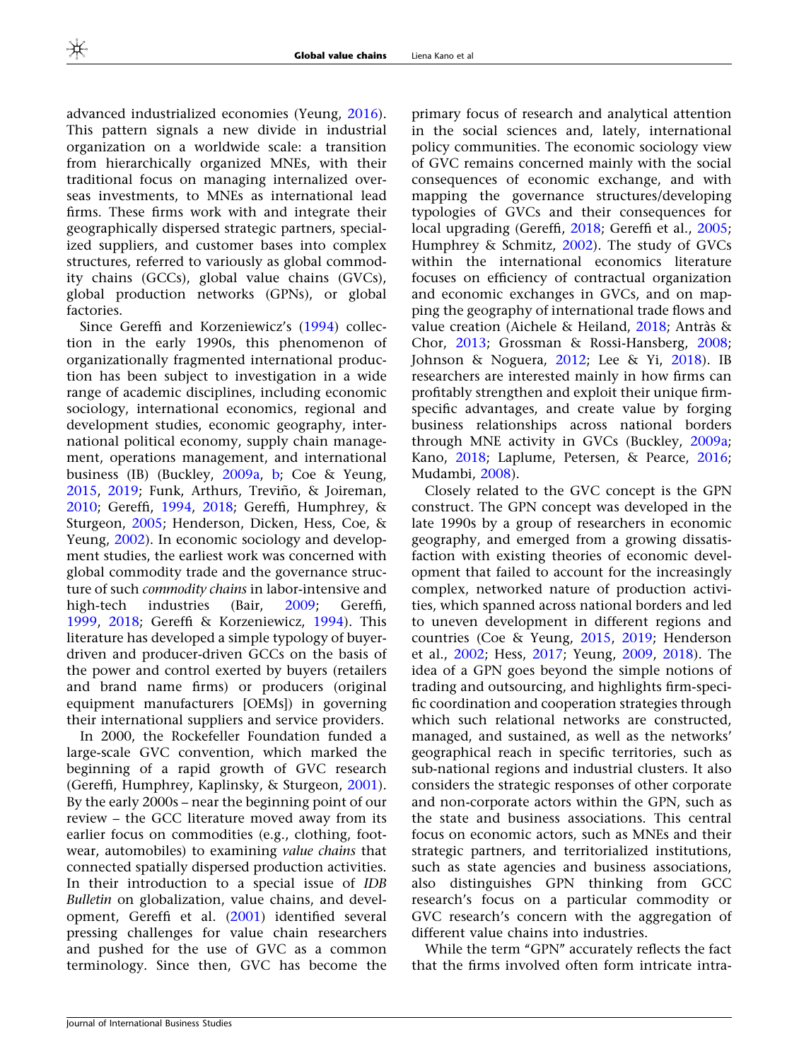advanced industrialized economies (Yeung, 2016). This pattern signals a new divide in industrial organization on a worldwide scale: a transition from hierarchically organized MNEs, with their traditional focus on managing internalized overseas investments, to MNEs as international lead firms. These firms work with and integrate their geographically dispersed strategic partners, specialized suppliers, and customer bases into complex structures, referred to variously as global commodity chains (GCCs), global value chains (GVCs), global production networks (GPNs), or global factories.

Since Gereffi and Korzeniewicz's (1994) collection in the early 1990s, this phenomenon of organizationally fragmented international production has been subject to investigation in a wide range of academic disciplines, including economic sociology, international economics, regional and development studies, economic geography, international political economy, supply chain management, operations management, and international business (IB) (Buckley, 2009a, b; Coe & Yeung, 2015, 2019; Funk, Arthurs, Treviño, & Joireman, 2010; Gereffi, 1994, 2018; Gereffi, Humphrey, & Sturgeon, 2005; Henderson, Dicken, Hess, Coe, & Yeung, 2002). In economic sociology and development studies, the earliest work was concerned with global commodity trade and the governance structure of such *commodity chains* in labor-intensive and high-tech industries (Bair, 2009; Gereffi, 1999, 2018; Gereffi & Korzeniewicz, 1994). This literature has developed a simple typology of buyer-driven and producer-driven GCCs on the basis of the power and control exerted by buyers (retailers and brand name firms) or producers (original equipment manufacturers [OEMs]) in governing their international suppliers and service providers.

In 2000, the Rockefeller Foundation funded a large-scale GVC convention, which marked the beginning of a rapid growth of GVC research (Gereffi, Humphrey, Kaplinsky, & Sturgeon, 2001). By the early 2000s – near the beginning point of our review – the GCC literature moved away from its earlier focus on commodities (e.g., clothing, footwear, automobiles) to examining *value chains* that connected spatially dispersed production activities. In their introduction to a special issue of *IDB Bulletin* on globalization, value chains, and development, Gereffi et al. (2001) identified several pressing challenges for value chain researchers and pushed for the use of GVC as a common terminology. Since then, GVC has become the primary focus of research and analytical attention in the social sciences and, lately, international policy communities. The economic sociology view of GVC remains concerned mainly with the social consequences of economic exchange, and with mapping the governance structures/developing typologies of GVCs and their consequences for local upgrading (Gereffi, 2018; Gereffi et al., 2005; Humphrey & Schmitz, 2002). The study of GVCs within the international economics literature focuses on efficiency of contractual organization and economic exchanges in GVCs, and on mapping the geography of international trade flows and value creation (Aichele & Heiland, 2018; Antràs & Chor, 2013; Grossman & Rossi-Hansberg, 2008; Johnson & Noguera, 2012; Lee & Yi, 2018). IB researchers are interested mainly in how firms can profitably strengthen and exploit their unique firm-specific advantages, and create value by forging business relationships across national borders through MNE activity in GVCs (Buckley, 2009a; Kano, 2018; Laplume, Petersen, & Pearce, 2016; Mudambi, 2008).

Closely related to the GVC concept is the GPN construct. The GPN concept was developed in the late 1990s by a group of researchers in economic geography, and emerged from a growing dissatisfaction with existing theories of economic development that failed to account for the increasingly complex, networked nature of production activities, which spanned across national borders and led to uneven development in different regions and countries (Coe & Yeung, 2015, 2019; Henderson et al., 2002; Hess, 2017; Yeung, 2009, 2018). The idea of a GPN goes beyond the simple notions of trading and outsourcing, and highlights firm-specific coordination and cooperation strategies through which such relational networks are constructed, managed, and sustained, as well as the networks' geographical reach in specific territories, such as sub-national regions and industrial clusters. It also considers the strategic responses of other corporate and non-corporate actors within the GPN, such as the state and business associations. This central focus on economic actors, such as MNEs and their strategic partners, and territorialized institutions, such as state agencies and business associations, also distinguishes GPN thinking from GCC research's focus on a particular commodity or GVC research's concern with the aggregation of different value chains into industries.

While the term "GPN" accurately reflects the fact that the firms involved often form intricate intra-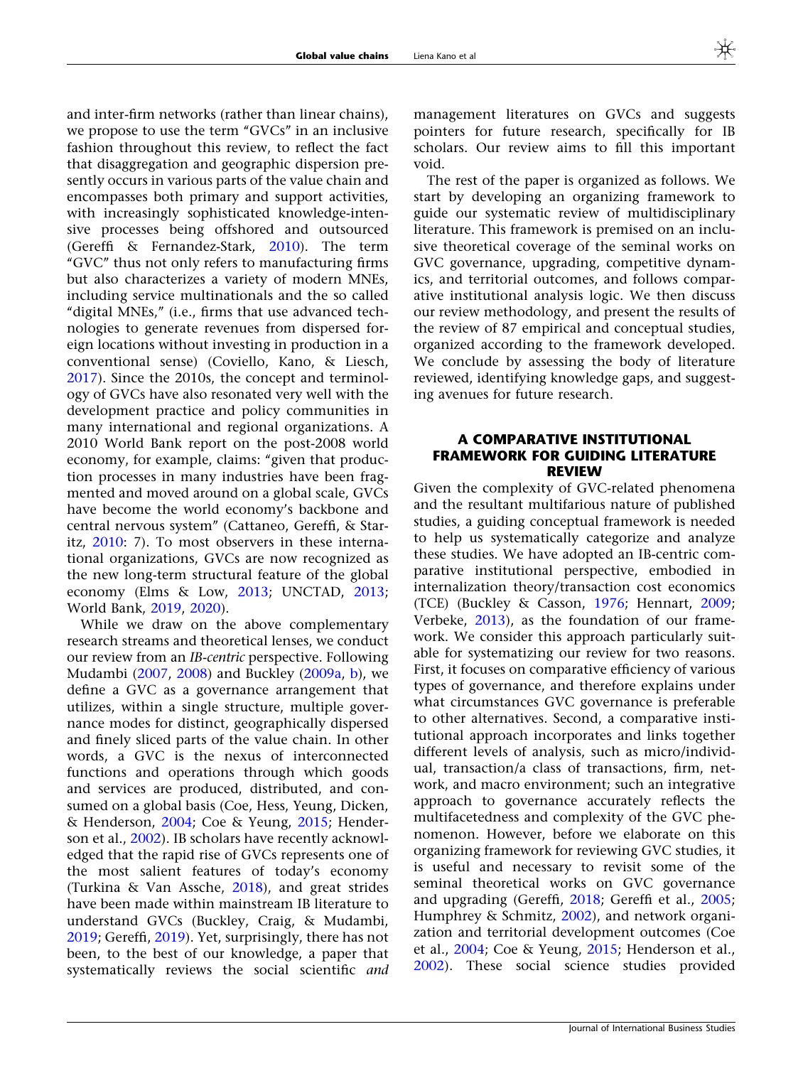and inter-firm networks (rather than linear chains), we propose to use the term "GVCs" in an inclusive fashion throughout this review, to reflect the fact that disaggregation and geographic dispersion presently occurs in various parts of the value chain and encompasses both primary and support activities, with increasingly sophisticated knowledge-intensive processes being offshored and outsourced (Gereffi & Fernandez-Stark, 2010). The term "GVC" thus not only refers to manufacturing firms but also characterizes a variety of modern MNEs, including service multinationals and the so called "digital MNEs," (i.e., firms that use advanced technologies to generate revenues from dispersed foreign locations without investing in production in a conventional sense) (Coviello, Kano, & Liesch, 2017). Since the 2010s, the concept and terminology of GVCs have also resonated very well with the development practice and policy communities in many international and regional organizations. A 2010 World Bank report on the post-2008 world economy, for example, claims: "given that production processes in many industries have been fragmented and moved around on a global scale, GVCs have become the world economy's backbone and central nervous system" (Cattaneo, Gereffi, & Staritz, 2010: 7). To most observers in these international organizations, GVCs are now recognized as the new long-term structural feature of the global economy (Elms & Low, 2013; UNCTAD, 2013; World Bank, 2019, 2020).

While we draw on the above complementary research streams and theoretical lenses, we conduct our review from an *IB-centric* perspective. Following Mudambi (2007, 2008) and Buckley (2009a, b), we define a GVC as a governance arrangement that utilizes, within a single structure, multiple governance modes for distinct, geographically dispersed and finely sliced parts of the value chain. In other words, a GVC is the nexus of interconnected functions and operations through which goods and services are produced, distributed, and consumed on a global basis (Coe, Hess, Yeung, Dicken, & Henderson, 2004; Coe & Yeung, 2015; Henderson et al., 2002). IB scholars have recently acknowledged that the rapid rise of GVCs represents one of the most salient features of today's economy (Turkina & Van Assche, 2018), and great strides have been made within mainstream IB literature to understand GVCs (Buckley, Craig, & Mudambi, 2019; Gereffi, 2019). Yet, surprisingly, there has not been, to the best of our knowledge, a paper that systematically reviews the social scientific *and* management literatures on GVCs and suggests pointers for future research, specifically for IB scholars. Our review aims to fill this important void.

The rest of the paper is organized as follows. We start by developing an organizing framework to guide our systematic review of multidisciplinary literature. This framework is premised on an inclusive theoretical coverage of the seminal works on GVC governance, upgrading, competitive dynamics, and territorial outcomes, and follows comparative institutional analysis logic. We then discuss our review methodology, and present the results of the review of 87 empirical and conceptual studies, organized according to the framework developed. We conclude by assessing the body of literature reviewed, identifying knowledge gaps, and suggesting avenues for future research.

## A COMPARATIVE INSTITUTIONAL FRAMEWORK FOR GUIDING LITERATURE REVIEW

Given the complexity of GVC-related phenomena and the resultant multifarious nature of published studies, a guiding conceptual framework is needed to help us systematically categorize and analyze these studies. We have adopted an IB-centric comparative institutional perspective, embodied in internalization theory/transaction cost economics (TCE) (Buckley & Casson, 1976; Hennart, 2009; Verbeke, 2013), as the foundation of our framework. We consider this approach particularly suitable for systematizing our review for two reasons. First, it focuses on comparative efficiency of various types of governance, and therefore explains under what circumstances GVC governance is preferable to other alternatives. Second, a comparative institutional approach incorporates and links together different levels of analysis, such as micro/individual, transaction/a class of transactions, firm, network, and macro environment; such an integrative approach to governance accurately reflects the multifacetedness and complexity of the GVC phenomenon. However, before we elaborate on this organizing framework for reviewing GVC studies, it is useful and necessary to revisit some of the seminal theoretical works on GVC governance and upgrading (Gereffi, 2018; Gereffi et al., 2005; Humphrey & Schmitz, 2002), and network organization and territorial development outcomes (Coe et al., 2004; Coe & Yeung, 2015; Henderson et al., 2002). These social science studies provided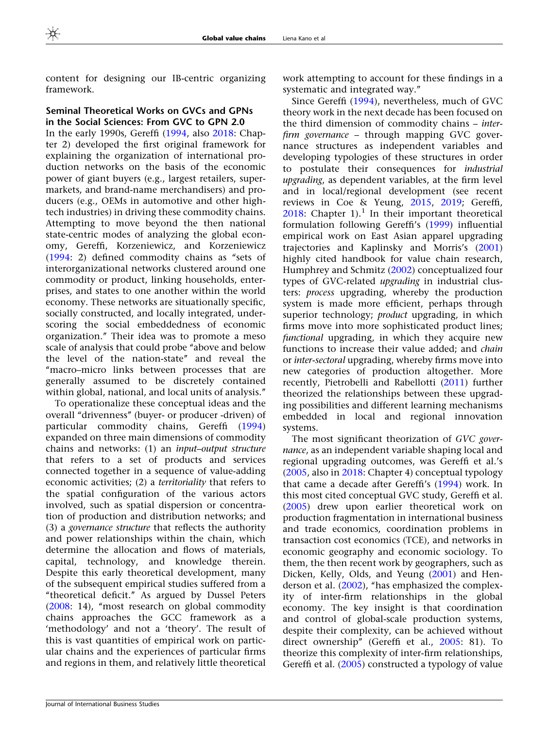content for designing our IB-centric organizing framework.

### Seminal Theoretical Works on GVCs and GPNs in the Social Sciences: From GVC to GPN 2.0

In the early 1990s, Gereffi (1994, also 2018: Chapter 2) developed the first original framework for explaining the organization of international production networks on the basis of the economic power of giant buyers (e.g., largest retailers, supermarkets, and brand-name merchandisers) and producers (e.g., OEMs in automotive and other high-tech industries) in driving these commodity chains. Attempting to move beyond the then national state-centric modes of analyzing the global economy, Gereffi, Korzeniewicz, and Korzeniewicz (1994: 2) defined commodity chains as "sets of interorganizational networks clustered around one commodity or product, linking households, enterprises, and states to one another within the world economy. These networks are situationally specific, socially constructed, and locally integrated, underscoring the social embeddedness of economic organization." Their idea was to promote a meso scale of analysis that could probe "above and below the level of the nation-state" and reveal the "macro–micro links between processes that are generally assumed to be discretely contained within global, national, and local units of analysis."

To operationalize these conceptual ideas and the overall "drivenness" (buyer- or producer -driven) of particular commodity chains, Gereffi (1994) expanded on three main dimensions of commodity chains and networks: (1) an *input–output structure* that refers to a set of products and services connected together in a sequence of value-adding economic activities; (2) a *territoriality* that refers to the spatial configuration of the various actors involved, such as spatial dispersion or concentration of production and distribution networks; and (3) a *governance structure* that reflects the authority and power relationships within the chain, which determine the allocation and flows of materials, capital, technology, and knowledge therein. Despite this early theoretical development, many of the subsequent empirical studies suffered from a "theoretical deficit." As argued by Dussel Peters (2008: 14), "most research on global commodity chains approaches the GCC framework as a 'methodology' and not a 'theory'. The result of this is vast quantities of empirical work on particular chains and the experiences of particular firms and regions in them, and relatively little theoretical work attempting to account for these findings in a systematic and integrated way."

Since Gereffi (1994), nevertheless, much of GVC theory work in the next decade has been focused on the third dimension of commodity chains – *inter-firm governance* – through mapping GVC governance structures as independent variables and developing typologies of these structures in order to postulate their consequences for *industrial upgrading*, as dependent variables, at the firm level and in local/regional development (see recent reviews in Coe & Yeung, 2015, 2019; Gereffi, 2018: Chapter 1).[1] In their important theoretical formulation following Gereffi's (1999) influential empirical work on East Asian apparel upgrading trajectories and Kaplinsky and Morris's (2001) highly cited handbook for value chain research, Humphrey and Schmitz (2002) conceptualized four types of GVC-related *upgrading* in industrial clusters: *process* upgrading, whereby the production system is made more efficient, perhaps through superior technology; *product* upgrading, in which firms move into more sophisticated product lines; *functional* upgrading, in which they acquire new functions to increase their value added; and *chain* or *inter-sectoral* upgrading, whereby firms move into new categories of production altogether. More recently, Pietrobelli and Rabellotti (2011) further theorized the relationships between these upgrading possibilities and different learning mechanisms embedded in local and regional innovation systems.

The most significant theorization of *GVC governance*, as an independent variable shaping local and regional upgrading outcomes, was Gereffi et al.'s (2005, also in 2018: Chapter 4) conceptual typology that came a decade after Gereffi's (1994) work. In this most cited conceptual GVC study, Gereffi et al. (2005) drew upon earlier theoretical work on production fragmentation in international business and trade economics, coordination problems in transaction cost economics (TCE), and networks in economic geography and economic sociology. To them, the then recent work by geographers, such as Dicken, Kelly, Olds, and Yeung (2001) and Henderson et al. (2002), "has emphasized the complexity of inter-firm relationships in the global economy. The key insight is that coordination and control of global-scale production systems, despite their complexity, can be achieved without direct ownership" (Gereffi et al., 2005: 81). To theorize this complexity of inter-firm relationships, Gereffi et al. (2005) constructed a typology of value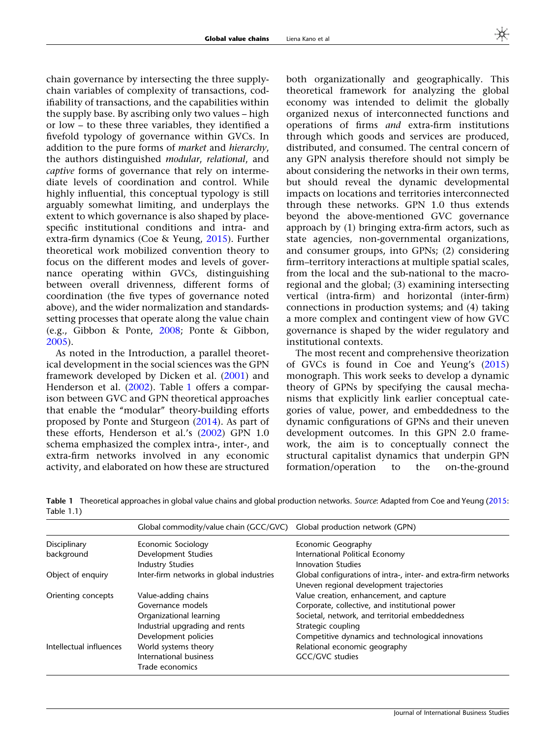chain governance by intersecting the three supply-chain variables of complexity of transactions, codifiability of transactions, and the capabilities within the supply base. By ascribing only two values – high or low – to these three variables, they identified a fivefold typology of governance within GVCs. In addition to the pure forms of *market* and *hierarchy*, the authors distinguished *modular*, *relational*, and *captive* forms of governance that rely on intermediate levels of coordination and control. While highly influential, this conceptual typology is still arguably somewhat limiting, and underplays the extent to which governance is also shaped by place-specific institutional conditions and intra- and extra-firm dynamics (Coe & Yeung, 2015). Further theoretical work mobilized convention theory to focus on the different modes and levels of governance operating within GVCs, distinguishing between overall drivenness, different forms of coordination (the five types of governance noted above), and the wider normalization and standards-setting processes that operate along the value chain (e.g., Gibbon & Ponte, 2008; Ponte & Gibbon, 2005).

As noted in the Introduction, a parallel theoretical development in the social sciences was the GPN framework developed by Dicken et al. (2001) and Henderson et al. (2002). Table 1 offers a comparison between GVC and GPN theoretical approaches that enable the "modular" theory-building efforts proposed by Ponte and Sturgeon (2014). As part of these efforts, Henderson et al.'s (2002) GPN 1.0 schema emphasized the complex intra-, inter-, and extra-firm networks involved in any economic activity, and elaborated on how these are structured both organizationally and geographically. This theoretical framework for analyzing the global economy was intended to delimit the globally organized nexus of interconnected functions and operations of firms *and* extra-firm institutions through which goods and services are produced, distributed, and consumed. The central concern of any GPN analysis therefore should not simply be about considering the networks in their own terms, but should reveal the dynamic developmental impacts on locations and territories interconnected through these networks. GPN 1.0 thus extends beyond the above-mentioned GVC governance approach by (1) bringing extra-firm actors, such as state agencies, non-governmental organizations, and consumer groups, into GPNs; (2) considering firm–territory interactions at multiple spatial scales, from the local and the sub-national to the macro-regional and the global; (3) examining intersecting vertical (intra-firm) and horizontal (inter-firm) connections in production systems; and (4) taking a more complex and contingent view of how GVC governance is shaped by the wider regulatory and institutional contexts.

The most recent and comprehensive theorization of GVCs is found in Coe and Yeung's (2015) monograph. This work seeks to develop a dynamic theory of GPNs by specifying the causal mechanisms that explicitly link earlier conceptual categories of value, power, and embeddedness to the dynamic configurations of GPNs and their uneven development outcomes. In this GPN 2.0 framework, the aim is to conceptually connect the structural capitalist dynamics that underpin GPN formation/operation to the on-the-ground

**Table 1** Theoretical approaches in global value chains and global production networks. *Source*: Adapted from Coe and Yeung (2015: Table 1.1)

| | Global commodity/value chain (GCC/GVC) | Global production network (GPN) |
|---|---|---|
| Disciplinary background | Economic Sociology<br>Development Studies<br>Industry Studies | Economic Geography<br>International Political Economy<br>Innovation Studies |
| Object of enquiry | Inter-firm networks in global industries | Global configurations of intra-, inter- and extra-firm networks<br>Uneven regional development trajectories |
| Orienting concepts | Value-adding chains<br>Governance models<br>Organizational learning<br>Industrial upgrading and rents<br>Development policies | Value creation, enhancement, and capture<br>Corporate, collective, and institutional power<br>Societal, network, and territorial embeddedness<br>Strategic coupling<br>Competitive dynamics and technological innovations |
| Intellectual influences | World systems theory<br>International business<br>Trade economics | Relational economic geography<br>GCC/GVC studies |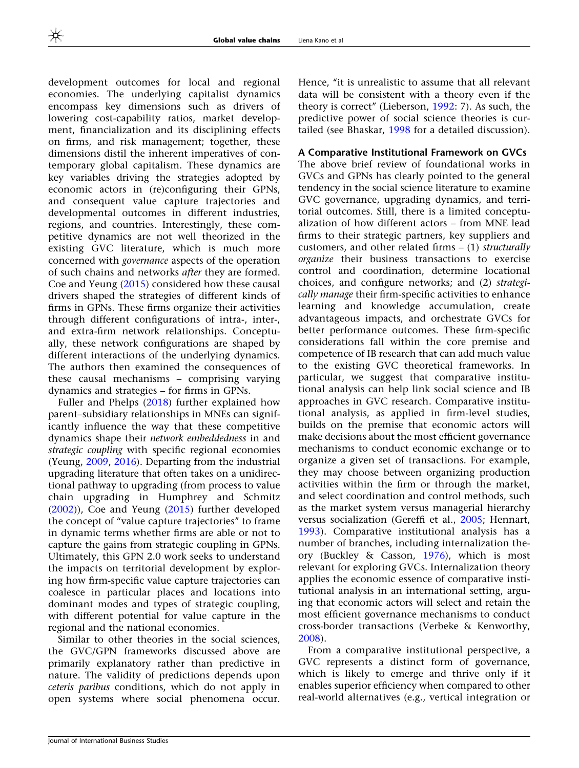development outcomes for local and regional economies. The underlying capitalist dynamics encompass key dimensions such as drivers of lowering cost-capability ratios, market development, financialization and its disciplining effects on firms, and risk management; together, these dimensions distil the inherent imperatives of contemporary global capitalism. These dynamics are key variables driving the strategies adopted by economic actors in (re)configuring their GPNs, and consequent value capture trajectories and developmental outcomes in different industries, regions, and countries. Interestingly, these competitive dynamics are not well theorized in the existing GVC literature, which is much more concerned with *governance* aspects of the operation of such chains and networks *after* they are formed. Coe and Yeung (2015) considered how these causal drivers shaped the strategies of different kinds of firms in GPNs. These firms organize their activities through different configurations of intra-, inter-, and extra-firm network relationships. Conceptually, these network configurations are shaped by different interactions of the underlying dynamics. The authors then examined the consequences of these causal mechanisms – comprising varying dynamics and strategies – for firms in GPNs.

Fuller and Phelps (2018) further explained how parent–subsidiary relationships in MNEs can significantly influence the way that these competitive dynamics shape their *network embeddedness* in and *strategic coupling* with specific regional economies (Yeung, 2009, 2016). Departing from the industrial upgrading literature that often takes on a unidirectional pathway to upgrading (from process to value chain upgrading in Humphrey and Schmitz (2002)), Coe and Yeung (2015) further developed the concept of "value capture trajectories" to frame in dynamic terms whether firms are able or not to capture the gains from strategic coupling in GPNs. Ultimately, this GPN 2.0 work seeks to understand the impacts on territorial development by exploring how firm-specific value capture trajectories can coalesce in particular places and locations into dominant modes and types of strategic coupling, with different potential for value capture in the regional and the national economies.

Similar to other theories in the social sciences, the GVC/GPN frameworks discussed above are primarily explanatory rather than predictive in nature. The validity of predictions depends upon *ceteris paribus* conditions, which do not apply in open systems where social phenomena occur. Hence, "it is unrealistic to assume that all relevant data will be consistent with a theory even if the theory is correct" (Lieberson, 1992: 7). As such, the predictive power of social science theories is curtailed (see Bhaskar, 1998 for a detailed discussion).

### A Comparative Institutional Framework on GVCs

The above brief review of foundational works in GVCs and GPNs has clearly pointed to the general tendency in the social science literature to examine GVC governance, upgrading dynamics, and territorial outcomes. Still, there is a limited conceptualization of how different actors – from MNE lead firms to their strategic partners, key suppliers and customers, and other related firms – (1) *structurally organize* their business transactions to exercise control and coordination, determine locational choices, and configure networks; and (2) *strategically manage* their firm-specific activities to enhance learning and knowledge accumulation, create advantageous impacts, and orchestrate GVCs for better performance outcomes. These firm-specific considerations fall within the core premise and competence of IB research that can add much value to the existing GVC theoretical frameworks. In particular, we suggest that comparative institutional analysis can help link social science and IB approaches in GVC research. Comparative institutional analysis, as applied in firm-level studies, builds on the premise that economic actors will make decisions about the most efficient governance mechanisms to conduct economic exchange or to organize a given set of transactions. For example, they may choose between organizing production activities within the firm or through the market, and select coordination and control methods, such as the market system versus managerial hierarchy versus socialization (Gereffi et al., 2005; Hennart, 1993). Comparative institutional analysis has a number of branches, including internalization theory (Buckley & Casson, 1976), which is most relevant for exploring GVCs. Internalization theory applies the economic essence of comparative institutional analysis in an international setting, arguing that economic actors will select and retain the most efficient governance mechanisms to conduct cross-border transactions (Verbeke & Kenworthy, 2008).

From a comparative institutional perspective, a GVC represents a distinct form of governance, which is likely to emerge and thrive only if it enables superior efficiency when compared to other real-world alternatives (e.g., vertical integration or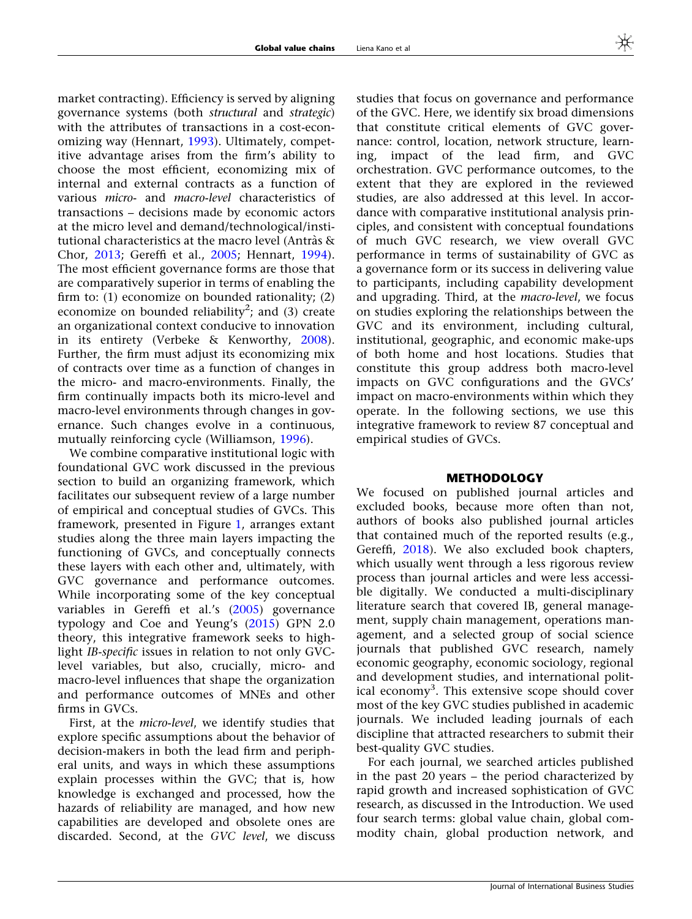market contracting). Efficiency is served by aligning governance systems (both *structural* and *strategic*) with the attributes of transactions in a cost-economizing way (Hennart, 1993). Ultimately, competitive advantage arises from the firm's ability to choose the most efficient, economizing mix of internal and external contracts as a function of various *micro-* and *macro-level* characteristics of transactions – decisions made by economic actors at the micro level and demand/technological/institutional characteristics at the macro level (Antràs & Chor, 2013; Gereffi et al., 2005; Hennart, 1994). The most efficient governance forms are those that are comparatively superior in terms of enabling the firm to: (1) economize on bounded rationality; (2) economize on bounded reliability[2]; and (3) create an organizational context conducive to innovation in its entirety (Verbeke & Kenworthy, 2008). Further, the firm must adjust its economizing mix of contracts over time as a function of changes in the micro- and macro-environments. Finally, the firm continually impacts both its micro-level and macro-level environments through changes in governance. Such changes evolve in a continuous, mutually reinforcing cycle (Williamson, 1996).

We combine comparative institutional logic with foundational GVC work discussed in the previous section to build an organizing framework, which facilitates our subsequent review of a large number of empirical and conceptual studies of GVCs. This framework, presented in Figure 1, arranges extant studies along the three main layers impacting the functioning of GVCs, and conceptually connects these layers with each other and, ultimately, with GVC governance and performance outcomes. While incorporating some of the key conceptual variables in Gereffi et al.'s (2005) governance typology and Coe and Yeung's (2015) GPN 2.0 theory, this integrative framework seeks to highlight *IB-specific* issues in relation to not only GVC-level variables, but also, crucially, micro- and macro-level influences that shape the organization and performance outcomes of MNEs and other firms in GVCs.

First, at the *micro-level*, we identify studies that explore specific assumptions about the behavior of decision-makers in both the lead firm and peripheral units, and ways in which these assumptions explain processes within the GVC; that is, how knowledge is exchanged and processed, how the hazards of reliability are managed, and how new capabilities are developed and obsolete ones are discarded. Second, at the *GVC level*, we discuss studies that focus on governance and performance of the GVC. Here, we identify six broad dimensions that constitute critical elements of GVC governance: control, location, network structure, learning, impact of the lead firm, and GVC orchestration. GVC performance outcomes, to the extent that they are explored in the reviewed studies, are also addressed at this level. In accordance with comparative institutional analysis principles, and consistent with conceptual foundations of much GVC research, we view overall GVC performance in terms of sustainability of GVC as a governance form or its success in delivering value to participants, including capability development and upgrading. Third, at the *macro-level*, we focus on studies exploring the relationships between the GVC and its environment, including cultural, institutional, geographic, and economic make-ups of both home and host locations. Studies that constitute this group address both macro-level impacts on GVC configurations and the GVCs' impact on macro-environments within which they operate. In the following sections, we use this integrative framework to review 87 conceptual and empirical studies of GVCs.

## METHODOLOGY

We focused on published journal articles and excluded books, because more often than not, authors of books also published journal articles that contained much of the reported results (e.g., Gereffi, 2018). We also excluded book chapters, which usually went through a less rigorous review process than journal articles and were less accessible digitally. We conducted a multi-disciplinary literature search that covered IB, general management, supply chain management, operations management, and a selected group of social science journals that published GVC research, namely economic geography, economic sociology, regional and development studies, and international political economy[3]. This extensive scope should cover most of the key GVC studies published in academic journals. We included leading journals of each discipline that attracted researchers to submit their best-quality GVC studies.

For each journal, we searched articles published in the past 20 years – the period characterized by rapid growth and increased sophistication of GVC research, as discussed in the Introduction. We used four search terms: global value chain, global commodity chain, global production network, and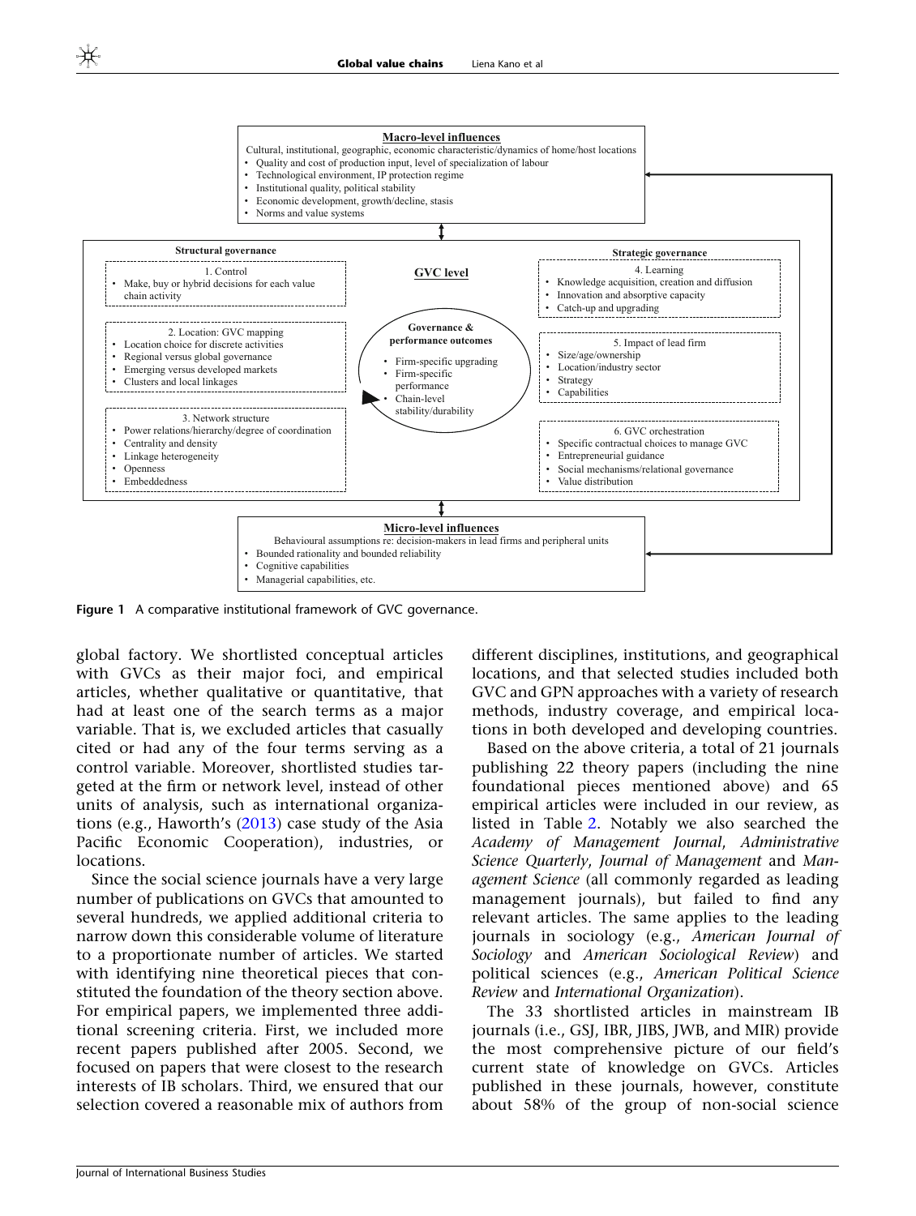**Macro-level influences**

Cultural, institutional, geographic, economic characteristic/dynamics of home/host locations

- Quality and cost of production input, level of specialization of labour
- Technological environment, IP protection regime
- Institutional quality, political stability
- Economic development, growth/decline, stasis
- Norms and value systems

**GVC level**

**Structural governance**

1. Control
- Make, buy or hybrid decisions for each value chain activity

2. Location: GVC mapping
- Location choice for discrete activities
- Regional versus global governance
- Emerging versus developed markets
- Clusters and local linkages

3. Network structure
- Power relations/hierarchy/degree of coordination
- Centrality and density
- Linkage heterogeneity
- Openness
- Embeddedness

**Governance & performance outcomes**
- Firm-specific upgrading
- Firm-specific performance
- Chain-level stability/durability

**Strategic governance**

4. Learning
- Knowledge acquisition, creation and diffusion
- Innovation and absorptive capacity
- Catch-up and upgrading

5. Impact of lead firm
- Size/age/ownership
- Location/industry sector
- Strategy
- Capabilities

6. GVC orchestration
- Specific contractual choices to manage GVC
- Entrepreneurial guidance
- Social mechanisms/relational governance
- Value distribution

**Micro-level influences**

Behavioural assumptions re: decision-makers in lead firms and peripheral units

- Bounded rationality and bounded reliability
- Cognitive capabilities
- Managerial capabilities, etc.

**Figure 1** A comparative institutional framework of GVC governance.

global factory. We shortlisted conceptual articles with GVCs as their major foci, and empirical articles, whether qualitative or quantitative, that had at least one of the search terms as a major variable. That is, we excluded articles that casually cited or had any of the four terms serving as a control variable. Moreover, shortlisted studies targeted at the firm or network level, instead of other units of analysis, such as international organizations (e.g., Haworth's (2013) case study of the Asia Pacific Economic Cooperation), industries, or locations.

Since the social science journals have a very large number of publications on GVCs that amounted to several hundreds, we applied additional criteria to narrow down this considerable volume of literature to a proportionate number of articles. We started with identifying nine theoretical pieces that constituted the foundation of the theory section above. For empirical papers, we implemented three additional screening criteria. First, we included more recent papers published after 2005. Second, we focused on papers that were closest to the research interests of IB scholars. Third, we ensured that our selection covered a reasonable mix of authors from different disciplines, institutions, and geographical locations, and that selected studies included both GVC and GPN approaches with a variety of research methods, industry coverage, and empirical locations in both developed and developing countries.

Based on the above criteria, a total of 21 journals publishing 22 theory papers (including the nine foundational pieces mentioned above) and 65 empirical articles were included in our review, as listed in Table 2. Notably we also searched the *Academy of Management Journal*, *Administrative Science Quarterly*, *Journal of Management* and *Management Science* (all commonly regarded as leading management journals), but failed to find any relevant articles. The same applies to the leading journals in sociology (e.g., *American Journal of Sociology* and *American Sociological Review*) and political sciences (e.g., *American Political Science Review* and *International Organization*).

The 33 shortlisted articles in mainstream IB journals (i.e., GSJ, IBR, JIBS, JWB, and MIR) provide the most comprehensive picture of our field's current state of knowledge on GVCs. Articles published in these journals, however, constitute about 58% of the group of non-social science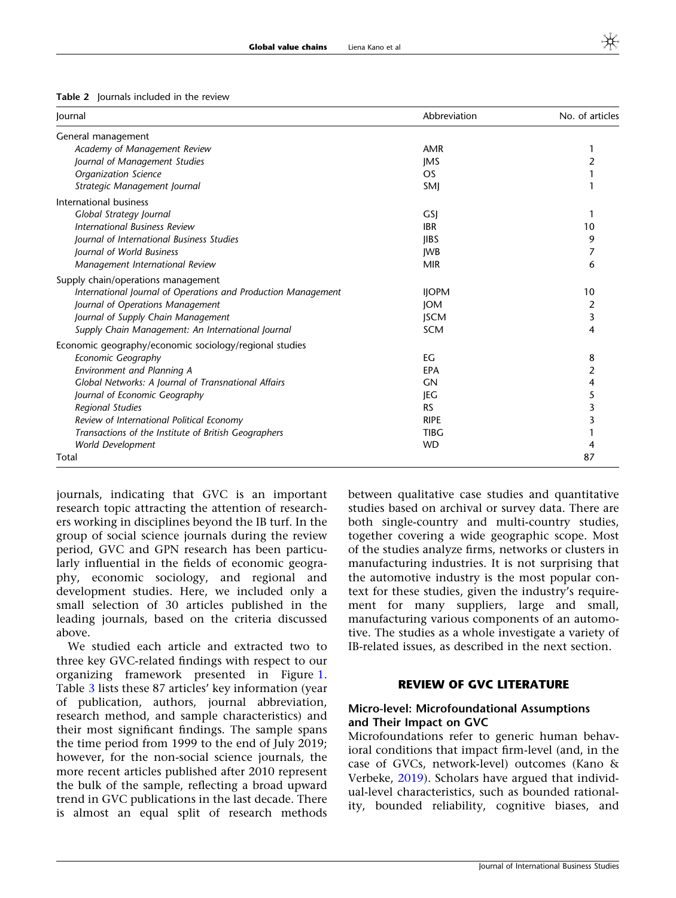Table 2 Journals included in the review

| Journal | Abbreviation | No. of articles |
|---|---|---|
| General management | | |
| *Academy of Management Review* | AMR | 1 |
| *Journal of Management Studies* | JMS | 2 |
| *Organization Science* | OS | 1 |
| *Strategic Management Journal* | SMJ | 1 |
| International business | | |
| *Global Strategy Journal* | GSJ | 1 |
| *International Business Review* | IBR | 10 |
| *Journal of International Business Studies* | JIBS | 9 |
| *Journal of World Business* | JWB | 7 |
| *Management International Review* | MIR | 6 |
| Supply chain/operations management | | |
| *International Journal of Operations and Production Management* | IJOPM | 10 |
| *Journal of Operations Management* | JOM | 2 |
| *Journal of Supply Chain Management* | JSCM | 3 |
| *Supply Chain Management: An International Journal* | SCM | 4 |
| Economic geography/economic sociology/regional studies | | |
| *Economic Geography* | EG | 8 |
| *Environment and Planning A* | EPA | 2 |
| *Global Networks: A Journal of Transnational Affairs* | GN | 4 |
| *Journal of Economic Geography* | JEG | 5 |
| *Regional Studies* | RS | 3 |
| *Review of International Political Economy* | RIPE | 3 |
| *Transactions of the Institute of British Geographers* | TIBG | 1 |
| *World Development* | WD | 4 |
| Total | | 87 |

journals, indicating that GVC is an important research topic attracting the attention of researchers working in disciplines beyond the IB turf. In the group of social science journals during the review period, GVC and GPN research has been particularly influential in the fields of economic geography, economic sociology, and regional and development studies. Here, we included only a small selection of 30 articles published in the leading journals, based on the criteria discussed above.

We studied each article and extracted two to three key GVC-related findings with respect to our organizing framework presented in Figure 1. Table 3 lists these 87 articles' key information (year of publication, authors, journal abbreviation, research method, and sample characteristics) and their most significant findings. The sample spans the time period from 1999 to the end of July 2019; however, for the non-social science journals, the more recent articles published after 2010 represent the bulk of the sample, reflecting a broad upward trend in GVC publications in the last decade. There is almost an equal split of research methods between qualitative case studies and quantitative studies based on archival or survey data. There are both single-country and multi-country studies, together covering a wide geographic scope. Most of the studies analyze firms, networks or clusters in manufacturing industries. It is not surprising that the automotive industry is the most popular context for these studies, given the industry's requirement for many suppliers, large and small, manufacturing various components of an automotive. The studies as a whole investigate a variety of IB-related issues, as described in the next section.

## REVIEW OF GVC LITERATURE

### Micro-level: Microfoundational Assumptions and Their Impact on GVC

Microfoundations refer to generic human behavioral conditions that impact firm-level (and, in the case of GVCs, network-level) outcomes (Kano & Verbeke, 2019). Scholars have argued that individual-level characteristics, such as bounded rationality, bounded reliability, cognitive biases, and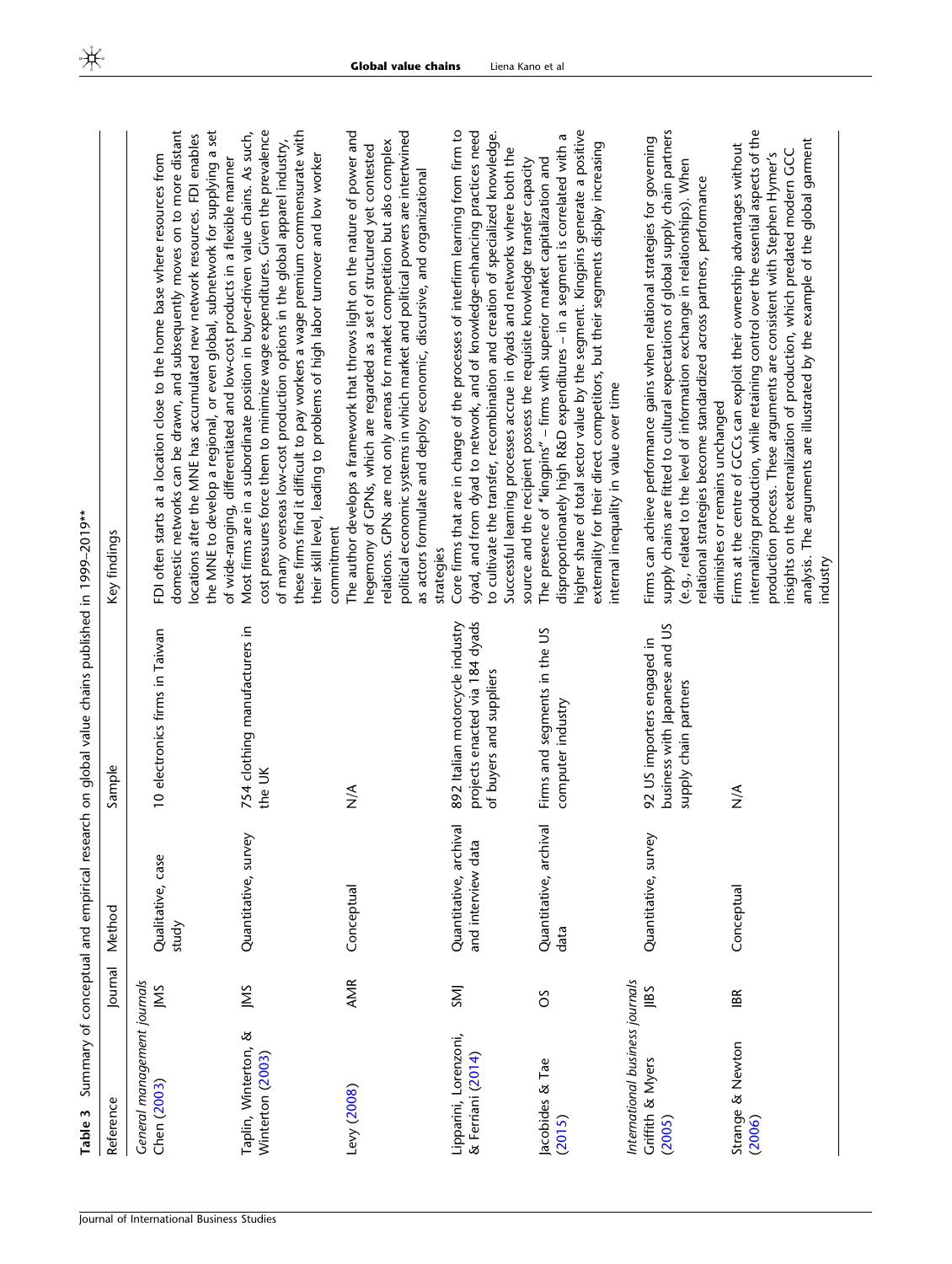**Table 3** Summary of conceptual and empirical research on global value chains published in 1999–2019**

| Reference | Journal | Method | Sample | Key findings |
|---|---|---|---|---|
| *General management journals* | | | | |
| Chen (2003) | JMS | Qualitative, case study | 10 electronics firms in Taiwan | FDI often starts at a location close to the home base where resources from domestic networks can be drawn, and subsequently moves on to more distant locations after the MNE has accumulated new network resources. FDI enables the MNE to develop a regional, or even global, subnetwork for supplying a set of wide-ranging, differentiated and low-cost products in a flexible manner |
| Taplin, Winterton, & Winterton (2003) | JMS | Quantitative, survey | 754 clothing manufacturers in the UK | Most firms are in a subordinate position in buyer-driven value chains. As such, cost pressures force them to minimize wage expenditures. Given the prevalence of many overseas low-cost production options in the global apparel industry, these firms find it difficult to pay workers a wage premium commensurate with their skill level, leading to problems of high labor turnover and low worker commitment |
| Levy (2008) | AMR | Conceptual | N/A | The author develops a framework that throws light on the nature of power and hegemony of GPNs, which are regarded as a set of structured yet contested relations. GPNs are not only arenas for market competition but also complex political economic systems in which market and political powers are intertwined as actors formulate and deploy economic, discursive, and organizational strategies |
| Lipparini, Lorenzoni, & Ferriani (2014) | SMJ | Quantitative, archival and interview data | 892 Italian motorcycle industry projects enacted via 184 dyads of buyers and suppliers | Core firms that are in charge of the processes of interfirm learning from firm to dyad, and from dyad to network, and of knowledge-enhancing practices need to cultivate the transfer, recombination and creation of specialized knowledge. Successful learning processes accrue in dyads and networks where both the source and the recipient possess the requisite knowledge transfer capacity |
| Jacobides & Tae (2015) | OS | Quantitative, archival data | Firms and segments in the US computer industry | The presence of "kingpins" – firms with superior market capitalization and disproportionately high R&D expenditures – in a segment is correlated with a higher share of total sector value by the segment. Kingpins generate a positive externality for their direct competitors, but their segments display increasing internal inequality in value over time |
| *International business journals* | | | | |
| Griffith & Myers (2005) | JIBS | Quantitative, survey | 92 US importers engaged in business with Japanese and US supply chain partners | Firms can achieve performance gains when relational strategies for governing supply chains are fitted to cultural expectations of global supply chain partners (e.g., related to the level of information exchange in relationships). When relational strategies become standardized across partners, performance diminishes or remains unchanged |
| Strange & Newton (2006) | IBR | Conceptual | N/A | Firms at the centre of GCCs can exploit their ownership advantages without internalizing production, while retaining control over the essential aspects of the production process. These arguments are consistent with Stephen Hymer's insights on the externalization of production, which predated modern GCC analysis. The arguments are illustrated by the example of the global garment industry |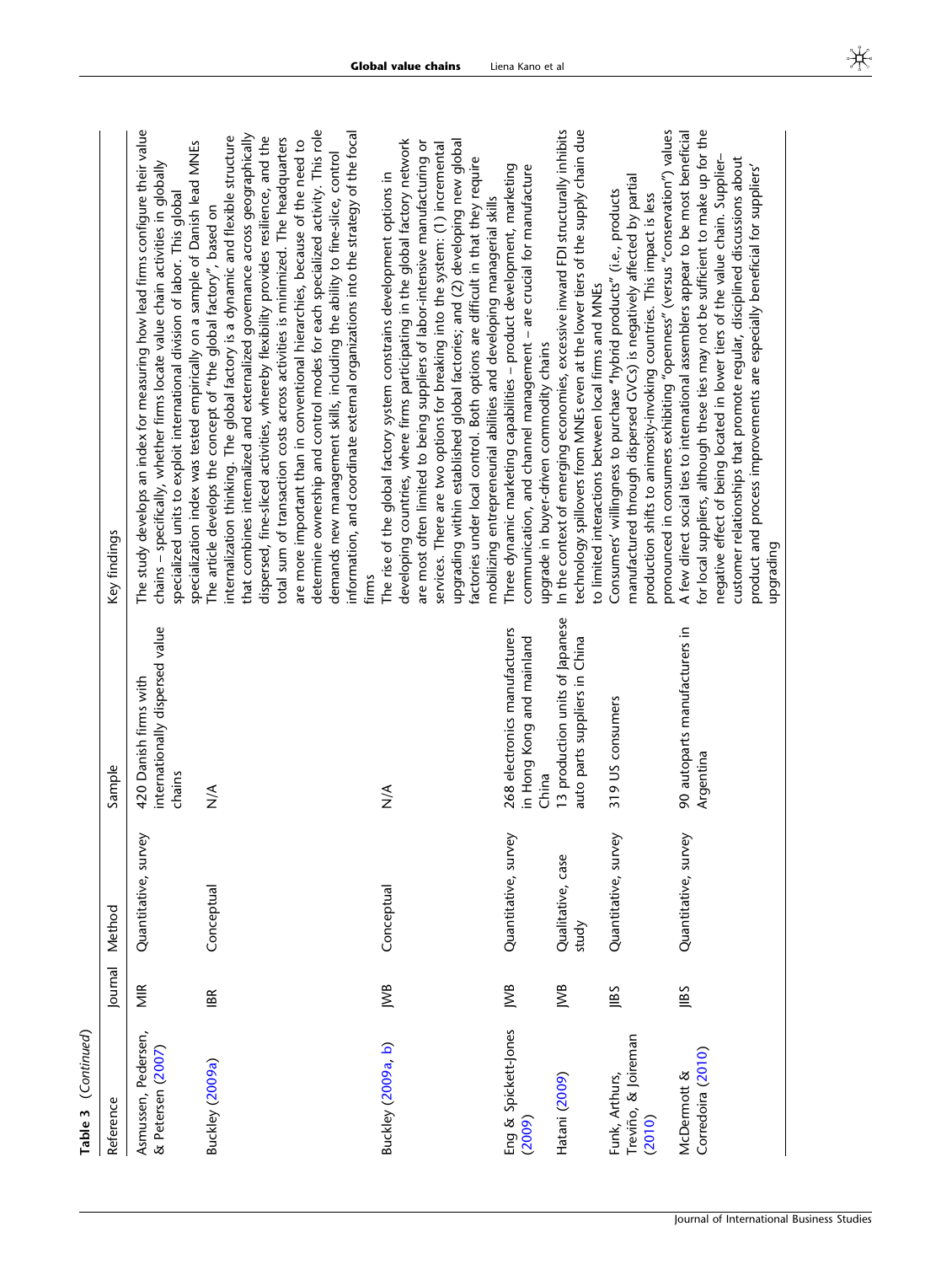**Table 3 (Continued)**

| Reference | Journal | Method | Sample | Key findings |
|---|---|---|---|---|
| Asmussen, Pedersen, & Petersen (2007) | MIR | Quantitative, survey | 420 Danish firms with internationally dispersed value chains | The study develops an index for measuring how lead firms configure their value chains – specifically, whether firms locate value chain activities in globally specialized units to exploit international division of labor. This global specialization index was tested empirically on a sample of Danish lead MNEs |
| Buckley (2009a) | IBR | Conceptual | N/A | The article develops the concept of "the global factory", based on internalization thinking. The global factory is a dynamic and flexible structure that combines internalized and externalized governance across geographically dispersed, fine-sliced activities, whereby flexibility provides resilience, and the total sum of transaction costs across activities is minimized. The headquarters are more important than in conventional hierarchies, because of the need to determine ownership and control modes for each specialized activity. This role demands new management skills, including the ability to fine-slice, control information, and coordinate external organizations into the strategy of the focal firms |
| Buckley (2009a, b) | JWB | Conceptual | N/A | The rise of the global factory system constrains development options in developing countries, where firms participating in the global factory network are most often limited to being suppliers of labor-intensive manufacturing or services. There are two options for breaking into the system: (1) incremental upgrading within established global factories; and (2) developing new global factories under local control. Both options are difficult in that they require mobilizing entrepreneurial abilities and developing managerial skills |
| Eng & Spickett-Jones (2009) | JWB | Quantitative, survey | 268 electronics manufacturers in Hong Kong and mainland China | Three dynamic marketing capabilities – product development, marketing communication, and channel management – are crucial for manufacture upgrade in buyer-driven commodity chains |
| Hatani (2009) | JWB | Qualitative, case study | 13 production units of Japanese auto parts suppliers in China | In the context of emerging economies, excessive inward FDI structurally inhibits technology spillovers from MNEs even at the lower tiers of the supply chain due to limited interactions between local firms and MNEs |
| Funk, Arthurs, Treviño, & Joireman (2010) | JIBS | Quantitative, survey | 319 US consumers | Consumers' willingness to purchase "hybrid products" (i.e., products manufactured through dispersed GVCs) is negatively affected by partial production shifts to animosity-invoking countries. This impact is less pronounced in consumers exhibiting "openness" (versus "conservation") values |
| McDermott & Corredoira (2010) | JIBS | Quantitative, survey | 90 autoparts manufacturers in Argentina | A few direct social ties to international assemblers appear to be most beneficial for local suppliers, although these ties may not be sufficient to make up for the negative effect of being located in lower tiers of the value chain. Supplier–customer relationships that promote regular, disciplined discussions about product and process improvements are especially beneficial for suppliers' upgrading |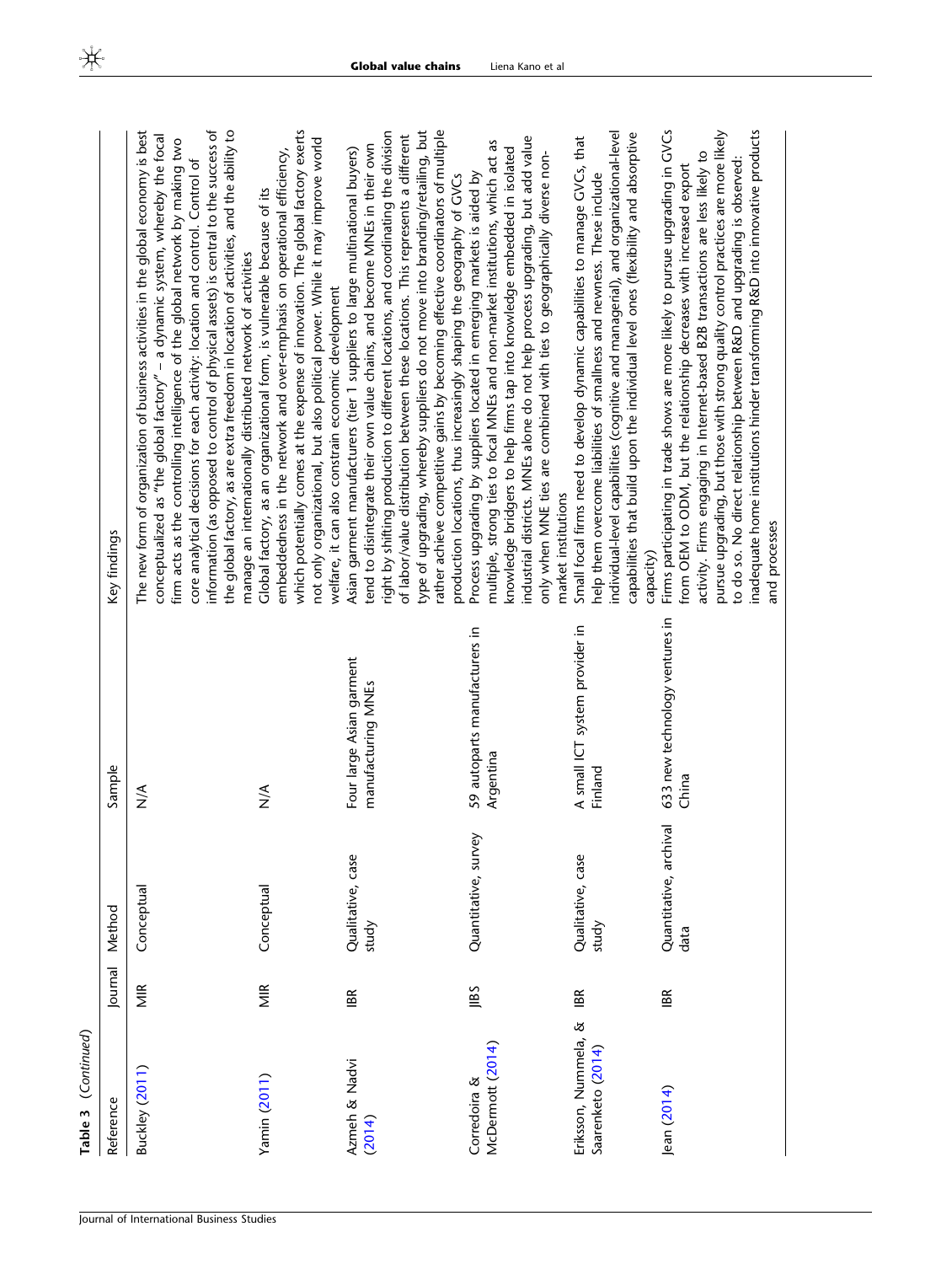**Table 3** (*Continued*)

| Reference | Journal | Method | Sample | Key findings |
|---|---|---|---|---|
| Buckley (2011) | MIR | Conceptual | N/A | The new form of organization of business activities in the global economy is best conceptualized as "the global factory" – a dynamic system, whereby the focal firm acts as the controlling intelligence of the global network by making two core analytical decisions for each activity: location and control. Control of information (as opposed to control of physical assets) is central to the success of the global factory, as are extra freedom in location of activities, and the ability to manage an internationally distributed network of activities |
| Yamin (2011) | MIR | Conceptual | N/A | Global factory, as an organizational form, is vulnerable because of its embeddedness in the network and over-emphasis on operational efficiency, which potentially comes at the expense of innovation. The global factory exerts not only organizational, but also political power. While it may improve world welfare, it can also constrain economic development |
| Azmeh & Nadvi (2014) | IBR | Qualitative, case study | Four large Asian garment manufacturing MNEs | Asian garment manufacturers (tier 1 suppliers to large multinational buyers) tend to disintegrate their own value chains, and become MNEs in their own right by shifting production to different locations, and coordinating the division of labor/value distribution between these locations. This represents a different type of upgrading, whereby suppliers do not move into branding/retailing, but rather achieve competitive gains by becoming effective coordinators of multiple production locations, thus increasingly shaping the geography of GVCs |
| Corredoira & McDermott (2014) | JIBS | Quantitative, survey | 59 autoparts manufacturers in Argentina | Process upgrading by suppliers located in emerging markets is aided by multiple, strong ties to focal MNEs and non-market institutions, which act as knowledge bridges to help firms tap into knowledge embedded in isolated industrial districts. MNEs alone do not help process upgrading, but add value only when MNE ties are combined with ties to geographically diverse non-market institutions |
| Eriksson, Nummela, & Saarenketo (2014) | IBR | Qualitative, case study | A small ICT system provider in Finland | Small focal firms need to develop dynamic capabilities to manage GVCs, that help them overcome liabilities of smallness and newness. These include individual-level capabilities (cognitive and managerial), and organizational-level capabilities that build upon the individual level ones (flexibility and absorptive capacity) |
| Jean (2014) | IBR | Quantitative, archival data | 633 new technology ventures in China | Firms participating in trade shows are more likely to pursue upgrading in GVCs from OEM to ODM, but the relationship decreases with increased export activity. Firms engaging in Internet-based B2B transactions are less likely to pursue upgrading, but those with strong quality control practices are more likely to do so. No direct relationship between R&D and upgrading is observed: inadequate home institutions hinder transforming R&D into innovative products and processes |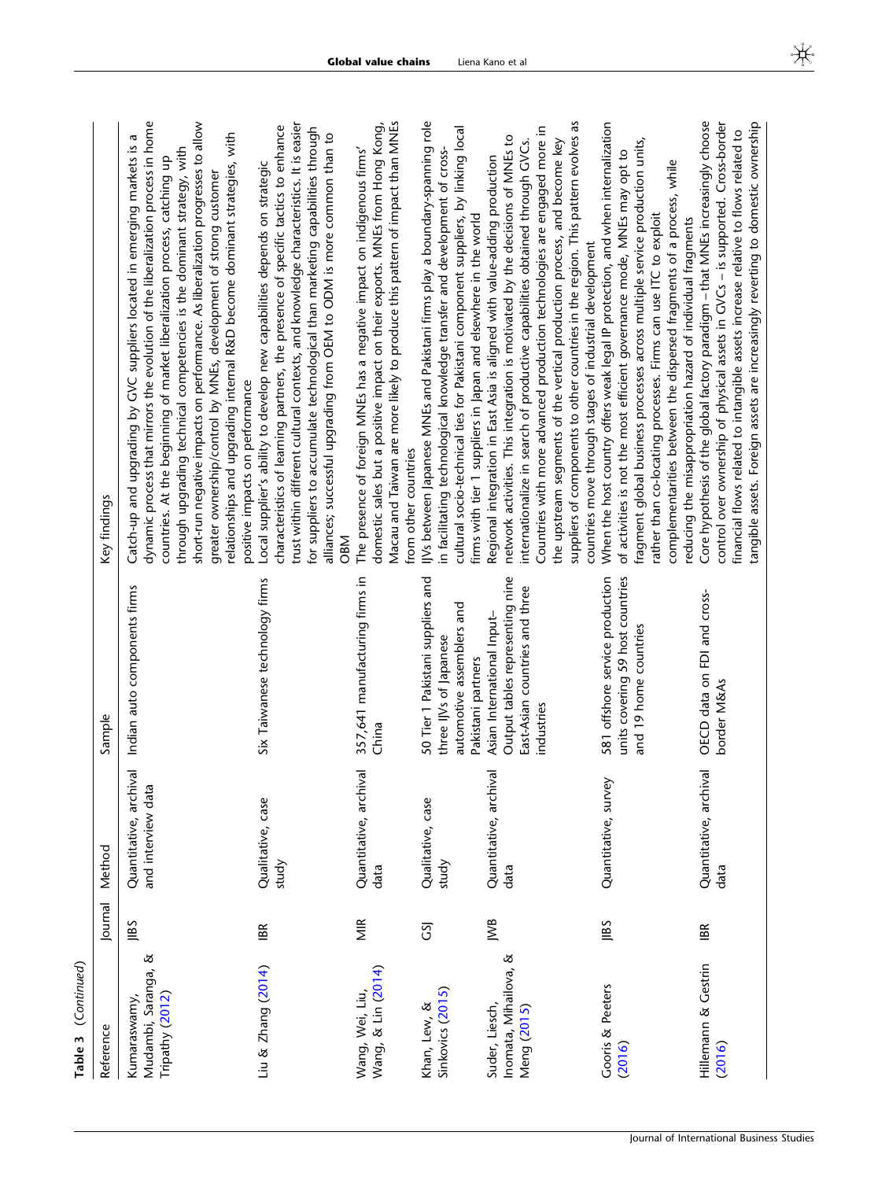**Table 3** (Continued)

| Reference | Journal | Method | Sample | Key findings |
| --- | --- | --- | --- | --- |
| Kumaraswamy, Mudambi, Saranga, & Tripathy (2012) | JIBS | Quantitative, archival and interview data | Indian auto components firms | Catch-up and upgrading by GVC suppliers located in emerging markets is a dynamic process that mirrors the evolution of the liberalization process in home countries. At the beginning of market liberalization process, catching up through upgrading technical competencies is the dominant strategy, with short-run negative impacts on performance. As liberalization progresses to allow greater ownership/control by MNEs, development of strong customer relationships and upgrading internal R&D become dominant strategies, with positive impacts on performance |
| Liu & Zhang (2014) | IBR | Qualitative, case study | Six Taiwanese technology firms | Local supplier's ability to develop new capabilities depends on strategic characteristics of learning partners, the presence of specific tactics to enhance trust within different cultural contexts, and knowledge characteristics. It is easier for suppliers to accumulate technological than marketing capabilities through alliances; successful upgrading from OEM to ODM is more common than to OBM |
| Wang, Wei, Liu, Wang, & Lin (2014) | MIR | Quantitative, archival data | 357,641 manufacturing firms in China | The presence of foreign MNEs has a negative impact on indigenous firms' domestic sales but a positive impact on their exports. MNEs from Hong Kong, Macau and Taiwan are more likely to produce this pattern of impact than MNEs from other countries |
| Khan, Lew, & Sinkovics (2015) | GSJ | Qualitative, case study | 50 Tier 1 Pakistani suppliers and three IJVs of Japanese automotive assemblers and Pakistani partners | IJVs between Japanese MNEs and Pakistani firms play a boundary-spanning role in facilitating technological knowledge transfer and development of cross-cultural socio-technical ties for Pakistani component suppliers, by linking local firms with tier 1 suppliers in Japan and elsewhere in the world |
| Suder, Liesch, Inomata, Mihailova, & Meng (2015) | JWB | Quantitative, archival data | Asian International Input–Output tables representing nine East-Asian countries and three industries | Regional integration in East Asia is aligned with value-adding production network activities. This integration is motivated by the decisions of MNEs to internationalize in search of productive capabilities obtained through GVCs. Countries with more advanced production technologies are engaged more in the upstream segments of the vertical production process, and become key suppliers of components to other countries in the region. This pattern evolves as countries move through stages of industrial development |
| Gooris & Peeters (2016) | JIBS | Quantitative, survey | 581 offshore service production units covering 59 host countries and 19 home countries | When the host country offers weak legal IP protection, and when internalization of activities is not the most efficient governance mode, MNEs may opt to fragment global business processes across multiple service production units, rather than co-locating processes. Firms can use ITC to exploit complementarities between the dispersed fragments of a process, while reducing the misappropriation hazard of individual fragments |
| Hillemann & Gestrin (2016) | IBR | Quantitative, archival data | OECD data on FDI and cross-border M&As | Core hypothesis of the global factory paradigm – that MNEs increasingly choose control over ownership of physical assets in GVCs – is supported. Cross-border financial flows related to intangible assets increase relative to flows related to tangible assets. Foreign assets are increasingly reverting to domestic ownership |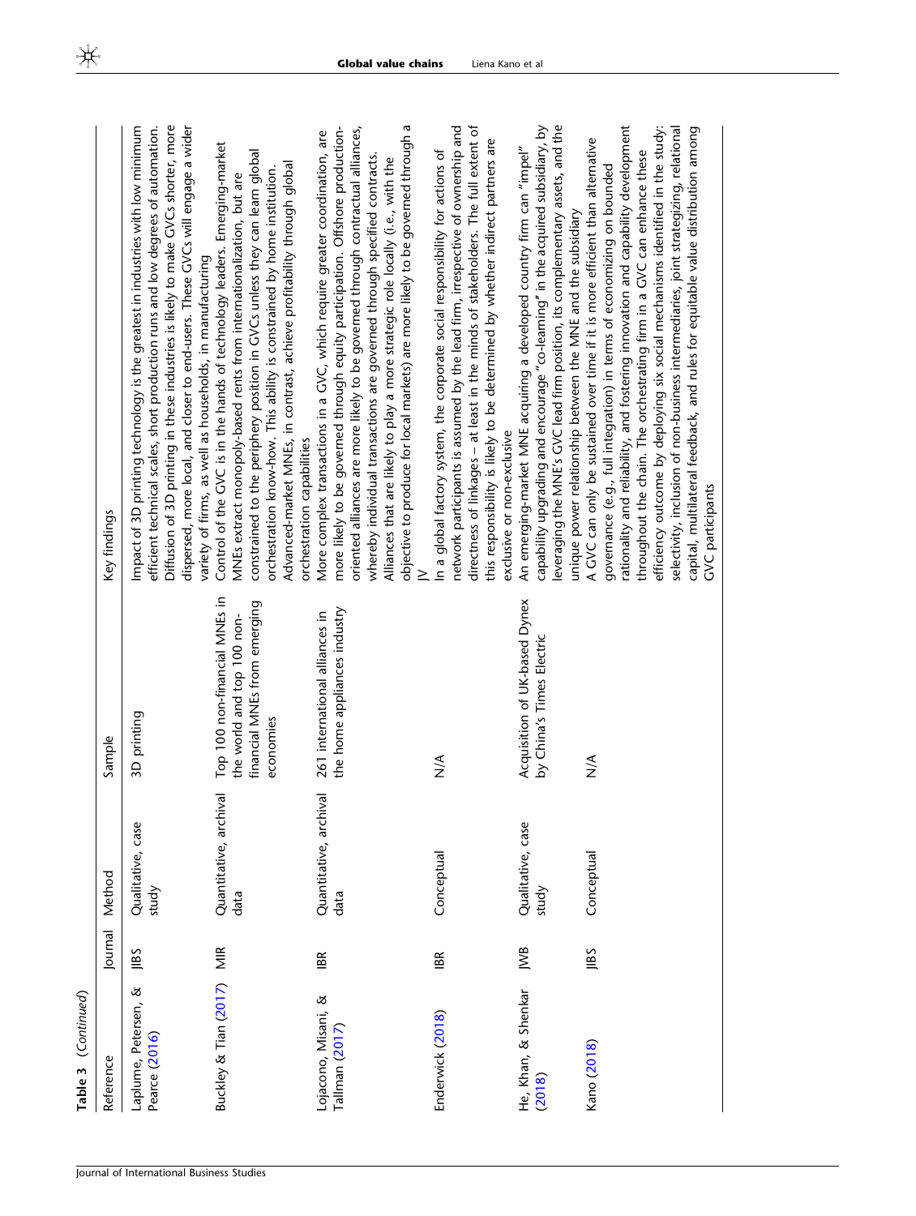**Table 3** (*Continued*)

| Reference | Journal | Method | Sample | Key findings |
|---|---|---|---|---|
| Laplume, Petersen, & Pearce (2016) | JIBS | Qualitative, case study | 3D printing | Impact of 3D printing technology is the greatest in industries with low minimum efficient technical scales, short production runs and low degrees of automation. Diffusion of 3D printing in these industries is likely to make GVCs shorter, more dispersed, more local, and closer to end-users. These GVCs will engage a wider variety of firms, as well as households, in manufacturing |
| Buckley & Tian (2017) | MIR | Quantitative, archival data | Top 100 non-financial MNEs in the world and top 100 non-financial MNEs from emerging economies | Control of the GVC is in the hands of technology leaders. Emerging-market MNEs extract monopoly-based rents from internationalization, but are constrained to the periphery position in GVCs unless they can learn global orchestration know-how. This ability is constrained by home institution. Advanced-market MNEs, in contrast, achieve profitability through global orchestration capabilities |
| Lojacono, Misani, & Tallman (2017) | IBR | Quantitative, archival data | 261 international alliances in the home appliances industry | More complex transactions in a GVC, which require greater coordination, are more likely to be governed through equity participation. Offshore production-oriented alliances are more likely to be governed through contractual alliances, whereby individual transactions are governed through specified contracts. Alliances that are likely to play a more strategic role locally (i.e., with the objective to produce for local markets) are more likely to be governed through a JV |
| Enderwick (2018) | IBR | Conceptual | N/A | In a global factory system, the corporate social responsibility for actions of network participants is assumed by the lead firm, irrespective of ownership and directness of linkages – at least in the minds of stakeholders. The full extent of this responsibility is likely to be determined by whether indirect partners are exclusive or non-exclusive |
| He, Khan, & Shenkar (2018) | JWB | Qualitative, case study | Acquisition of UK-based Dynex by China's Times Electric | An emerging-market MNE acquiring a developed country firm can "impel" capability upgrading and encourage "co-learning" in the acquired subsidiary, by leveraging the MNE's GVC lead firm position, its complementary assets, and the unique power relationship between the MNE and the subsidiary |
| Kano (2018) | JIBS | Conceptual | N/A | A GVC can only be sustained over time if it is more efficient than alternative governance (e.g., full integration) in terms of economizing on bounded rationality and reliability, and fostering innovation and capability development throughout the chain. The orchestrating firm in a GVC can enhance these efficiency outcome by deploying six social mechanisms identified in the study: selectivity, inclusion of non-business intermediaries, joint strategizing, relational capital, multilateral feedback, and rules for equitable value distribution among GVC participants |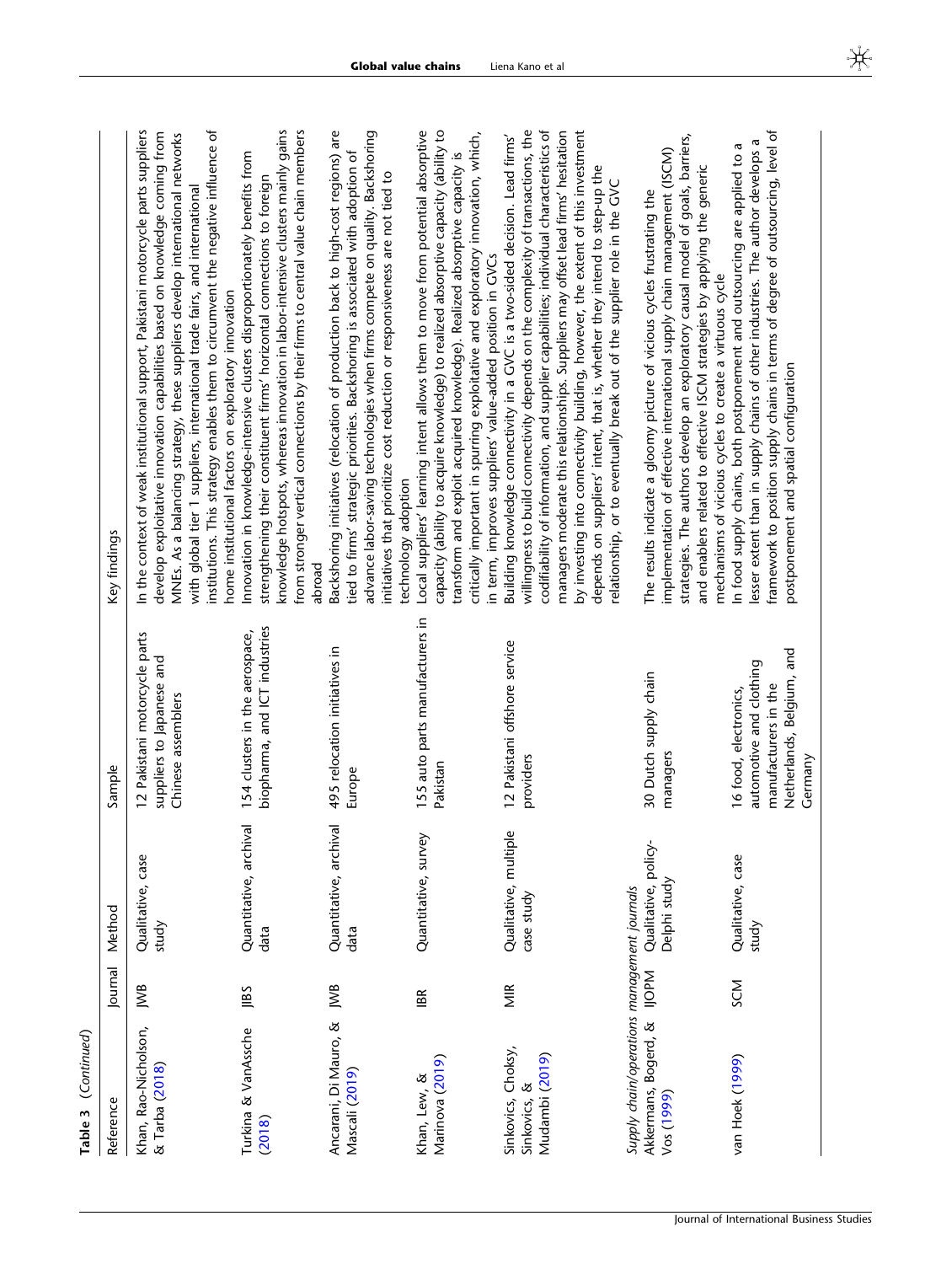**Table 3** (Continued)

| Reference | Journal | Method | Sample | Key findings |
|---|---|---|---|---|
| Khan, Rao-Nicholson, & Tarba (2018) | JWB | Qualitative, case study | 12 Pakistani motorcycle parts suppliers to Japanese and Chinese assemblers | In the context of weak institutional support, Pakistani motorcycle parts suppliers develop exploitative innovation capabilities based on knowledge coming from MNEs. As a balancing strategy, these suppliers develop international networks with global tier 1 suppliers, international trade fairs, and international institutions. This strategy enables them to circumvent the negative influence of home institutional factors on exploratory innovation |
| Turkina & VanAssche (2018) | JIBS | Quantitative, archival data | 154 clusters in the aerospace, biopharma, and ICT industries | Innovation in knowledge-intensive clusters disproportionately benefits from strengthening their constituent firms' horizontal connections to foreign knowledge hotspots, whereas innovation in labor-intensive clusters mainly gains from stronger vertical connections by their firms to central value chain members abroad |
| Ancarani, Di Mauro, & Mascali (2019) | JWB | Quantitative, archival data | 495 relocation initiatives in Europe | Backshoring initiatives (relocation of production back to high-cost regions) are tied to firms' strategic priorities. Backshoring is associated with adoption of advance labor-saving technologies when firms compete on quality. Backshoring initiatives that prioritize cost reduction or responsiveness are not tied to technology adoption |
| Khan, Lew, & Marinova (2019) | IBR | Quantitative, survey | 155 auto parts manufacturers in Pakistan | Local suppliers' learning intent allows them to move from potential absorptive capacity (ability to acquire knowledge) to realized absorptive capacity (ability to transform and exploit acquired knowledge). Realized absorptive capacity is critically important in spurring exploitative and exploratory innovation, which, in term, improves suppliers' value-added position in GVCs |
| Sinkovics, Choksy, Sinkovics, & Mudambi (2019) | MIR | Qualitative, multiple case study | 12 Pakistani offshore service providers | Building knowledge connectivity in a GVC is a two-sided decision. Lead firms' willingness to build connectivity depends on the complexity of transactions, the codifiability of information, and supplier capabilities; individual characteristics of managers moderate this relationships. Suppliers may offset lead firms' hesitation by investing into connectivity building, however, the extent of this investment depends on suppliers' intent, that is, whether they intend to step-up the relationship, or to eventually break out of the supplier role in the GVC |
| *Supply chain/operations management journals* | | | | |
| Akkermans, Bogerd, & Vos (1999) | IJOPM | Qualitative, policy-Delphi study | 30 Dutch supply chain managers | The results indicate a gloomy picture of vicious cycles frustrating the implementation of effective international supply chain management (ISCM) strategies. The authors develop an exploratory causal model of goals, barriers, and enablers related to effective ISCM strategies by applying the generic mechanisms of vicious cycles to create a virtuous cycle |
| van Hoek (1999) | SCM | Qualitative, case study | 16 food, electronics, automotive and clothing manufacturers in the Netherlands, Belgium, and Germany | In food supply chains, both postponement and outsourcing are applied to a lesser extent than in supply chains of other industries. The author develops a framework to position supply chains in terms of degree of outsourcing, level of postponement and spatial configuration |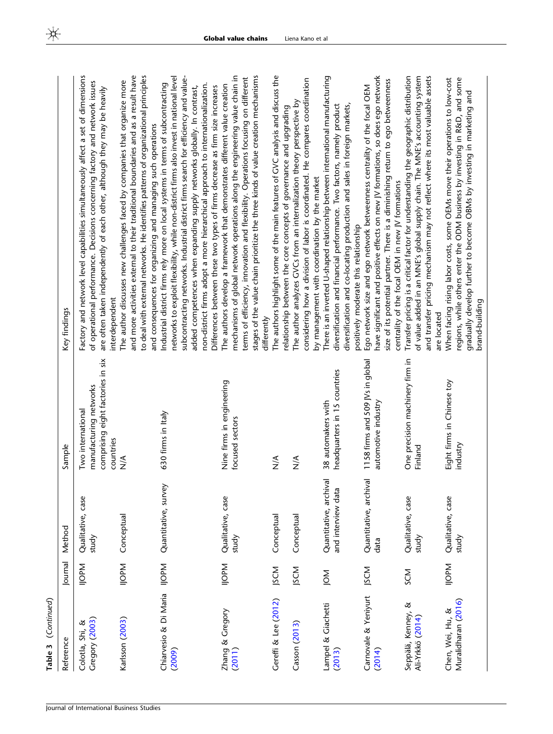**Table 3** (*Continued*)

| Reference | Journal | Method | Sample | Key findings |
|---|---|---|---|---|
| Colotla, Shi, & Gregory (2003) | IJOPM | Qualitative, case study | Two international manufacturing networks comprising eight factories in six countries | Factory and network level capabilities simultaneously affect a set of dimensions of operational performance. Decisions concerning factory and network issues are often taken independently of each other, although they may be heavily interdependent |
| Karlsson (2003) | IJOPM | Conceptual | N/A | The author discusses new challenges faced by companies that organize more and more activities external to their traditional boundaries and as a result have to deal with external networks. He identifies patterns of organizational principles and consequences for organizing and managing such operations |
| Chiarvesio & Di Maria (2009) | IJOPM | Quantitative, survey | 630 firms in Italy | Industrial district firms rely more on local systems in terms of subcontracting networks to exploit flexibility, while non-district firms also invest in national level subcontracting networks. Industrial district firms search for efficiency and value-added competences when expanding supply networks globally. In contrast, non-district firms adopt a more hierarchical approach to internationalization. Differences between these two types of firms decrease as firm size increases |
| Zhang & Gregory (2011) | IJOPM | Qualitative, case study | Nine firms in engineering focused sectors | The authors develop a framework that demonstrates different value creation mechanisms of global network operations along the engineering value chain in terms of efficiency, innovation and flexibility. Operations focusing on different stages of the value chain prioritize the three kinds of value creation mechanisms differently |
| Gereffi & Lee (2012) | JSCM | Conceptual | N/A | The authors highlight some of the main features of GVC analysis and discuss the relationship between the core concepts of governance and upgrading |
| Casson (2013) | JSCM | Conceptual | N/A | The author analyzes GVCs from an internalization theory perspective by considering how a division of labor is coordinated. He compares coordination by management with coordination by the market |
| Lampel & Giachetti (2013) | JOM | Quantitative, archival and interview data | 38 automakers with headquarters in 15 countries | There is an inverted U-shaped relationship between international manufacturing diversification and financial performance. Two factors, namely product diversification and co-locating production and sales in foreign markets, positively moderate this relationship |
| Carnovale & Yeniyurt (2014) | JSCM | Quantitative, archival data | 1158 firms and 509 JVs in global automotive industry | Ego network size and ego network betweenness centrality of the focal OEM have significant and positive effects on new JV formations, so does ego network size of its potential partner. There is a diminishing return to ego betweenness centrality of the focal OEM in new JV formations |
| Seppälä, Kenney, & Ali-Yrkkö (2014) | SCM | Qualitative, case study | One precision machinery firm in Finland | Transfer pricing is a critical factor for understanding the geographic distribution of value added in an MNE's global supply chain. The MNE's accounting system and transfer pricing mechanism may not reflect where its most valuable assets are located |
| Chen, Wei, Hu, & Muralidharan (2016) | IJOPM | Qualitative, case study | Eight firms in Chinese toy industry | When facing rising labor costs, some OEMs move their operations to low-cost regions, while others enter the ODM business by investing in R&D, and some gradually develop further to become OBMs by investing in marketing and brand-building |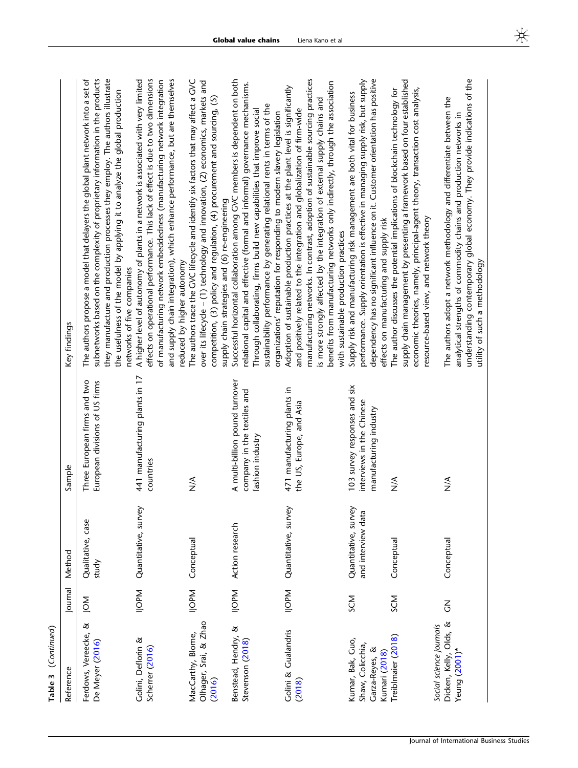**Table 3** (Continued)

| Reference | Journal | Method | Sample | Key findings |
|---|---|---|---|---|
| Ferdows, Vereecke, & De Meyer (2016) | JOM | Qualitative, case study | Three European firms and two European divisions of US firms | The authors propose a model that delayers the global plant network into a set of subnetworks based on the complexity of proprietary information in the products they manufacture and production processes they employ. The authors illustrate the usefulness of the model by applying it to analyze the global production networks of five companies |
| Golini, Deflorin & Scherrer (2016) | IJOPM | Quantitative, survey | 441 manufacturing plants in 17 countries | A higher level of autonomy of plants in a network is associated with very limited effects on operational performance. This lack of effect is due to two dimensions of manufacturing network embeddedness (manufacturing network integration and supply chain integration), which enhance performance, but are themselves reduced by higher autonomy |
| MacCarthy, Blome, Olhager, Srai, & Zhao (2016) | IJOPM | Conceptual | N/A | The authors trace the GVC lifecycle and identify six factors that may affect a GVC over its lifecycle – (1) technology and innovation, (2) economics, markets and competition, (3) policy and regulation, (4) procurement and sourcing, (5) supply chain strategies and (6) re-engineering |
| Benstead, Hendry, & Stevenson (2018) | IJOPM | Action research | A multi-billion pound turnover company in the textiles and fashion industry | Successful horizontal collaboration among GVC members is dependent on both relational capital and effective (formal and informal) governance mechanisms. Through collaborating, firms build new capabilities that improve social sustainability performance by generating relational rents in terms of the organizations' reputation for responding to modern slavery legislation |
| Golini & Gualandris (2018) | IJOPM | Quantitative, survey | 471 manufacturing plants in the US, Europe, and Asia | Adoption of sustainable production practices at the plant level is significantly and positively related to the integration and globalization of firm-wide manufacturing networks. In contrast, adoption of sustainable sourcing practices is more strongly affected by the integration of external supply chains and benefits from manufacturing networks only indirectly, through the association with sustainable production practices |
| Kumar, Bak, Guo, Shaw, Colicchia, Garza-Reyes, & Kumari (2018) | SCM | Quantitative, survey and interview data | 103 survey responses and six interviews in the Chinese manufacturing industry | Supply risk and manufacturing risk management are both vital for business performance. Supply orientation is effective in managing supply risk, but supply dependency has no significant influence on it. Customer orientation has positive effects on manufacturing and supply risk |
| Treiblmaier (2018) | SCM | Conceptual | N/A | The author discusses the potential implications of blockchain technology for supply chain management by presenting a framework based on four established economic theories, namely, principal-agent theory, transaction cost analysis, resource-based view, and network theory |
| *Social science journals* | | | | |
| Dicken, Kelly, Olds, & Yeung (2001)* | GN | Conceptual | N/A | The authors adopt a network methodology and differentiate between the analytical strengths of commodity chains and production networks in understanding contemporary global economy. They provide indications of the utility of such a methodology |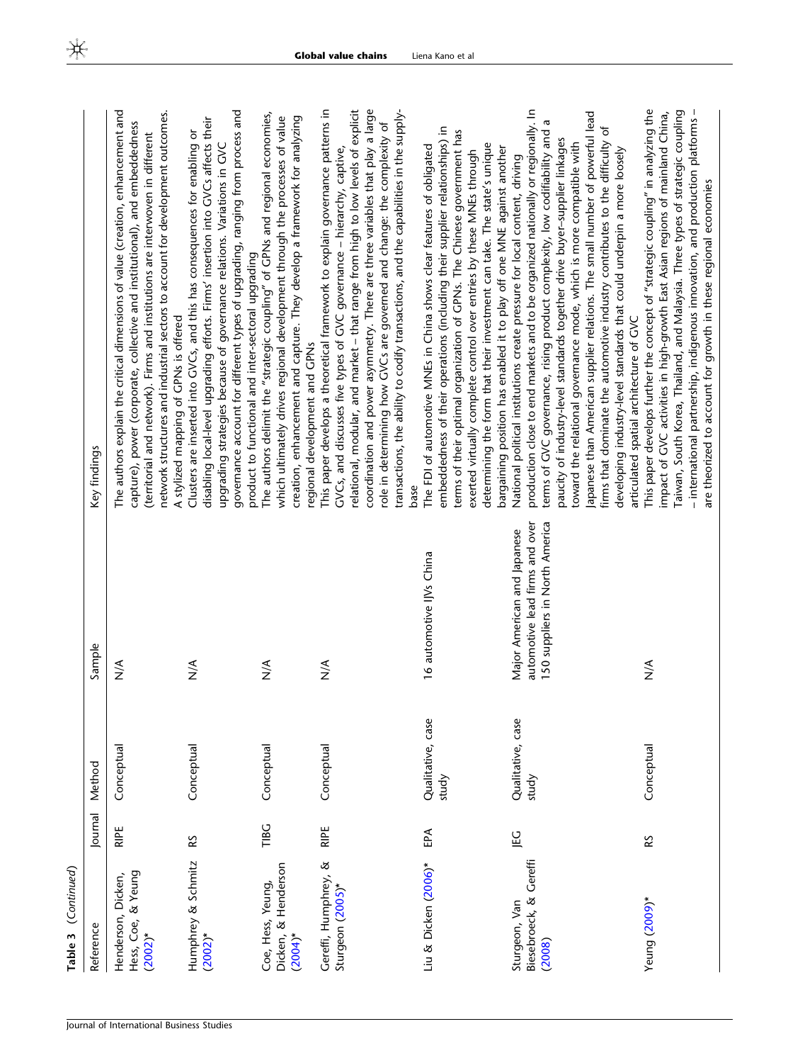**Table 3** (*Continued*)

| Reference | Journal | Method | Sample | Key findings |
|---|---|---|---|---|
| Henderson, Dicken, Hess, Coe, & Yeung (2002)* | RIPE | Conceptual | N/A | The authors explain the critical dimensions of value (creation, enhancement and capture), power (corporate, collective and institutional), and embeddedness (territorial and network). Firms and institutions are interwoven in different network structures and industrial sectors to account for development outcomes. A stylized mapping of GPNs is offered |
| Humphrey & Schmitz (2002)* | RS | Conceptual | N/A | Clusters are inserted into GVCs, and this has consequences for enabling or disabling local-level upgrading efforts. Firms' insertion into GVCs affects their upgrading strategies because of governance relations. Variations in GVC governance account for different types of upgrading, ranging from process and product to functional and inter-sectoral upgrading |
| Coe, Hess, Yeung, Dicken, & Henderson (2004)* | TIBG | Conceptual | N/A | The authors delimit the "strategic coupling" of GPNs and regional economies, which ultimately drives regional development through the processes of value creation, enhancement and capture. They develop a framework for analyzing regional development and GPNs |
| Gereffi, Humphrey, & Sturgeon (2005)* | RIPE | Conceptual | N/A | This paper develops a theoretical framework to explain governance patterns in GVCs, and discusses five types of GVC governance – hierarchy, captive, relational, modular, and market – that range from high to low levels of explicit coordination and power asymmetry. There are three variables that play a large role in determining how GVCs are governed and change: the complexity of transactions, the ability to codify transactions, and the capabilities in the supply-base |
| Liu & Dicken (2006)* | EPA | Qualitative, case study | 16 automotive IJVs China | The FDI of automotive MNEs in China shows clear features of obligated embeddedness of their operations (including their supplier relationships) in terms of their optimal organization of GPNs. The Chinese government has exerted virtually complete control over entries by these MNEs through determining the form that their investment can take. The state's unique bargaining position has enabled it to play off one MNE against another |
| Sturgeon, Van Biesebroeck, & Gereffi (2008) | JEG | Qualitative, case study | Major American and Japanese automotive lead firms and over 150 suppliers in North America | National political institutions create pressure for local content, driving production close to end markets and to be organized nationally or regionally. In terms of GVC governance, rising product complexity, low codifiability and a paucity of industry-level standards together drive buyer–supplier linkages toward the relational governance mode, which is more compatible with Japanese than American supplier relations. The small number of powerful lead firms that dominate the automotive industry contributes to the difficulty of developing industry-level standards that could underpin a more loosely articulated spatial architecture of GVC |
| Yeung (2009)* | RS | Conceptual | N/A | This paper develops further the concept of "strategic coupling" in analyzing the impact of GVC activities in high-growth East Asian regions of mainland China, Taiwan, South Korea, Thailand, and Malaysia. Three types of strategic coupling – international partnership, indigenous innovation, and production platforms – are theorized to account for growth in these regional economies |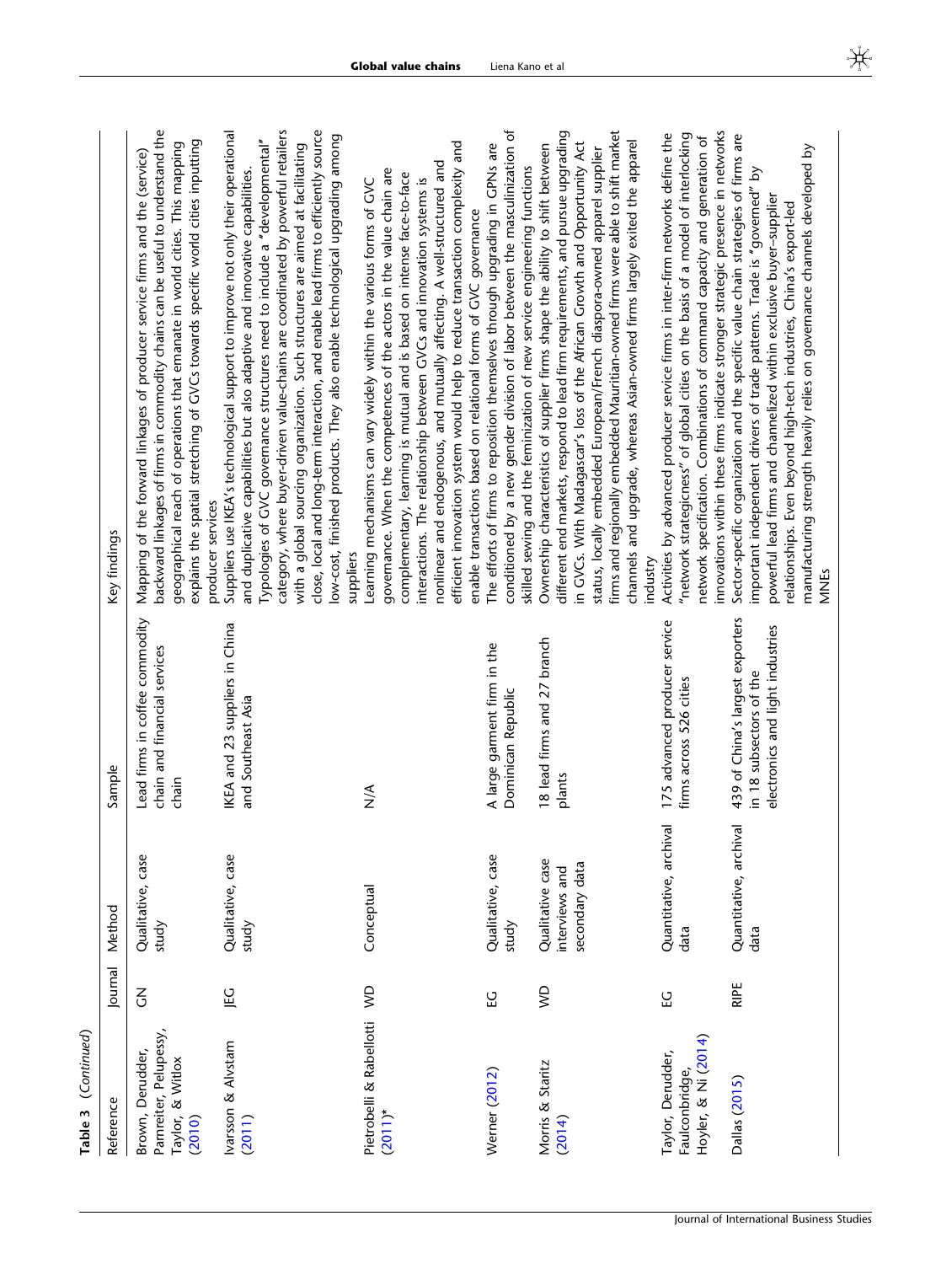**Table 3** (Continued)

| Reference | Journal | Method | Sample | Key findings |
|---|---|---|---|---|
| Brown, Derudder, Parnreiter, Pelupessy, Taylor, & Witlox (2010) | GN | Qualitative, case study | Lead firms in coffee commodity chain and financial services chain | Mapping of the forward linkages of producer service firms and the (service) backward linkages of firms in commodity chains can be useful to understand the geographical reach of operations that emanate in world cities. This mapping explains the spatial stretching of GVCs towards specific world cities inputting producer services |
| Ivarsson & Alvstam (2011) | JEG | Qualitative, case study | IKEA and 23 suppliers in China and Southeast Asia | Suppliers use IKEA's technological support to improve not only their operational and duplicative capabilities but also adaptive and innovative capabilities. Typologies of GVC governance structures need to include a "developmental" category, where buyer-driven value-chains are coordinated by powerful retailers with a global sourcing organization. Such structures are aimed at facilitating close, local and long-term interaction, and enable lead firms to efficiently source low-cost, finished products. They also enable technological upgrading among suppliers |
| Pietrobelli & Rabellotti (2011)* | WD | Conceptual | N/A | Learning mechanisms can vary widely within the various forms of GVC governance. When the competences of the actors in the value chain are complementary, learning is mutual and is based on intense face-to-face interactions. The relationship between GVCs and innovation systems is nonlinear and endogenous, and mutually affecting. A well-structured and efficient innovation system would help to reduce transaction complexity and enable transactions based on relational forms of GVC governance |
| Werner (2012) | EG | Qualitative, case study | A large garment firm in the Dominican Republic | The efforts of firms to reposition themselves through upgrading in GPNs are conditioned by a new gender division of labor between the masculinization of skilled sewing and the feminization of new service engineering functions |
| Morris & Staritz (2014) | WD | Qualitative case interviews and secondary data | 18 lead firms and 27 branch plants | Ownership characteristics of supplier firms shape the ability to shift between different end markets, respond to lead firm requirements, and pursue upgrading in GVCs. With Madagascar's loss of the African Growth and Opportunity Act status, locally embedded European/French diaspora-owned apparel supplier firms and regionally embedded Mauritian-owned firms were able to shift market channels and upgrade, whereas Asian-owned firms largely exited the apparel industry |
| Taylor, Derudder, Faulconbridge, Hoyler, & Ni (2014) | EG | Quantitative, archival data | 175 advanced producer service firms across 526 cities | Activities by advanced producer service firms in inter-firm networks define the "network strategicness" of global cities on the basis of a model of interlocking network specification. Combinations of command capacity and generation of innovations within these firms indicate stronger strategic presence in networks |
| Dallas (2015) | RIPE | Quantitative, archival data | 439 of China's largest exporters in 18 subsectors of the electronics and light industries | Sector-specific organization and the specific value chain strategies of firms are important independent drivers of trade patterns. Trade is "governed" by powerful lead firms and channelized within exclusive buyer–supplier relationships. Even beyond high-tech industries, China's export-led manufacturing strength heavily relies on governance channels developed by MNEs |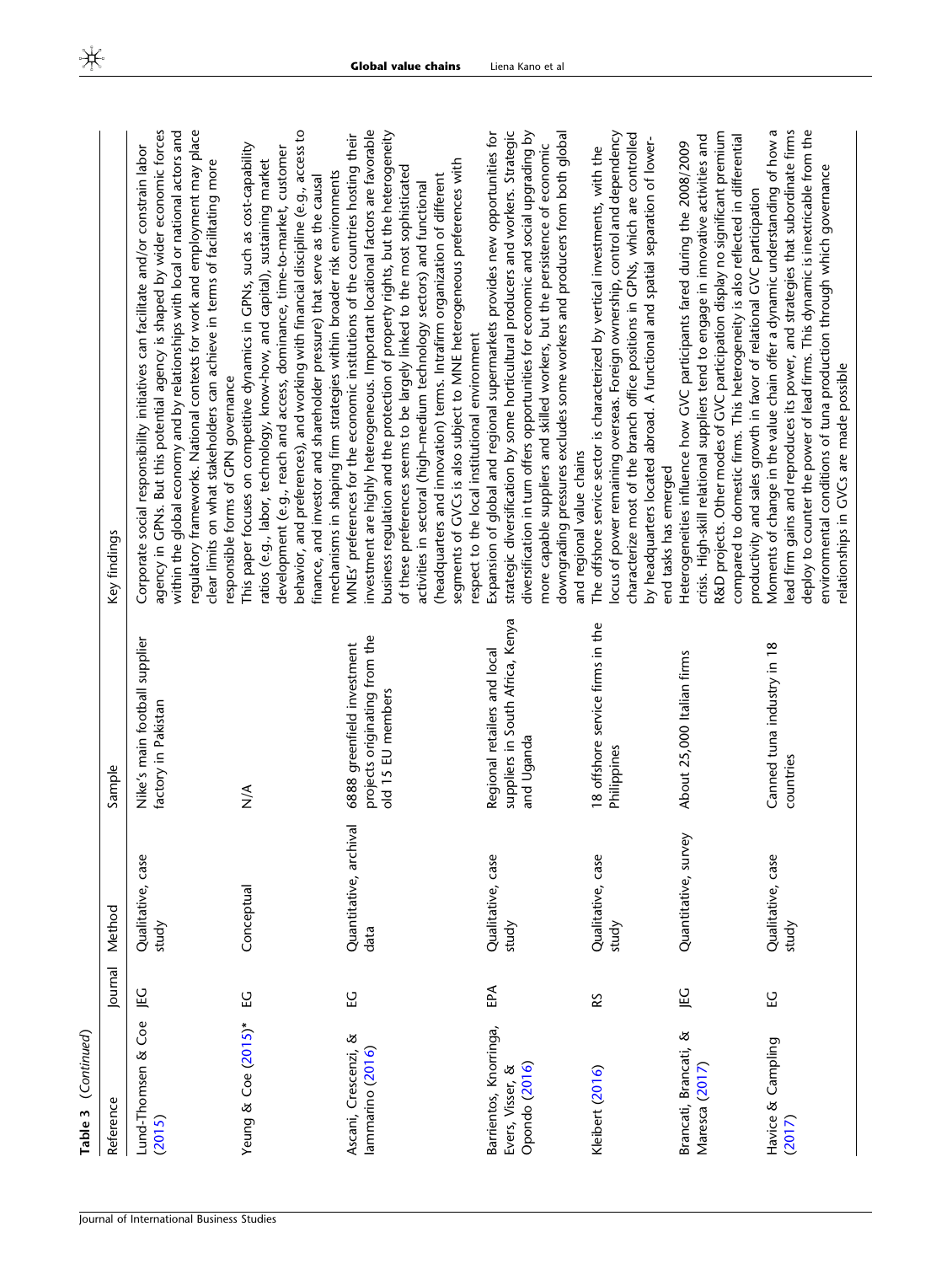**Table 3** (Continued)

| Reference | Journal | Method | Sample | Key findings |
|---|---|---|---|---|
| Lund-Thomsen & Coe (2015) | JEG | Qualitative, case study | Nike's main football supplier factory in Pakistan | Corporate social responsibility initiatives can facilitate and/or constrain labor agency in GPNs. But this potential agency is shaped by wider economic forces within the global economy and by relationships with local or national actors and regulatory frameworks. National contexts for work and employment may place clear limits on what stakeholders can achieve in terms of facilitating more responsible forms of GPN governance |
| Yeung & Coe (2015)* | EG | Conceptual | N/A | This paper focuses on competitive dynamics in GPNs, such as cost-capability ratios (e.g., labor, technology, know-how, and capital), sustaining market development (e.g., reach and access, dominance, time-to-market, customer behavior, and preferences), and working with financial discipline (e.g., access to finance, and investor and shareholder pressure) that serve as the causal mechanisms in shaping firm strategies within broader risk environments |
| Ascani, Crescenzi, & Iammarino (2016) | EG | Quantitative, archival data | 6888 greenfield investment projects originating from the old 15 EU members | MNEs' preferences for the economic institutions of the countries hosting their investment are highly heterogeneous. Important locational factors are favorable business regulation and the protection of property rights, but the heterogeneity of these preferences seems to be largely linked to the most sophisticated activities in sectoral (high–medium technology sectors) and functional (headquarters and innovation) terms. Intrafirm organization of different segments of GVCs is also subject to MNE heterogeneous preferences with respect to the local institutional environment |
| Barrientos, Knorringa, Evers, Visser, & Opondo (2016) | EPA | Qualitative, case study | Regional retailers and local suppliers in South Africa, Kenya and Uganda | Expansion of global and regional supermarkets provides new opportunities for strategic diversification by some horticultural producers and workers. Strategic diversification in turn offers opportunities for economic and social upgrading by more capable suppliers and skilled workers, but the persistence of economic downgrading pressures excludes some workers and producers from both global and regional value chains |
| Kleibert (2016) | RS | Qualitative, case study | 18 offshore service firms in the Philippines | The offshore service sector is characterized by vertical investments, with the locus of power remaining overseas. Foreign ownership, control and dependency characterize most of the branch office positions in GPNs, which are controlled by headquarters located abroad. A functional and spatial separation of lower-end tasks has emerged |
| Brancati, Brancati, & Maresca (2017) | JEG | Quantitative, survey | About 25,000 Italian firms | Heterogeneities influence how GVC participants fared during the 2008/2009 crisis. High-skill relational suppliers tend to engage in innovative activities and R&D projects. Other modes of GVC participation display no significant premium compared to domestic firms. This heterogeneity is also reflected in differential productivity and sales growth in favor of relational GVC participation |
| Havice & Campling (2017) | EG | Qualitative, case study | Canned tuna industry in 18 countries | Moments of change in the value chain offer a dynamic understanding of how a lead firm gains and reproduces its power, and strategies that subordinate firms deploy to counter the power of lead firms. This dynamic is inextricable from the environmental conditions of tuna production through which governance relationships in GVCs are made possible |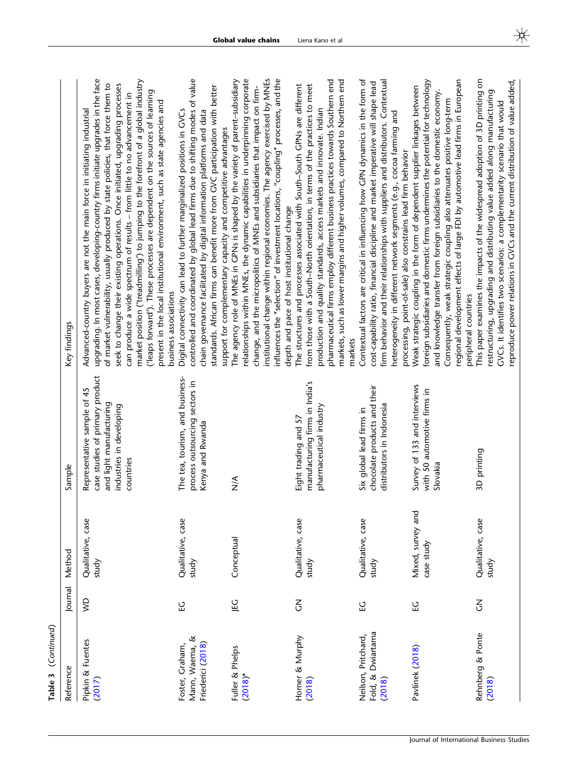**Table 3** (*Continued*)

| Reference | Journal | Method | Sample | Key findings |
|---|---|---|---|---|
| Pipkin & Fuentes (2017) | WD | Qualitative, case study | Representative sample of 45 case studies of primary product and light manufacturing industries in developing countries | Advanced-country buyers are not the main force in initiating industrial upgrading. In most cases, developing-country firms initiate upgrades in the face of market vulnerability, usually produced by state policies, that force them to seek to change their existing operations. Once initiated, upgrading processes can produce a wide spectrum of results – from little to no advancement in market position ('treadmilling') to jumping to the forefront of a global industry ('leaps forward'). These processes are dependent on the sources of learning present in the local institutional environment, such as state agencies and business associations |
| Foster, Graham, Mann, Waema, & Friederici (2018) | EG | Qualitative, case study | The tea, tourism, and business-process outsourcing sectors in Kenya and Rwanda | Digital connectivity can lead to further marginalized positions in GVCs controlled and coordinated by global lead firms due to shifting modes of value chain governance facilitated by digital information platforms and data standards. African firms can benefit more from GVC participation with better support for complementary capacity and competitive advantages |
| Fuller & Phelps (2018)* | JEG | Conceptual | N/A | The agency role of MNEs in GPNs is shaped by the variety of parent–subsidiary relationships within MNEs, the dynamic capabilities in underpinning corporate change, and the micropolitics of MNEs and subsidiaries that impact on firm-institutional change within regional economies. The agency exercised by MNEs influences the "selection" of investment locations, "coupling" processes, and the depth and pace of host institutional change |
| Horner & Murphy (2018) | GN | Qualitative, case study | Eight trading and 57 manufacturing firms in India's pharmaceutical industry | The structures and processes associated with South–South GPNs are different from those with a South–North orientation, in terms of the practices to meet production and quality standards, access markets and innovate. Indian pharmaceutical firms employ different business practices towards Southern end markets, such as lower margins and higher volumes, compared to Northern end markets |
| Neilson, Pritchard, Fold, & Dwiartama (2018) | EG | Qualitative, case study | Six global lead firms in chocolate products and their distributors in Indonesia | Contextual factors are critical in influencing how GPN dynamics in the form of cost-capability ratio, financial discipline and market imperative will shape lead firm behavior and their relationships with suppliers and distributors. Contextual heterogeneity in different network segments (e.g., cocoa farming and processing, point-of-sale) also constrains lead firm behavior |
| Pavlínek (2018) | EG | Mixed, survey and case study | Survey of 133 and interviews with 50 automotive firms in Slovakia | Weak strategic coupling in the form of dependent supplier linkages between foreign subsidiaries and domestic firms undermines the potential for technology and knowledge transfer from foreign subsidiaries to the domestic economy. Consequently, weak strategic coupling also attenuates positive long-term regional development effects of large FDI by automotive lead firms in European peripheral countries |
| Rehnberg & Ponte (2018) | GN | Qualitative, case study | 3D printing | This paper examines the impacts of the widespread adoption of 3D printing on restructuring, upgrading and distributing value added along manufacturing GVCs. It identifies two scenarios: a complementarity scenario that would reproduce power relations in GVCs and the current distribution of value added, |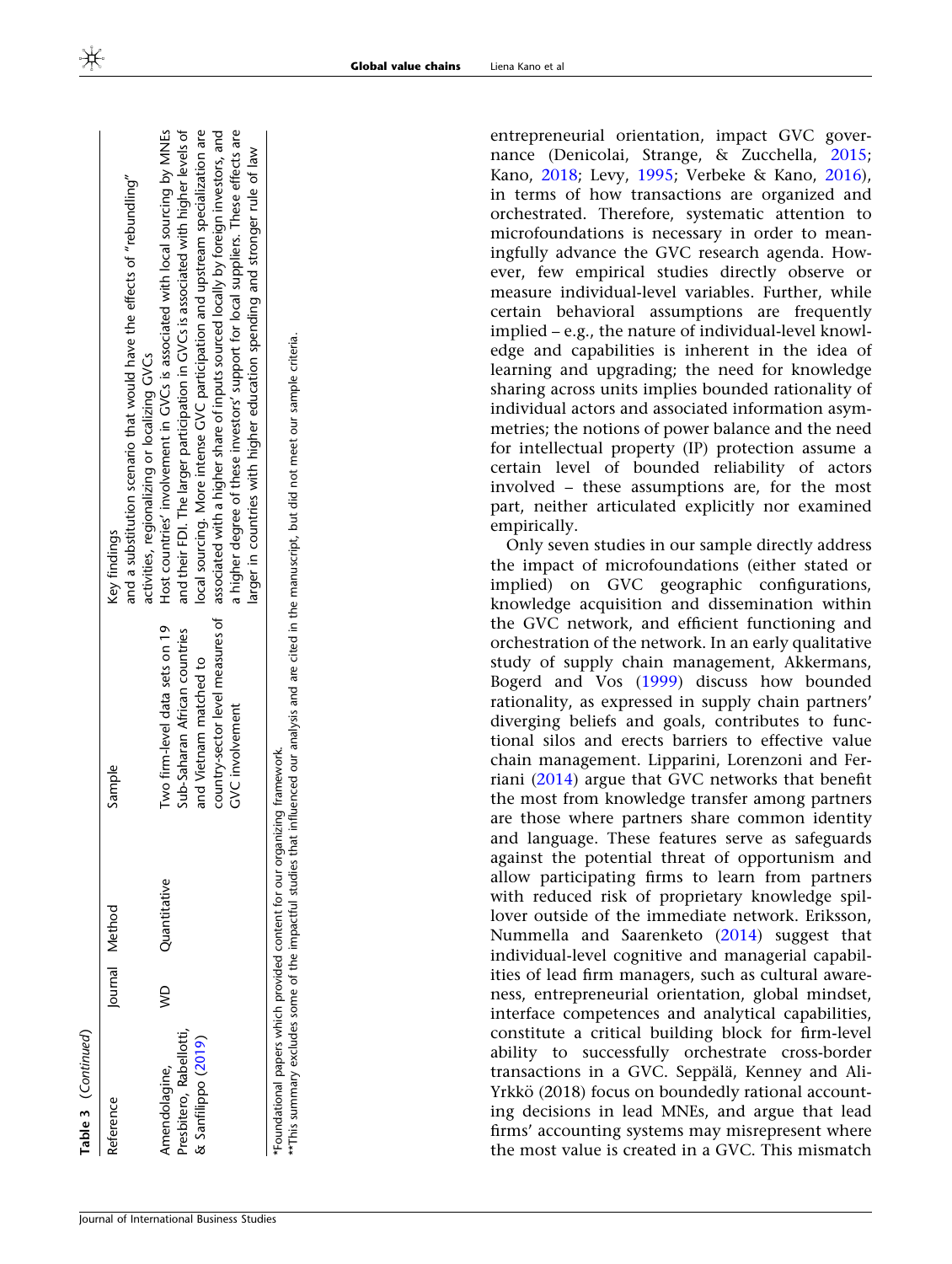**Table 3** (Continued)

| Reference | Journal | Method | Sample | Key findings |
|---|---|---|---|---|
| | | | | and a substitution scenario that would have the effects of "rebundling" activities, regionalizing or localizing GVCs |
| Amendolagine, Presbitero, Rabellotti, & Sanfilippo (2019) | WD | Quantitative | Two firm-level data sets on 19 Sub-Saharan African countries and Vietnam matched to country-sector level measures of GVC involvement | Host countries' involvement in GVCs is associated with local sourcing by MNEs and their FDI. The larger participation in GVCs is associated with higher levels of local sourcing. More intense GVC participation and upstream specialization are associated with a higher share of inputs sourced locally by foreign investors, and a higher degree of these investors' support for local suppliers. These effects are larger in countries with higher education spending and stronger rule of law |

*Foundational papers which provided content for our organizing framework.
**This summary excludes some of the impactful studies that influenced our analysis and are cited in the manuscript, but did not meet our sample criteria.

entrepreneurial orientation, impact GVC governance (Denicolai, Strange, & Zucchella, 2015; Kano, 2018; Levy, 1995; Verbeke & Kano, 2016), in terms of how transactions are organized and orchestrated. Therefore, systematic attention to microfoundations is necessary in order to meaningfully advance the GVC research agenda. However, few empirical studies directly observe or measure individual-level variables. Further, while certain behavioral assumptions are frequently implied – e.g., the nature of individual-level knowledge and capabilities is inherent in the idea of learning and upgrading; the need for knowledge sharing across units implies bounded rationality of individual actors and associated information asymmetries; the notions of power balance and the need for intellectual property (IP) protection assume a certain level of bounded reliability of actors involved – these assumptions are, for the most part, neither articulated explicitly nor examined empirically.

Only seven studies in our sample directly address the impact of microfoundations (either stated or implied) on GVC geographic configurations, knowledge acquisition and dissemination within the GVC network, and efficient functioning and orchestration of the network. In an early qualitative study of supply chain management, Akkermans, Bogerd and Vos (1999) discuss how bounded rationality, as expressed in supply chain partners' diverging beliefs and goals, contributes to functional silos and erects barriers to effective value chain management. Lipparini, Lorenzoni and Ferriani (2014) argue that GVC networks that benefit the most from knowledge transfer among partners are those where partners share common identity and language. These features serve as safeguards against the potential threat of opportunism and allow participating firms to learn from partners with reduced risk of proprietary knowledge spillover outside of the immediate network. Eriksson, Nummella and Saarenketo (2014) suggest that individual-level cognitive and managerial capabilities of lead firm managers, such as cultural awareness, entrepreneurial orientation, global mindset, interface competences and analytical capabilities, constitute a critical building block for firm-level ability to successfully orchestrate cross-border transactions in a GVC. Seppälä, Kenney and Ali-Yrkkö (2018) focus on boundedly rational accounting decisions in lead MNEs, and argue that lead firms' accounting systems may misrepresent where the most value is created in a GVC. This mismatch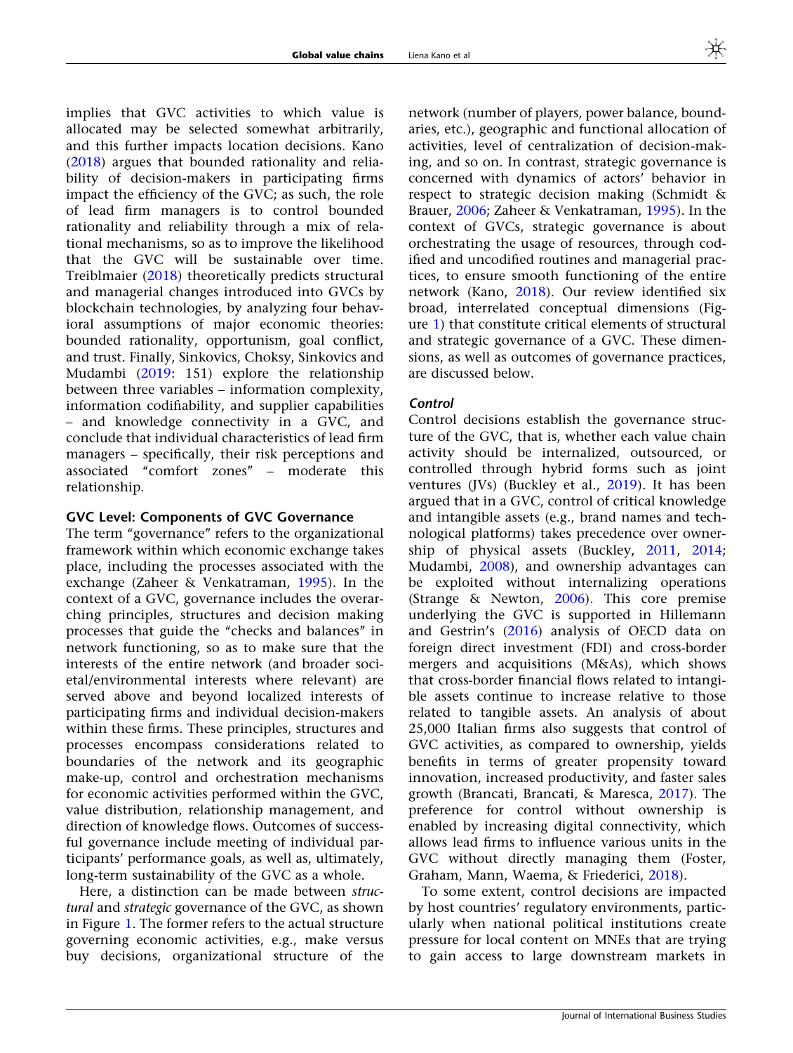implies that GVC activities to which value is allocated may be selected somewhat arbitrarily, and this further impacts location decisions. Kano (2018) argues that bounded rationality and reliability of decision-makers in participating firms impact the efficiency of the GVC; as such, the role of lead firm managers is to control bounded rationality and reliability through a mix of relational mechanisms, so as to improve the likelihood that the GVC will be sustainable over time. Treiblmaier (2018) theoretically predicts structural and managerial changes introduced into GVCs by blockchain technologies, by analyzing four behavioral assumptions of major economic theories: bounded rationality, opportunism, goal conflict, and trust. Finally, Sinkovics, Choksy, Sinkovics and Mudambi (2019: 151) explore the relationship between three variables – information complexity, information codifiability, and supplier capabilities – and knowledge connectivity in a GVC, and conclude that individual characteristics of lead firm managers – specifically, their risk perceptions and associated "comfort zones" – moderate this relationship.

## GVC Level: Components of GVC Governance

The term "governance" refers to the organizational framework within which economic exchange takes place, including the processes associated with the exchange (Zaheer & Venkatraman, 1995). In the context of a GVC, governance includes the overarching principles, structures and decision making processes that guide the "checks and balances" in network functioning, so as to make sure that the interests of the entire network (and broader societal/environmental interests where relevant) are served above and beyond localized interests of participating firms and individual decision-makers within these firms. These principles, structures and processes encompass considerations related to boundaries of the network and its geographic make-up, control and orchestration mechanisms for economic activities performed within the GVC, value distribution, relationship management, and direction of knowledge flows. Outcomes of successful governance include meeting of individual participants' performance goals, as well as, ultimately, long-term sustainability of the GVC as a whole.

Here, a distinction can be made between *structural* and *strategic* governance of the GVC, as shown in Figure 1. The former refers to the actual structure governing economic activities, e.g., make versus buy decisions, organizational structure of the network (number of players, power balance, boundaries, etc.), geographic and functional allocation of activities, level of centralization of decision-making, and so on. In contrast, strategic governance is concerned with dynamics of actors' behavior in respect to strategic decision making (Schmidt & Brauer, 2006; Zaheer & Venkatraman, 1995). In the context of GVCs, strategic governance is about orchestrating the usage of resources, through codified and uncodified routines and managerial practices, to ensure smooth functioning of the entire network (Kano, 2018). Our review identified six broad, interrelated conceptual dimensions (Figure 1) that constitute critical elements of structural and strategic governance of a GVC. These dimensions, as well as outcomes of governance practices, are discussed below.

### *Control*

Control decisions establish the governance structure of the GVC, that is, whether each value chain activity should be internalized, outsourced, or controlled through hybrid forms such as joint ventures (JVs) (Buckley et al., 2019). It has been argued that in a GVC, control of critical knowledge and intangible assets (e.g., brand names and technological platforms) takes precedence over ownership of physical assets (Buckley, 2011, 2014; Mudambi, 2008), and ownership advantages can be exploited without internalizing operations (Strange & Newton, 2006). This core premise underlying the GVC is supported in Hillemann and Gestrin's (2016) analysis of OECD data on foreign direct investment (FDI) and cross-border mergers and acquisitions (M&As), which shows that cross-border financial flows related to intangible assets continue to increase relative to those related to tangible assets. An analysis of about 25,000 Italian firms also suggests that control of GVC activities, as compared to ownership, yields benefits in terms of greater propensity toward innovation, increased productivity, and faster sales growth (Brancati, Brancati, & Maresca, 2017). The preference for control without ownership is enabled by increasing digital connectivity, which allows lead firms to influence various units in the GVC without directly managing them (Foster, Graham, Mann, Waema, & Friederici, 2018).

To some extent, control decisions are impacted by host countries' regulatory environments, particularly when national political institutions create pressure for local content on MNEs that are trying to gain access to large downstream markets in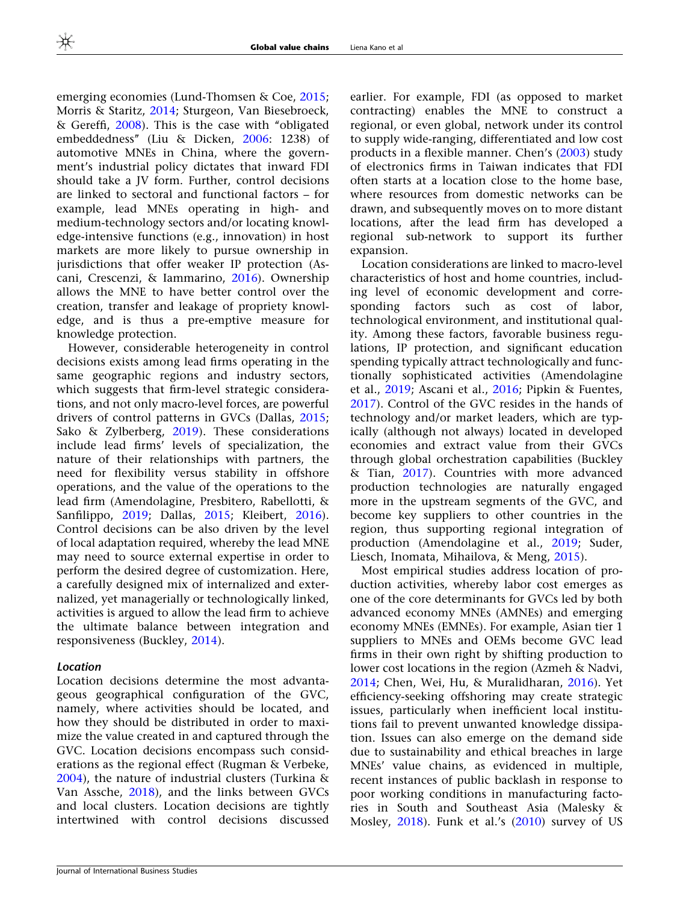emerging economies (Lund-Thomsen & Coe, 2015; Morris & Staritz, 2014; Sturgeon, Van Biesebroeck, & Gereffi, 2008). This is the case with "obligated embeddedness" (Liu & Dicken, 2006: 1238) of automotive MNEs in China, where the government's industrial policy dictates that inward FDI should take a JV form. Further, control decisions are linked to sectoral and functional factors – for example, lead MNEs operating in high- and medium-technology sectors and/or locating knowledge-intensive functions (e.g., innovation) in host markets are more likely to pursue ownership in jurisdictions that offer weaker IP protection (Ascani, Crescenzi, & Iammarino, 2016). Ownership allows the MNE to have better control over the creation, transfer and leakage of propriety knowledge, and is thus a pre-emptive measure for knowledge protection.

However, considerable heterogeneity in control decisions exists among lead firms operating in the same geographic regions and industry sectors, which suggests that firm-level strategic considerations, and not only macro-level forces, are powerful drivers of control patterns in GVCs (Dallas, 2015; Sako & Zylberberg, 2019). These considerations include lead firms' levels of specialization, the nature of their relationships with partners, the need for flexibility versus stability in offshore operations, and the value of the operations to the lead firm (Amendolagine, Presbitero, Rabellotti, & Sanfilippo, 2019; Dallas, 2015; Kleibert, 2016). Control decisions can be also driven by the level of local adaptation required, whereby the lead MNE may need to source external expertise in order to perform the desired degree of customization. Here, a carefully designed mix of internalized and externalized, yet managerially or technologically linked, activities is argued to allow the lead firm to achieve the ultimate balance between integration and responsiveness (Buckley, 2014).

### *Location*

Location decisions determine the most advantageous geographical configuration of the GVC, namely, where activities should be located, and how they should be distributed in order to maximize the value created in and captured through the GVC. Location decisions encompass such considerations as the regional effect (Rugman & Verbeke, 2004), the nature of industrial clusters (Turkina & Van Assche, 2018), and the links between GVCs and local clusters. Location decisions are tightly intertwined with control decisions discussed earlier. For example, FDI (as opposed to market contracting) enables the MNE to construct a regional, or even global, network under its control to supply wide-ranging, differentiated and low cost products in a flexible manner. Chen's (2003) study of electronics firms in Taiwan indicates that FDI often starts at a location close to the home base, where resources from domestic networks can be drawn, and subsequently moves on to more distant locations, after the lead firm has developed a regional sub-network to support its further expansion.

Location considerations are linked to macro-level characteristics of host and home countries, including level of economic development and corresponding factors such as cost of labor, technological environment, and institutional quality. Among these factors, favorable business regulations, IP protection, and significant education spending typically attract technologically and functionally sophisticated activities (Amendolagine et al., 2019; Ascani et al., 2016; Pipkin & Fuentes, 2017). Control of the GVC resides in the hands of technology and/or market leaders, which are typically (although not always) located in developed economies and extract value from their GVCs through global orchestration capabilities (Buckley & Tian, 2017). Countries with more advanced production technologies are naturally engaged more in the upstream segments of the GVC, and become key suppliers to other countries in the region, thus supporting regional integration of production (Amendolagine et al., 2019; Suder, Liesch, Inomata, Mihailova, & Meng, 2015).

Most empirical studies address location of production activities, whereby labor cost emerges as one of the core determinants for GVCs led by both advanced economy MNEs (AMNEs) and emerging economy MNEs (EMNEs). For example, Asian tier 1 suppliers to MNEs and OEMs become GVC lead firms in their own right by shifting production to lower cost locations in the region (Azmeh & Nadvi, 2014; Chen, Wei, Hu, & Muralidharan, 2016). Yet efficiency-seeking offshoring may create strategic issues, particularly when inefficient local institutions fail to prevent unwanted knowledge dissipation. Issues can also emerge on the demand side due to sustainability and ethical breaches in large MNEs' value chains, as evidenced in multiple, recent instances of public backlash in response to poor working conditions in manufacturing factories in South and Southeast Asia (Malesky & Mosley, 2018). Funk et al.'s (2010) survey of US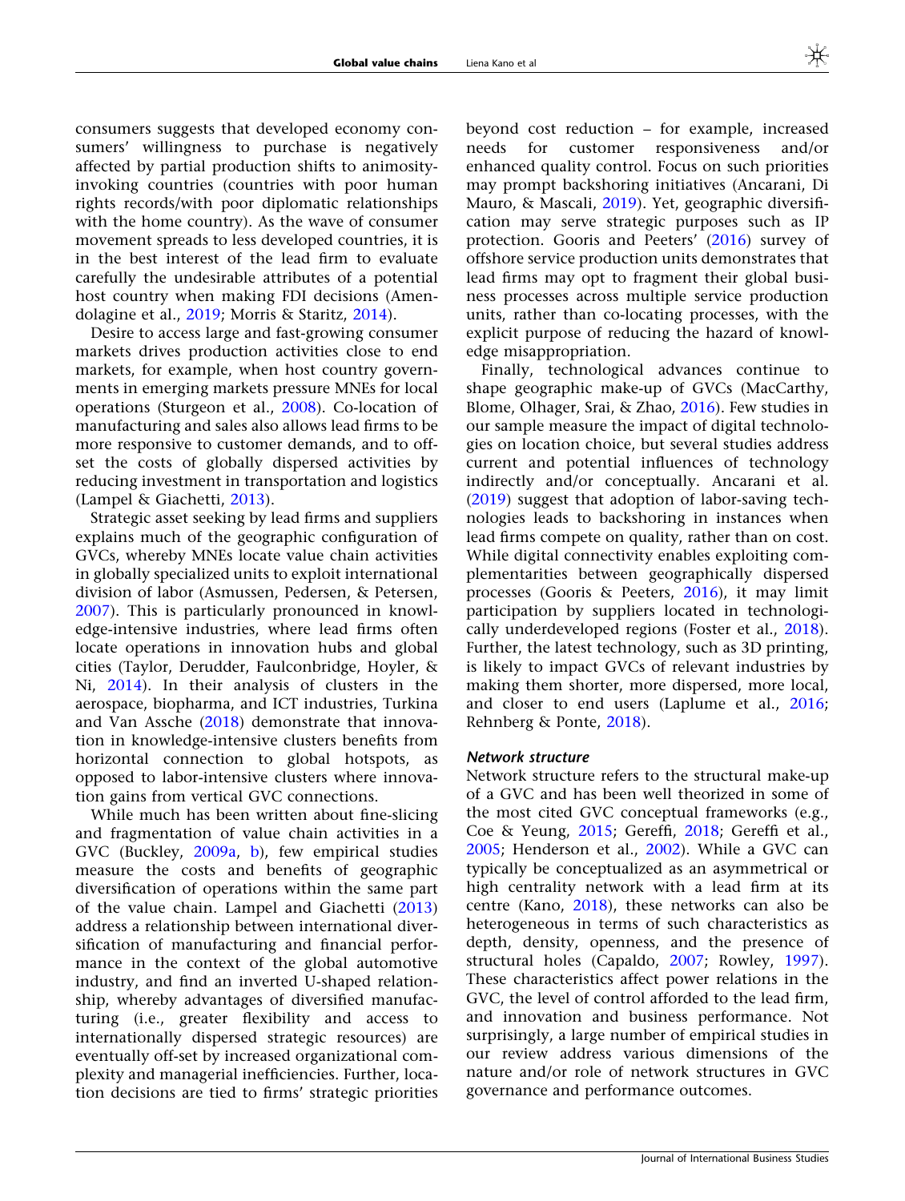consumers suggests that developed economy consumers' willingness to purchase is negatively affected by partial production shifts to animosity-invoking countries (countries with poor human rights records/with poor diplomatic relationships with the home country). As the wave of consumer movement spreads to less developed countries, it is in the best interest of the lead firm to evaluate carefully the undesirable attributes of a potential host country when making FDI decisions (Amendolagine et al., 2019; Morris & Staritz, 2014).

Desire to access large and fast-growing consumer markets drives production activities close to end markets, for example, when host country governments in emerging markets pressure MNEs for local operations (Sturgeon et al., 2008). Co-location of manufacturing and sales also allows lead firms to be more responsive to customer demands, and to offset the costs of globally dispersed activities by reducing investment in transportation and logistics (Lampel & Giachetti, 2013).

Strategic asset seeking by lead firms and suppliers explains much of the geographic configuration of GVCs, whereby MNEs locate value chain activities in globally specialized units to exploit international division of labor (Asmussen, Pedersen, & Petersen, 2007). This is particularly pronounced in knowledge-intensive industries, where lead firms often locate operations in innovation hubs and global cities (Taylor, Derudder, Faulconbridge, Hoyler, & Ni, 2014). In their analysis of clusters in the aerospace, biopharma, and ICT industries, Turkina and Van Assche (2018) demonstrate that innovation in knowledge-intensive clusters benefits from horizontal connection to global hotspots, as opposed to labor-intensive clusters where innovation gains from vertical GVC connections.

While much has been written about fine-slicing and fragmentation of value chain activities in a GVC (Buckley, 2009a, b), few empirical studies measure the costs and benefits of geographic diversification of operations within the same part of the value chain. Lampel and Giachetti (2013) address a relationship between international diversification of manufacturing and financial performance in the context of the global automotive industry, and find an inverted U-shaped relationship, whereby advantages of diversified manufacturing (i.e., greater flexibility and access to internationally dispersed strategic resources) are eventually off-set by increased organizational complexity and managerial inefficiencies. Further, location decisions are tied to firms' strategic priorities beyond cost reduction – for example, increased needs for customer responsiveness and/or enhanced quality control. Focus on such priorities may prompt backshoring initiatives (Ancarani, Di Mauro, & Mascali, 2019). Yet, geographic diversification may serve strategic purposes such as IP protection. Gooris and Peeters' (2016) survey of offshore service production units demonstrates that lead firms may opt to fragment their global business processes across multiple service production units, rather than co-locating processes, with the explicit purpose of reducing the hazard of knowledge misappropriation.

Finally, technological advances continue to shape geographic make-up of GVCs (MacCarthy, Blome, Olhager, Srai, & Zhao, 2016). Few studies in our sample measure the impact of digital technologies on location choice, but several studies address current and potential influences of technology indirectly and/or conceptually. Ancarani et al. (2019) suggest that adoption of labor-saving technologies leads to backshoring in instances when lead firms compete on quality, rather than on cost. While digital connectivity enables exploiting complementarities between geographically dispersed processes (Gooris & Peeters, 2016), it may limit participation by suppliers located in technologically underdeveloped regions (Foster et al., 2018). Further, the latest technology, such as 3D printing, is likely to impact GVCs of relevant industries by making them shorter, more dispersed, more local, and closer to end users (Laplume et al., 2016; Rehnberg & Ponte, 2018).

#### Network structure

Network structure refers to the structural make-up of a GVC and has been well theorized in some of the most cited GVC conceptual frameworks (e.g., Coe & Yeung, 2015; Gereffi, 2018; Gereffi et al., 2005; Henderson et al., 2002). While a GVC can typically be conceptualized as an asymmetrical or high centrality network with a lead firm at its centre (Kano, 2018), these networks can also be heterogeneous in terms of such characteristics as depth, density, openness, and the presence of structural holes (Capaldo, 2007; Rowley, 1997). These characteristics affect power relations in the GVC, the level of control afforded to the lead firm, and innovation and business performance. Not surprisingly, a large number of empirical studies in our review address various dimensions of the nature and/or role of network structures in GVC governance and performance outcomes.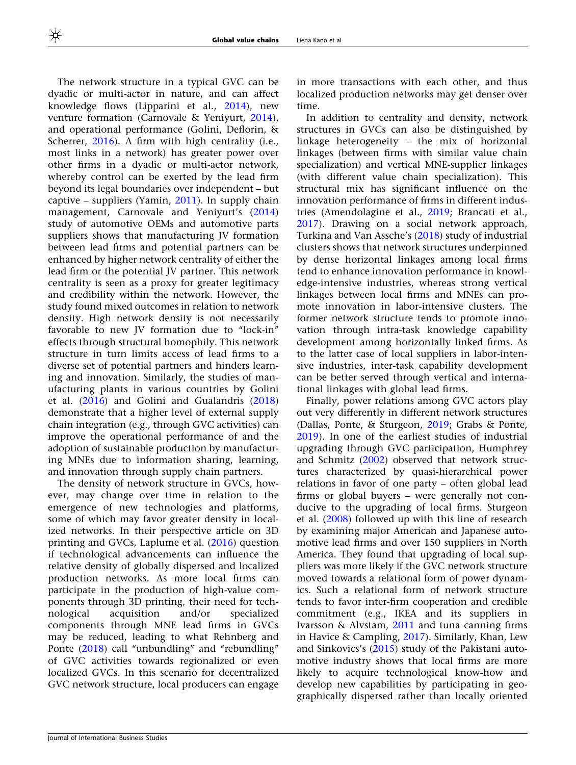The network structure in a typical GVC can be dyadic or multi-actor in nature, and can affect knowledge flows (Lipparini et al., 2014), new venture formation (Carnovale & Yeniyurt, 2014), and operational performance (Golini, Deflorin, & Scherrer, 2016). A firm with high centrality (i.e., most links in a network) has greater power over other firms in a dyadic or multi-actor network, whereby control can be exerted by the lead firm beyond its legal boundaries over independent – but captive – suppliers (Yamin, 2011). In supply chain management, Carnovale and Yeniyurt's (2014) study of automotive OEMs and automotive parts suppliers shows that manufacturing JV formation between lead firms and potential partners can be enhanced by higher network centrality of either the lead firm or the potential JV partner. This network centrality is seen as a proxy for greater legitimacy and credibility within the network. However, the study found mixed outcomes in relation to network density. High network density is not necessarily favorable to new JV formation due to "lock-in" effects through structural homophily. This network structure in turn limits access of lead firms to a diverse set of potential partners and hinders learning and innovation. Similarly, the studies of manufacturing plants in various countries by Golini et al. (2016) and Golini and Gualandris (2018) demonstrate that a higher level of external supply chain integration (e.g., through GVC activities) can improve the operational performance of and the adoption of sustainable production by manufacturing MNEs due to information sharing, learning, and innovation through supply chain partners.

The density of network structure in GVCs, however, may change over time in relation to the emergence of new technologies and platforms, some of which may favor greater density in localized networks. In their perspective article on 3D printing and GVCs, Laplume et al. (2016) question if technological advancements can influence the relative density of globally dispersed and localized production networks. As more local firms can participate in the production of high-value components through 3D printing, their need for technological acquisition and/or specialized components through MNE lead firms in GVCs may be reduced, leading to what Rehnberg and Ponte (2018) call "unbundling" and "rebundling" of GVC activities towards regionalized or even localized GVCs. In this scenario for decentralized GVC network structure, local producers can engage in more transactions with each other, and thus localized production networks may get denser over time.

In addition to centrality and density, network structures in GVCs can also be distinguished by linkage heterogeneity – the mix of horizontal linkages (between firms with similar value chain specialization) and vertical MNE-supplier linkages (with different value chain specialization). This structural mix has significant influence on the innovation performance of firms in different industries (Amendolagine et al., 2019; Brancati et al., 2017). Drawing on a social network approach, Turkina and Van Assche's (2018) study of industrial clusters shows that network structures underpinned by dense horizontal linkages among local firms tend to enhance innovation performance in knowledge-intensive industries, whereas strong vertical linkages between local firms and MNEs can promote innovation in labor-intensive clusters. The former network structure tends to promote innovation through intra-task knowledge capability development among horizontally linked firms. As to the latter case of local suppliers in labor-intensive industries, inter-task capability development can be better served through vertical and international linkages with global lead firms.

Finally, power relations among GVC actors play out very differently in different network structures (Dallas, Ponte, & Sturgeon, 2019; Grabs & Ponte, 2019). In one of the earliest studies of industrial upgrading through GVC participation, Humphrey and Schmitz (2002) observed that network structures characterized by quasi-hierarchical power relations in favor of one party – often global lead firms or global buyers – were generally not conducive to the upgrading of local firms. Sturgeon et al. (2008) followed up with this line of research by examining major American and Japanese automotive lead firms and over 150 suppliers in North America. They found that upgrading of local suppliers was more likely if the GVC network structure moved towards a relational form of power dynamics. Such a relational form of network structure tends to favor inter-firm cooperation and credible commitment (e.g., IKEA and its suppliers in Ivarsson & Alvstam, 2011 and tuna canning firms in Havice & Campling, 2017). Similarly, Khan, Lew and Sinkovics's (2015) study of the Pakistani automotive industry shows that local firms are more likely to acquire technological know-how and develop new capabilities by participating in geographically dispersed rather than locally oriented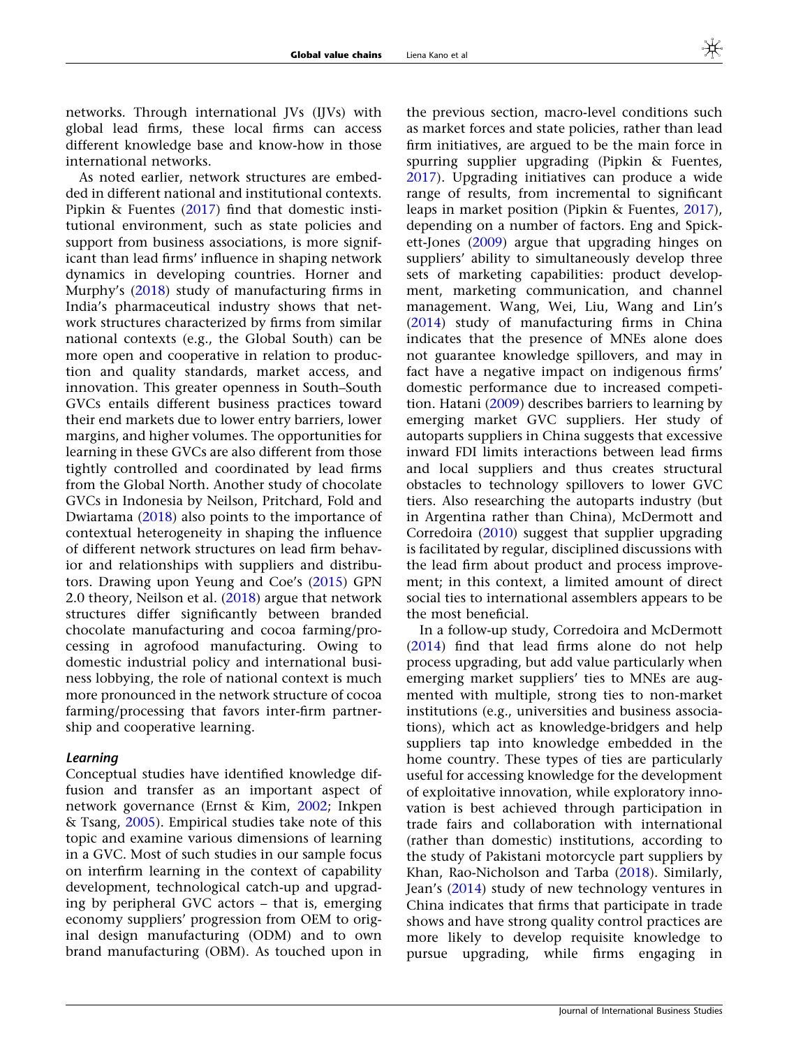networks. Through international JVs (IJVs) with global lead firms, these local firms can access different knowledge base and know-how in those international networks.

As noted earlier, network structures are embedded in different national and institutional contexts. Pipkin & Fuentes (2017) find that domestic institutional environment, such as state policies and support from business associations, is more significant than lead firms' influence in shaping network dynamics in developing countries. Horner and Murphy's (2018) study of manufacturing firms in India's pharmaceutical industry shows that network structures characterized by firms from similar national contexts (e.g., the Global South) can be more open and cooperative in relation to production and quality standards, market access, and innovation. This greater openness in South–South GVCs entails different business practices toward their end markets due to lower entry barriers, lower margins, and higher volumes. The opportunities for learning in these GVCs are also different from those tightly controlled and coordinated by lead firms from the Global North. Another study of chocolate GVCs in Indonesia by Neilson, Pritchard, Fold and Dwiartama (2018) also points to the importance of contextual heterogeneity in shaping the influence of different network structures on lead firm behavior and relationships with suppliers and distributors. Drawing upon Yeung and Coe's (2015) GPN 2.0 theory, Neilson et al. (2018) argue that network structures differ significantly between branded chocolate manufacturing and cocoa farming/processing in agrofood manufacturing. Owing to domestic industrial policy and international business lobbying, the role of national context is much more pronounced in the network structure of cocoa farming/processing that favors inter-firm partnership and cooperative learning.

#### *Learning*

Conceptual studies have identified knowledge diffusion and transfer as an important aspect of network governance (Ernst & Kim, 2002; Inkpen & Tsang, 2005). Empirical studies take note of this topic and examine various dimensions of learning in a GVC. Most of such studies in our sample focus on interfirm learning in the context of capability development, technological catch-up and upgrading by peripheral GVC actors – that is, emerging economy suppliers' progression from OEM to original design manufacturing (ODM) and to own brand manufacturing (OBM). As touched upon in the previous section, macro-level conditions such as market forces and state policies, rather than lead firm initiatives, are argued to be the main force in spurring supplier upgrading (Pipkin & Fuentes, 2017). Upgrading initiatives can produce a wide range of results, from incremental to significant leaps in market position (Pipkin & Fuentes, 2017), depending on a number of factors. Eng and Spickett-Jones (2009) argue that upgrading hinges on suppliers' ability to simultaneously develop three sets of marketing capabilities: product development, marketing communication, and channel management. Wang, Wei, Liu, Wang and Lin's (2014) study of manufacturing firms in China indicates that the presence of MNEs alone does not guarantee knowledge spillovers, and may in fact have a negative impact on indigenous firms' domestic performance due to increased competition. Hatani (2009) describes barriers to learning by emerging market GVC suppliers. Her study of autoparts suppliers in China suggests that excessive inward FDI limits interactions between lead firms and local suppliers and thus creates structural obstacles to technology spillovers to lower GVC tiers. Also researching the autoparts industry (but in Argentina rather than China), McDermott and Corredoira (2010) suggest that supplier upgrading is facilitated by regular, disciplined discussions with the lead firm about product and process improvement; in this context, a limited amount of direct social ties to international assemblers appears to be the most beneficial.

In a follow-up study, Corredoira and McDermott (2014) find that lead firms alone do not help process upgrading, but add value particularly when emerging market suppliers' ties to MNEs are augmented with multiple, strong ties to non-market institutions (e.g., universities and business associations), which act as knowledge-bridgers and help suppliers tap into knowledge embedded in the home country. These types of ties are particularly useful for accessing knowledge for the development of exploitative innovation, while exploratory innovation is best achieved through participation in trade fairs and collaboration with international (rather than domestic) institutions, according to the study of Pakistani motorcycle part suppliers by Khan, Rao-Nicholson and Tarba (2018). Similarly, Jean's (2014) study of new technology ventures in China indicates that firms that participate in trade shows and have strong quality control practices are more likely to develop requisite knowledge to pursue upgrading, while firms engaging in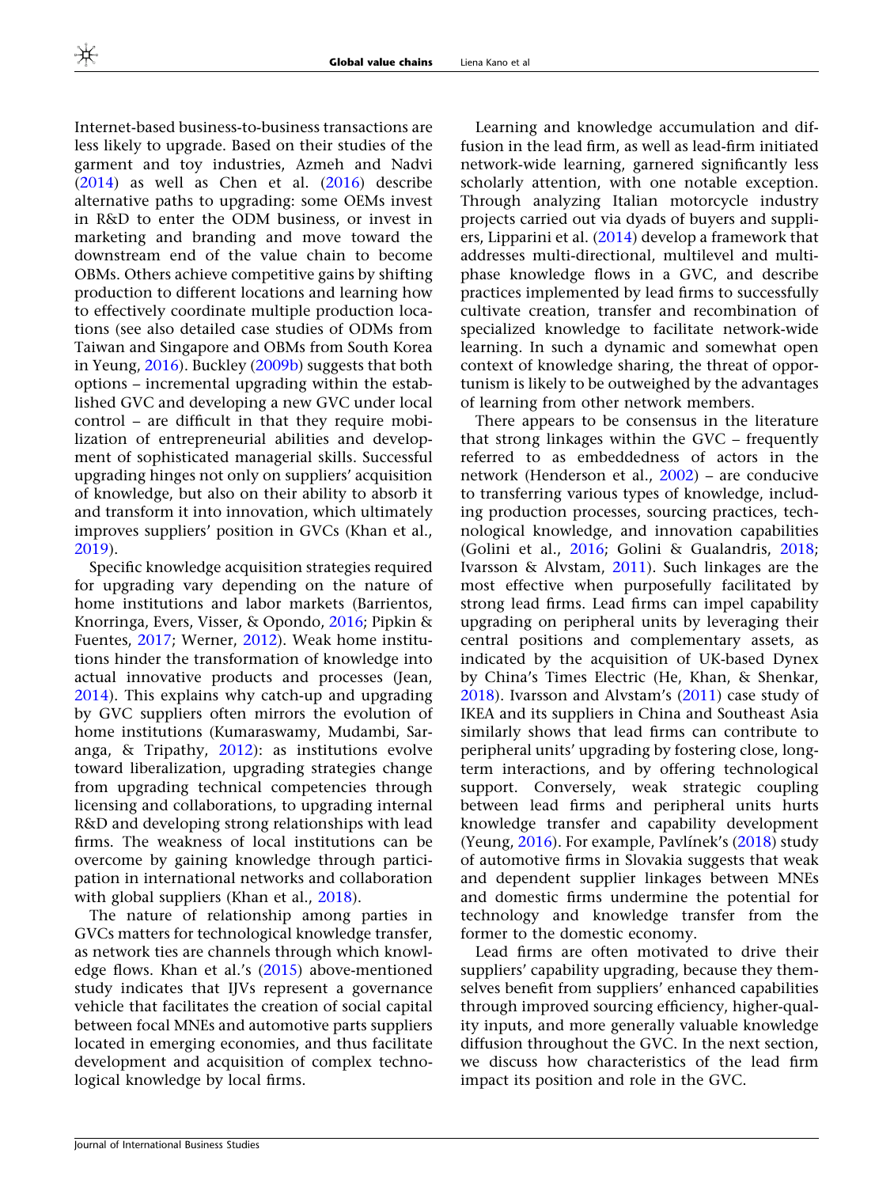Internet-based business-to-business transactions are less likely to upgrade. Based on their studies of the garment and toy industries, Azmeh and Nadvi (2014) as well as Chen et al. (2016) describe alternative paths to upgrading: some OEMs invest in R&D to enter the ODM business, or invest in marketing and branding and move toward the downstream end of the value chain to become OBMs. Others achieve competitive gains by shifting production to different locations and learning how to effectively coordinate multiple production locations (see also detailed case studies of ODMs from Taiwan and Singapore and OBMs from South Korea in Yeung, 2016). Buckley (2009b) suggests that both options – incremental upgrading within the established GVC and developing a new GVC under local control – are difficult in that they require mobilization of entrepreneurial abilities and development of sophisticated managerial skills. Successful upgrading hinges not only on suppliers' acquisition of knowledge, but also on their ability to absorb it and transform it into innovation, which ultimately improves suppliers' position in GVCs (Khan et al., 2019).

Specific knowledge acquisition strategies required for upgrading vary depending on the nature of home institutions and labor markets (Barrientos, Knorringa, Evers, Visser, & Opondo, 2016; Pipkin & Fuentes, 2017; Werner, 2012). Weak home institutions hinder the transformation of knowledge into actual innovative products and processes (Jean, 2014). This explains why catch-up and upgrading by GVC suppliers often mirrors the evolution of home institutions (Kumaraswamy, Mudambi, Saranga, & Tripathy, 2012): as institutions evolve toward liberalization, upgrading strategies change from upgrading technical competencies through licensing and collaborations, to upgrading internal R&D and developing strong relationships with lead firms. The weakness of local institutions can be overcome by gaining knowledge through participation in international networks and collaboration with global suppliers (Khan et al., 2018).

The nature of relationship among parties in GVCs matters for technological knowledge transfer, as network ties are channels through which knowledge flows. Khan et al.'s (2015) above-mentioned study indicates that IJVs represent a governance vehicle that facilitates the creation of social capital between focal MNEs and automotive parts suppliers located in emerging economies, and thus facilitate development and acquisition of complex technological knowledge by local firms.

Learning and knowledge accumulation and diffusion in the lead firm, as well as lead-firm initiated network-wide learning, garnered significantly less scholarly attention, with one notable exception. Through analyzing Italian motorcycle industry projects carried out via dyads of buyers and suppliers, Lipparini et al. (2014) develop a framework that addresses multi-directional, multilevel and multiphase knowledge flows in a GVC, and describe practices implemented by lead firms to successfully cultivate creation, transfer and recombination of specialized knowledge to facilitate network-wide learning. In such a dynamic and somewhat open context of knowledge sharing, the threat of opportunism is likely to be outweighed by the advantages of learning from other network members.

There appears to be consensus in the literature that strong linkages within the GVC – frequently referred to as embeddedness of actors in the network (Henderson et al., 2002) – are conducive to transferring various types of knowledge, including production processes, sourcing practices, technological knowledge, and innovation capabilities (Golini et al., 2016; Golini & Gualandris, 2018; Ivarsson & Alvstam, 2011). Such linkages are the most effective when purposefully facilitated by strong lead firms. Lead firms can impel capability upgrading on peripheral units by leveraging their central positions and complementary assets, as indicated by the acquisition of UK-based Dynex by China's Times Electric (He, Khan, & Shenkar, 2018). Ivarsson and Alvstam's (2011) case study of IKEA and its suppliers in China and Southeast Asia similarly shows that lead firms can contribute to peripheral units' upgrading by fostering close, long-term interactions, and by offering technological support. Conversely, weak strategic coupling between lead firms and peripheral units hurts knowledge transfer and capability development (Yeung, 2016). For example, Pavlínek's (2018) study of automotive firms in Slovakia suggests that weak and dependent supplier linkages between MNEs and domestic firms undermine the potential for technology and knowledge transfer from the former to the domestic economy.

Lead firms are often motivated to drive their suppliers' capability upgrading, because they themselves benefit from suppliers' enhanced capabilities through improved sourcing efficiency, higher-quality inputs, and more generally valuable knowledge diffusion throughout the GVC. In the next section, we discuss how characteristics of the lead firm impact its position and role in the GVC.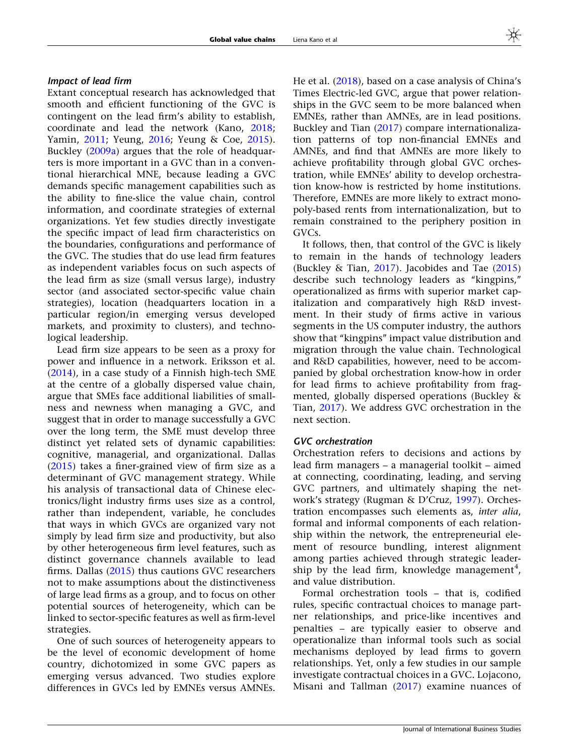### *Impact of lead firm*

Extant conceptual research has acknowledged that smooth and efficient functioning of the GVC is contingent on the lead firm's ability to establish, coordinate and lead the network (Kano, 2018; Yamin, 2011; Yeung, 2016; Yeung & Coe, 2015). Buckley (2009a) argues that the role of headquarters is more important in a GVC than in a conventional hierarchical MNE, because leading a GVC demands specific management capabilities such as the ability to fine-slice the value chain, control information, and coordinate strategies of external organizations. Yet few studies directly investigate the specific impact of lead firm characteristics on the boundaries, configurations and performance of the GVC. The studies that do use lead firm features as independent variables focus on such aspects of the lead firm as size (small versus large), industry sector (and associated sector-specific value chain strategies), location (headquarters location in a particular region/in emerging versus developed markets, and proximity to clusters), and technological leadership.

Lead firm size appears to be seen as a proxy for power and influence in a network. Eriksson et al. (2014), in a case study of a Finnish high-tech SME at the centre of a globally dispersed value chain, argue that SMEs face additional liabilities of smallness and newness when managing a GVC, and suggest that in order to manage successfully a GVC over the long term, the SME must develop three distinct yet related sets of dynamic capabilities: cognitive, managerial, and organizational. Dallas (2015) takes a finer-grained view of firm size as a determinant of GVC management strategy. While his analysis of transactional data of Chinese electronics/light industry firms uses size as a control, rather than independent, variable, he concludes that ways in which GVCs are organized vary not simply by lead firm size and productivity, but also by other heterogeneous firm level features, such as distinct governance channels available to lead firms. Dallas (2015) thus cautions GVC researchers not to make assumptions about the distinctiveness of large lead firms as a group, and to focus on other potential sources of heterogeneity, which can be linked to sector-specific features as well as firm-level strategies.

One of such sources of heterogeneity appears to be the level of economic development of home country, dichotomized in some GVC papers as emerging versus advanced. Two studies explore differences in GVCs led by EMNEs versus AMNEs. He et al. (2018), based on a case analysis of China's Times Electric-led GVC, argue that power relationships in the GVC seem to be more balanced when EMNEs, rather than AMNEs, are in lead positions. Buckley and Tian (2017) compare internationalization patterns of top non-financial EMNEs and AMNEs, and find that AMNEs are more likely to achieve profitability through global GVC orchestration, while EMNEs' ability to develop orchestration know-how is restricted by home institutions. Therefore, EMNEs are more likely to extract monopoly-based rents from internationalization, but to remain constrained to the periphery position in GVCs.

It follows, then, that control of the GVC is likely to remain in the hands of technology leaders (Buckley & Tian, 2017). Jacobides and Tae (2015) describe such technology leaders as "kingpins," operationalized as firms with superior market capitalization and comparatively high R&D investment. In their study of firms active in various segments in the US computer industry, the authors show that "kingpins" impact value distribution and migration through the value chain. Technological and R&D capabilities, however, need to be accompanied by global orchestration know-how in order for lead firms to achieve profitability from fragmented, globally dispersed operations (Buckley & Tian, 2017). We address GVC orchestration in the next section.

### *GVC orchestration*

Orchestration refers to decisions and actions by lead firm managers – a managerial toolkit – aimed at connecting, coordinating, leading, and serving GVC partners, and ultimately shaping the network's strategy (Rugman & D'Cruz, 1997). Orchestration encompasses such elements as, *inter alia*, formal and informal components of each relationship within the network, the entrepreneurial element of resource bundling, interest alignment among parties achieved through strategic leadership by the lead firm, knowledge management[4], and value distribution.

Formal orchestration tools – that is, codified rules, specific contractual choices to manage partner relationships, and price-like incentives and penalties – are typically easier to observe and operationalize than informal tools such as social mechanisms deployed by lead firms to govern relationships. Yet, only a few studies in our sample investigate contractual choices in a GVC. Lojacono, Misani and Tallman (2017) examine nuances of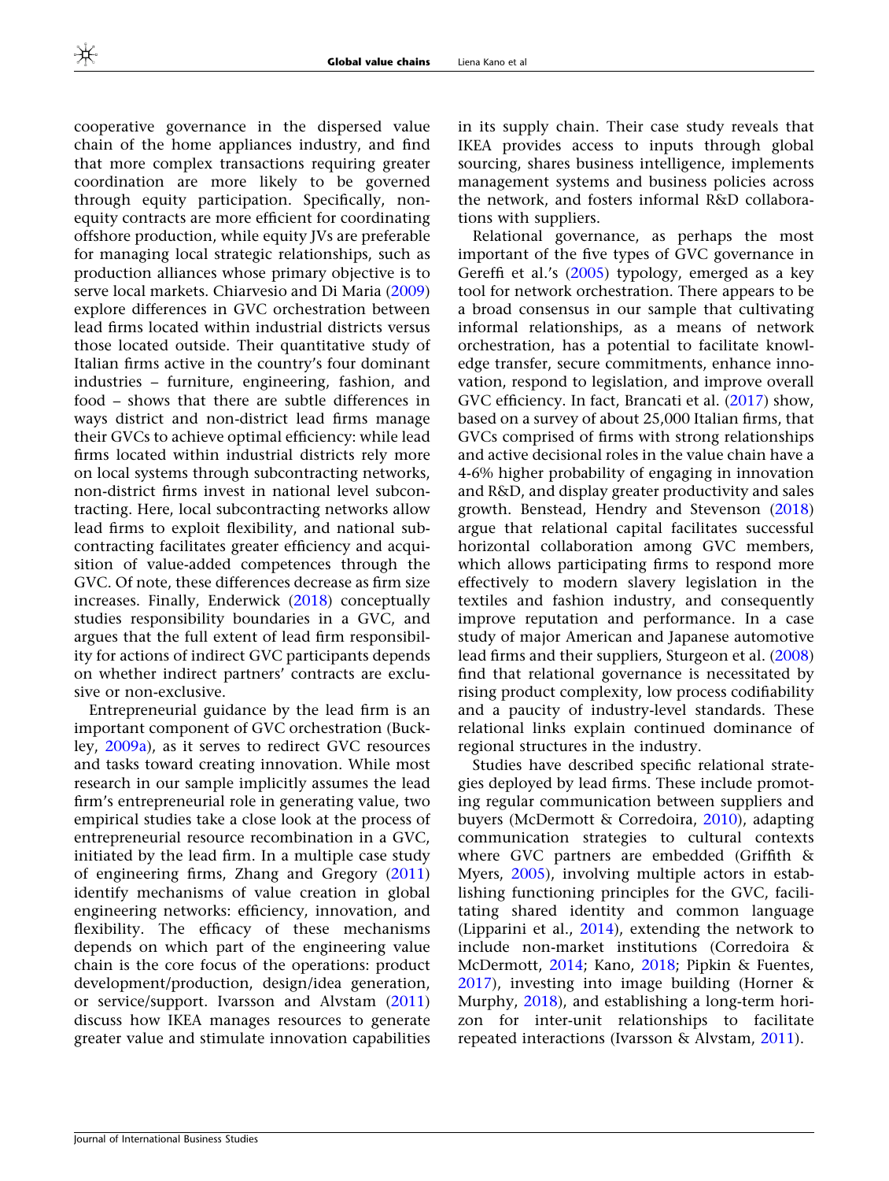cooperative governance in the dispersed value chain of the home appliances industry, and find that more complex transactions requiring greater coordination are more likely to be governed through equity participation. Specifically, non-equity contracts are more efficient for coordinating offshore production, while equity JVs are preferable for managing local strategic relationships, such as production alliances whose primary objective is to serve local markets. Chiarvesio and Di Maria (2009) explore differences in GVC orchestration between lead firms located within industrial districts versus those located outside. Their quantitative study of Italian firms active in the country's four dominant industries – furniture, engineering, fashion, and food – shows that there are subtle differences in ways district and non-district lead firms manage their GVCs to achieve optimal efficiency: while lead firms located within industrial districts rely more on local systems through subcontracting networks, non-district firms invest in national level subcontracting. Here, local subcontracting networks allow lead firms to exploit flexibility, and national subcontracting facilitates greater efficiency and acquisition of value-added competences through the GVC. Of note, these differences decrease as firm size increases. Finally, Enderwick (2018) conceptually studies responsibility boundaries in a GVC, and argues that the full extent of lead firm responsibility for actions of indirect GVC participants depends on whether indirect partners' contracts are exclusive or non-exclusive.

Entrepreneurial guidance by the lead firm is an important component of GVC orchestration (Buckley, 2009a), as it serves to redirect GVC resources and tasks toward creating innovation. While most research in our sample implicitly assumes the lead firm's entrepreneurial role in generating value, two empirical studies take a close look at the process of entrepreneurial resource recombination in a GVC, initiated by the lead firm. In a multiple case study of engineering firms, Zhang and Gregory (2011) identify mechanisms of value creation in global engineering networks: efficiency, innovation, and flexibility. The efficacy of these mechanisms depends on which part of the engineering value chain is the core focus of the operations: product development/production, design/idea generation, or service/support. Ivarsson and Alvstam (2011) discuss how IKEA manages resources to generate greater value and stimulate innovation capabilities in its supply chain. Their case study reveals that IKEA provides access to inputs through global sourcing, shares business intelligence, implements management systems and business policies across the network, and fosters informal R&D collaborations with suppliers.

Relational governance, as perhaps the most important of the five types of GVC governance in Gereffi et al.'s (2005) typology, emerged as a key tool for network orchestration. There appears to be a broad consensus in our sample that cultivating informal relationships, as a means of network orchestration, has a potential to facilitate knowledge transfer, secure commitments, enhance innovation, respond to legislation, and improve overall GVC efficiency. In fact, Brancati et al. (2017) show, based on a survey of about 25,000 Italian firms, that GVCs comprised of firms with strong relationships and active decisional roles in the value chain have a 4-6% higher probability of engaging in innovation and R&D, and display greater productivity and sales growth. Benstead, Hendry and Stevenson (2018) argue that relational capital facilitates successful horizontal collaboration among GVC members, which allows participating firms to respond more effectively to modern slavery legislation in the textiles and fashion industry, and consequently improve reputation and performance. In a case study of major American and Japanese automotive lead firms and their suppliers, Sturgeon et al. (2008) find that relational governance is necessitated by rising product complexity, low process codifiability and a paucity of industry-level standards. These relational links explain continued dominance of regional structures in the industry.

Studies have described specific relational strategies deployed by lead firms. These include promoting regular communication between suppliers and buyers (McDermott & Corredoira, 2010), adapting communication strategies to cultural contexts where GVC partners are embedded (Griffith & Myers, 2005), involving multiple actors in establishing functioning principles for the GVC, facilitating shared identity and common language (Lipparini et al., 2014), extending the network to include non-market institutions (Corredoira & McDermott, 2014; Kano, 2018; Pipkin & Fuentes, 2017), investing into image building (Horner & Murphy, 2018), and establishing a long-term horizon for inter-unit relationships to facilitate repeated interactions (Ivarsson & Alvstam, 2011).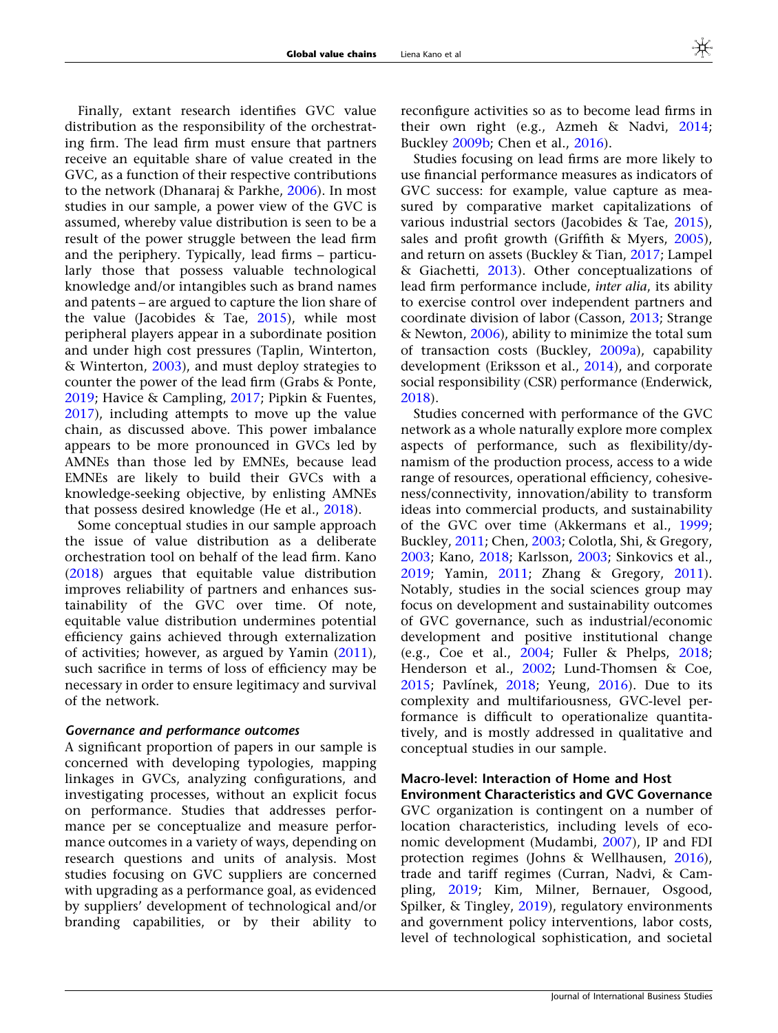Finally, extant research identifies GVC value distribution as the responsibility of the orchestrating firm. The lead firm must ensure that partners receive an equitable share of value created in the GVC, as a function of their respective contributions to the network (Dhanaraj & Parkhe, 2006). In most studies in our sample, a power view of the GVC is assumed, whereby value distribution is seen to be a result of the power struggle between the lead firm and the periphery. Typically, lead firms – particularly those that possess valuable technological knowledge and/or intangibles such as brand names and patents – are argued to capture the lion share of the value (Jacobides & Tae, 2015), while most peripheral players appear in a subordinate position and under high cost pressures (Taplin, Winterton, & Winterton, 2003), and must deploy strategies to counter the power of the lead firm (Grabs & Ponte, 2019; Havice & Campling, 2017; Pipkin & Fuentes, 2017), including attempts to move up the value chain, as discussed above. This power imbalance appears to be more pronounced in GVCs led by AMNEs than those led by EMNEs, because lead EMNEs are likely to build their GVCs with a knowledge-seeking objective, by enlisting AMNEs that possess desired knowledge (He et al., 2018).

Some conceptual studies in our sample approach the issue of value distribution as a deliberate orchestration tool on behalf of the lead firm. Kano (2018) argues that equitable value distribution improves reliability of partners and enhances sustainability of the GVC over time. Of note, equitable value distribution undermines potential efficiency gains achieved through externalization of activities; however, as argued by Yamin (2011), such sacrifice in terms of loss of efficiency may be necessary in order to ensure legitimacy and survival of the network.

#### *Governance and performance outcomes*

A significant proportion of papers in our sample is concerned with developing typologies, mapping linkages in GVCs, analyzing configurations, and investigating processes, without an explicit focus on performance. Studies that addresses performance per se conceptualize and measure performance outcomes in a variety of ways, depending on research questions and units of analysis. Most studies focusing on GVC suppliers are concerned with upgrading as a performance goal, as evidenced by suppliers' development of technological and/or branding capabilities, or by their ability to reconfigure activities so as to become lead firms in their own right (e.g., Azmeh & Nadvi, 2014; Buckley 2009b; Chen et al., 2016).

Studies focusing on lead firms are more likely to use financial performance measures as indicators of GVC success: for example, value capture as measured by comparative market capitalizations of various industrial sectors (Jacobides & Tae, 2015), sales and profit growth (Griffith & Myers, 2005), and return on assets (Buckley & Tian, 2017; Lampel & Giachetti, 2013). Other conceptualizations of lead firm performance include, *inter alia*, its ability to exercise control over independent partners and coordinate division of labor (Casson, 2013; Strange & Newton, 2006), ability to minimize the total sum of transaction costs (Buckley, 2009a), capability development (Eriksson et al., 2014), and corporate social responsibility (CSR) performance (Enderwick, 2018).

Studies concerned with performance of the GVC network as a whole naturally explore more complex aspects of performance, such as flexibility/dynamism of the production process, access to a wide range of resources, operational efficiency, cohesiveness/connectivity, innovation/ability to transform ideas into commercial products, and sustainability of the GVC over time (Akkermans et al., 1999; Buckley, 2011; Chen, 2003; Colotla, Shi, & Gregory, 2003; Kano, 2018; Karlsson, 2003; Sinkovics et al., 2019; Yamin, 2011; Zhang & Gregory, 2011). Notably, studies in the social sciences group may focus on development and sustainability outcomes of GVC governance, such as industrial/economic development and positive institutional change (e.g., Coe et al., 2004; Fuller & Phelps, 2018; Henderson et al., 2002; Lund-Thomsen & Coe, 2015; Pavlínek, 2018; Yeung, 2016). Due to its complexity and multifariousness, GVC-level performance is difficult to operationalize quantitatively, and is mostly addressed in qualitative and conceptual studies in our sample.

### Macro-level: Interaction of Home and Host Environment Characteristics and GVC Governance

GVC organization is contingent on a number of location characteristics, including levels of economic development (Mudambi, 2007), IP and FDI protection regimes (Johns & Wellhausen, 2016), trade and tariff regimes (Curran, Nadvi, & Campling, 2019; Kim, Milner, Bernauer, Osgood, Spilker, & Tingley, 2019), regulatory environments and government policy interventions, labor costs, level of technological sophistication, and societal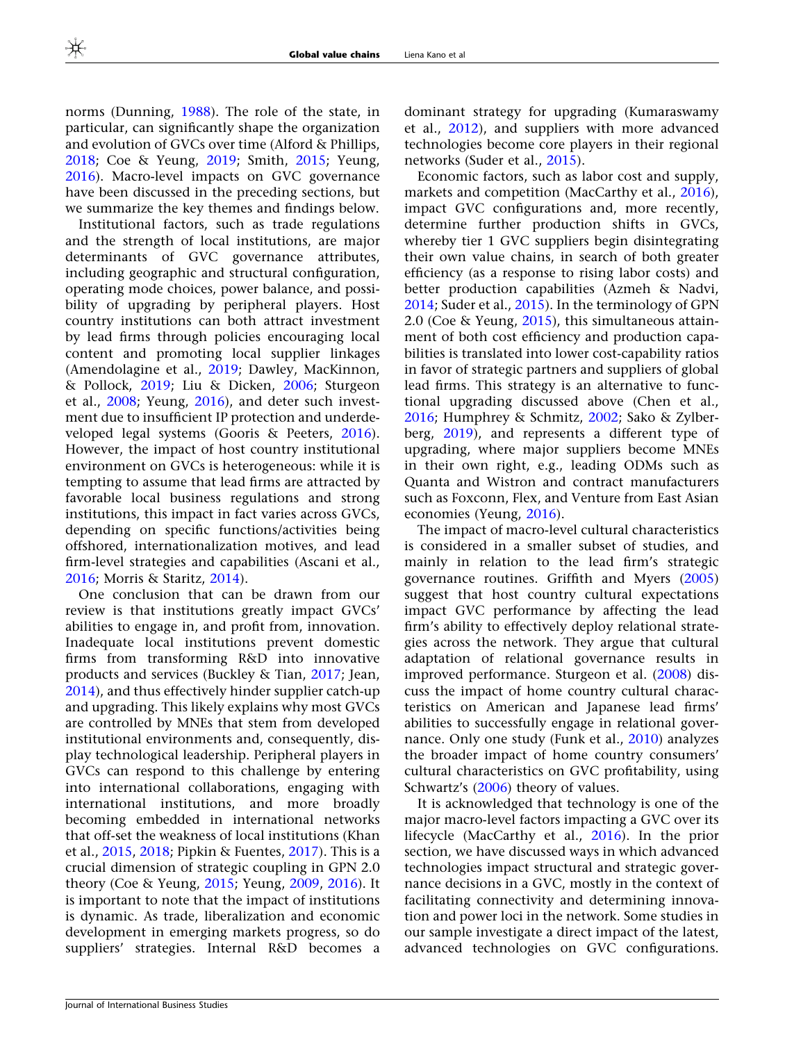norms (Dunning, 1988). The role of the state, in particular, can significantly shape the organization and evolution of GVCs over time (Alford & Phillips, 2018; Coe & Yeung, 2019; Smith, 2015; Yeung, 2016). Macro-level impacts on GVC governance have been discussed in the preceding sections, but we summarize the key themes and findings below.

Institutional factors, such as trade regulations and the strength of local institutions, are major determinants of GVC governance attributes, including geographic and structural configuration, operating mode choices, power balance, and possibility of upgrading by peripheral players. Host country institutions can both attract investment by lead firms through policies encouraging local content and promoting local supplier linkages (Amendolagine et al., 2019; Dawley, MacKinnon, & Pollock, 2019; Liu & Dicken, 2006; Sturgeon et al., 2008; Yeung, 2016), and deter such investment due to insufficient IP protection and underdeveloped legal systems (Gooris & Peeters, 2016). However, the impact of host country institutional environment on GVCs is heterogeneous: while it is tempting to assume that lead firms are attracted by favorable local business regulations and strong institutions, this impact in fact varies across GVCs, depending on specific functions/activities being offshored, internationalization motives, and lead firm-level strategies and capabilities (Ascani et al., 2016; Morris & Staritz, 2014).

One conclusion that can be drawn from our review is that institutions greatly impact GVCs' abilities to engage in, and profit from, innovation. Inadequate local institutions prevent domestic firms from transforming R&D into innovative products and services (Buckley & Tian, 2017; Jean, 2014), and thus effectively hinder supplier catch-up and upgrading. This likely explains why most GVCs are controlled by MNEs that stem from developed institutional environments and, consequently, display technological leadership. Peripheral players in GVCs can respond to this challenge by entering into international collaborations, engaging with international institutions, and more broadly becoming embedded in international networks that off-set the weakness of local institutions (Khan et al., 2015, 2018; Pipkin & Fuentes, 2017). This is a crucial dimension of strategic coupling in GPN 2.0 theory (Coe & Yeung, 2015; Yeung, 2009, 2016). It is important to note that the impact of institutions is dynamic. As trade, liberalization and economic development in emerging markets progress, so do suppliers' strategies. Internal R&D becomes a dominant strategy for upgrading (Kumaraswamy et al., 2012), and suppliers with more advanced technologies become core players in their regional networks (Suder et al., 2015).

Economic factors, such as labor cost and supply, markets and competition (MacCarthy et al., 2016), impact GVC configurations and, more recently, determine further production shifts in GVCs, whereby tier 1 GVC suppliers begin disintegrating their own value chains, in search of both greater efficiency (as a response to rising labor costs) and better production capabilities (Azmeh & Nadvi, 2014; Suder et al., 2015). In the terminology of GPN 2.0 (Coe & Yeung, 2015), this simultaneous attainment of both cost efficiency and production capabilities is translated into lower cost-capability ratios in favor of strategic partners and suppliers of global lead firms. This strategy is an alternative to functional upgrading discussed above (Chen et al., 2016; Humphrey & Schmitz, 2002; Sako & Zylberberg, 2019), and represents a different type of upgrading, where major suppliers become MNEs in their own right, e.g., leading ODMs such as Quanta and Wistron and contract manufacturers such as Foxconn, Flex, and Venture from East Asian economies (Yeung, 2016).

The impact of macro-level cultural characteristics is considered in a smaller subset of studies, and mainly in relation to the lead firm's strategic governance routines. Griffith and Myers (2005) suggest that host country cultural expectations impact GVC performance by affecting the lead firm's ability to effectively deploy relational strategies across the network. They argue that cultural adaptation of relational governance results in improved performance. Sturgeon et al. (2008) discuss the impact of home country cultural characteristics on American and Japanese lead firms' abilities to successfully engage in relational governance. Only one study (Funk et al., 2010) analyzes the broader impact of home country consumers' cultural characteristics on GVC profitability, using Schwartz's (2006) theory of values.

It is acknowledged that technology is one of the major macro-level factors impacting a GVC over its lifecycle (MacCarthy et al., 2016). In the prior section, we have discussed ways in which advanced technologies impact structural and strategic governance decisions in a GVC, mostly in the context of facilitating connectivity and determining innovation and power loci in the network. Some studies in our sample investigate a direct impact of the latest, advanced technologies on GVC configurations.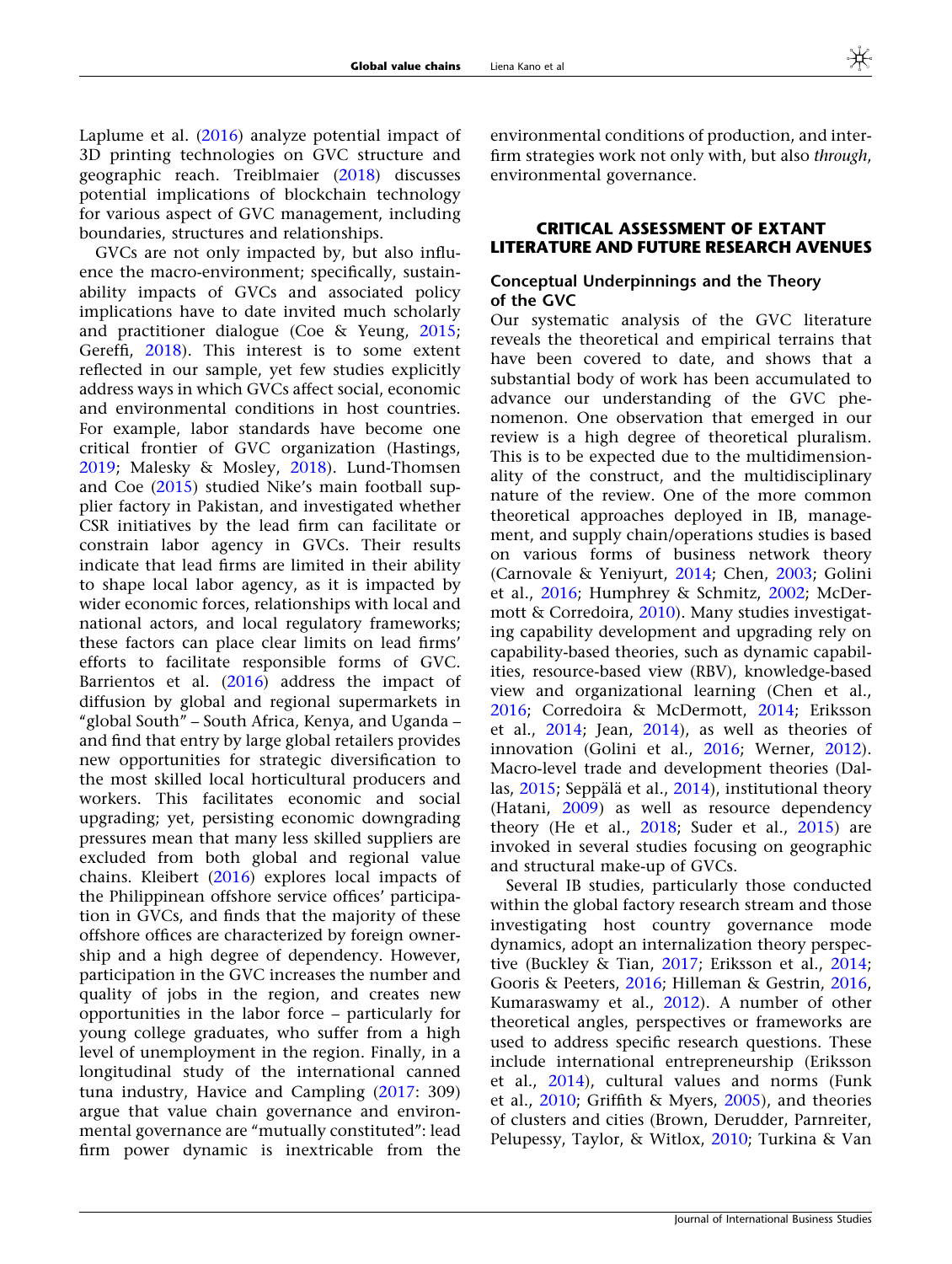Laplume et al. (2016) analyze potential impact of 3D printing technologies on GVC structure and geographic reach. Treiblmaier (2018) discusses potential implications of blockchain technology for various aspect of GVC management, including boundaries, structures and relationships.

GVCs are not only impacted by, but also influence the macro-environment; specifically, sustainability impacts of GVCs and associated policy implications have to date invited much scholarly and practitioner dialogue (Coe & Yeung, 2015; Gereffi, 2018). This interest is to some extent reflected in our sample, yet few studies explicitly address ways in which GVCs affect social, economic and environmental conditions in host countries. For example, labor standards have become one critical frontier of GVC organization (Hastings, 2019; Malesky & Mosley, 2018). Lund-Thomsen and Coe (2015) studied Nike's main football supplier factory in Pakistan, and investigated whether CSR initiatives by the lead firm can facilitate or constrain labor agency in GVCs. Their results indicate that lead firms are limited in their ability to shape local labor agency, as it is impacted by wider economic forces, relationships with local and national actors, and local regulatory frameworks; these factors can place clear limits on lead firms' efforts to facilitate responsible forms of GVC. Barrientos et al. (2016) address the impact of diffusion by global and regional supermarkets in "global South" – South Africa, Kenya, and Uganda – and find that entry by large global retailers provides new opportunities for strategic diversification to the most skilled local horticultural producers and workers. This facilitates economic and social upgrading; yet, persisting economic downgrading pressures mean that many less skilled suppliers are excluded from both global and regional value chains. Kleibert (2016) explores local impacts of the Philippinean offshore service offices' participation in GVCs, and finds that the majority of these offshore offices are characterized by foreign ownership and a high degree of dependency. However, participation in the GVC increases the number and quality of jobs in the region, and creates new opportunities in the labor force – particularly for young college graduates, who suffer from a high level of unemployment in the region. Finally, in a longitudinal study of the international canned tuna industry, Havice and Campling (2017: 309) argue that value chain governance and environmental governance are "mutually constituted": lead firm power dynamic is inextricable from the environmental conditions of production, and interfirm strategies work not only with, but also *through*, environmental governance.

## CRITICAL ASSESSMENT OF EXTANT LITERATURE AND FUTURE RESEARCH AVENUES

### Conceptual Underpinnings and the Theory of the GVC

Our systematic analysis of the GVC literature reveals the theoretical and empirical terrains that have been covered to date, and shows that a substantial body of work has been accumulated to advance our understanding of the GVC phenomenon. One observation that emerged in our review is a high degree of theoretical pluralism. This is to be expected due to the multidimensionality of the construct, and the multidisciplinary nature of the review. One of the more common theoretical approaches deployed in IB, management, and supply chain/operations studies is based on various forms of business network theory (Carnovale & Yeniyurt, 2014; Chen, 2003; Golini et al., 2016; Humphrey & Schmitz, 2002; McDermott & Corredoira, 2010). Many studies investigating capability development and upgrading rely on capability-based theories, such as dynamic capabilities, resource-based view (RBV), knowledge-based view and organizational learning (Chen et al., 2016; Corredoira & McDermott, 2014; Eriksson et al., 2014; Jean, 2014), as well as theories of innovation (Golini et al., 2016; Werner, 2012). Macro-level trade and development theories (Dallas, 2015; Seppälä et al., 2014), institutional theory (Hatani, 2009) as well as resource dependency theory (He et al., 2018; Suder et al., 2015) are invoked in several studies focusing on geographic and structural make-up of GVCs.

Several IB studies, particularly those conducted within the global factory research stream and those investigating host country governance mode dynamics, adopt an internalization theory perspective (Buckley & Tian, 2017; Eriksson et al., 2014; Gooris & Peeters, 2016; Hilleman & Gestrin, 2016, Kumaraswamy et al., 2012). A number of other theoretical angles, perspectives or frameworks are used to address specific research questions. These include international entrepreneurship (Eriksson et al., 2014), cultural values and norms (Funk et al., 2010; Griffith & Myers, 2005), and theories of clusters and cities (Brown, Derudder, Parnreiter, Pelupessy, Taylor, & Witlox, 2010; Turkina & Van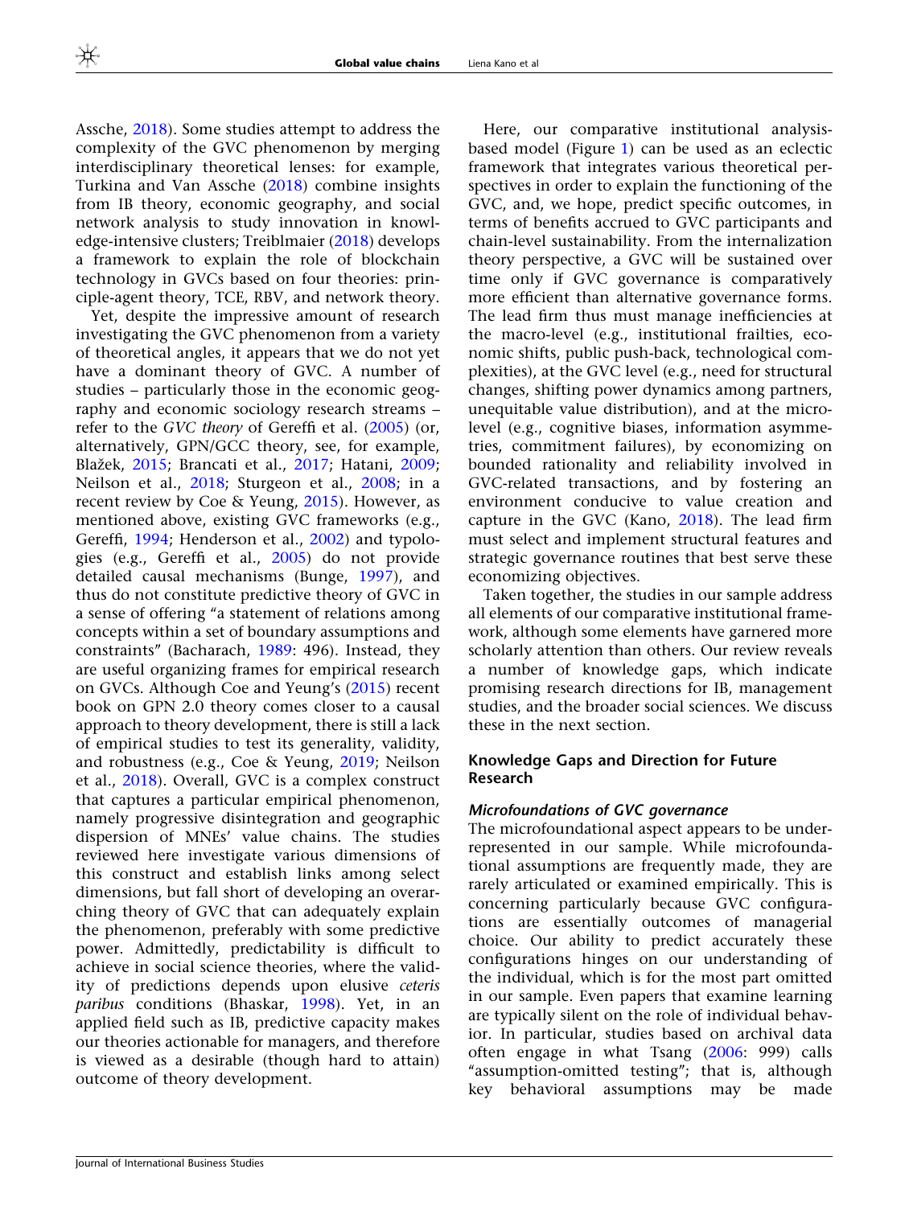Assche, 2018). Some studies attempt to address the complexity of the GVC phenomenon by merging interdisciplinary theoretical lenses: for example, Turkina and Van Assche (2018) combine insights from IB theory, economic geography, and social network analysis to study innovation in knowledge-intensive clusters; Treiblmaier (2018) develops a framework to explain the role of blockchain technology in GVCs based on four theories: principle-agent theory, TCE, RBV, and network theory.

Yet, despite the impressive amount of research investigating the GVC phenomenon from a variety of theoretical angles, it appears that we do not yet have a dominant theory of GVC. A number of studies – particularly those in the economic geography and economic sociology research streams – refer to the *GVC theory* of Gereffi et al. (2005) (or, alternatively, GPN/GCC theory, see, for example, Blažek, 2015; Brancati et al., 2017; Hatani, 2009; Neilson et al., 2018; Sturgeon et al., 2008; in a recent review by Coe & Yeung, 2015). However, as mentioned above, existing GVC frameworks (e.g., Gereffi, 1994; Henderson et al., 2002) and typologies (e.g., Gereffi et al., 2005) do not provide detailed causal mechanisms (Bunge, 1997), and thus do not constitute predictive theory of GVC in a sense of offering "a statement of relations among concepts within a set of boundary assumptions and constraints" (Bacharach, 1989: 496). Instead, they are useful organizing frames for empirical research on GVCs. Although Coe and Yeung's (2015) recent book on GPN 2.0 theory comes closer to a causal approach to theory development, there is still a lack of empirical studies to test its generality, validity, and robustness (e.g., Coe & Yeung, 2019; Neilson et al., 2018). Overall, GVC is a complex construct that captures a particular empirical phenomenon, namely progressive disintegration and geographic dispersion of MNEs' value chains. The studies reviewed here investigate various dimensions of this construct and establish links among select dimensions, but fall short of developing an overarching theory of GVC that can adequately explain the phenomenon, preferably with some predictive power. Admittedly, predictability is difficult to achieve in social science theories, where the validity of predictions depends upon elusive *ceteris paribus* conditions (Bhaskar, 1998). Yet, in an applied field such as IB, predictive capacity makes our theories actionable for managers, and therefore is viewed as a desirable (though hard to attain) outcome of theory development.

Here, our comparative institutional analysis-based model (Figure 1) can be used as an eclectic framework that integrates various theoretical perspectives in order to explain the functioning of the GVC, and, we hope, predict specific outcomes, in terms of benefits accrued to GVC participants and chain-level sustainability. From the internalization theory perspective, a GVC will be sustained over time only if GVC governance is comparatively more efficient than alternative governance forms. The lead firm thus must manage inefficiencies at the macro-level (e.g., institutional frailties, economic shifts, public push-back, technological complexities), at the GVC level (e.g., need for structural changes, shifting power dynamics among partners, unequitable value distribution), and at the micro-level (e.g., cognitive biases, information asymmetries, commitment failures), by economizing on bounded rationality and reliability involved in GVC-related transactions, and by fostering an environment conducive to value creation and capture in the GVC (Kano, 2018). The lead firm must select and implement structural features and strategic governance routines that best serve these economizing objectives.

Taken together, the studies in our sample address all elements of our comparative institutional framework, although some elements have garnered more scholarly attention than others. Our review reveals a number of knowledge gaps, which indicate promising research directions for IB, management studies, and the broader social sciences. We discuss these in the next section.

## Knowledge Gaps and Direction for Future Research

### *Microfoundations of GVC governance*

The microfoundational aspect appears to be underrepresented in our sample. While microfoundational assumptions are frequently made, they are rarely articulated or examined empirically. This is concerning particularly because GVC configurations are essentially outcomes of managerial choice. Our ability to predict accurately these configurations hinges on our understanding of the individual, which is for the most part omitted in our sample. Even papers that examine learning are typically silent on the role of individual behavior. In particular, studies based on archival data often engage in what Tsang (2006: 999) calls "assumption-omitted testing"; that is, although key behavioral assumptions may be made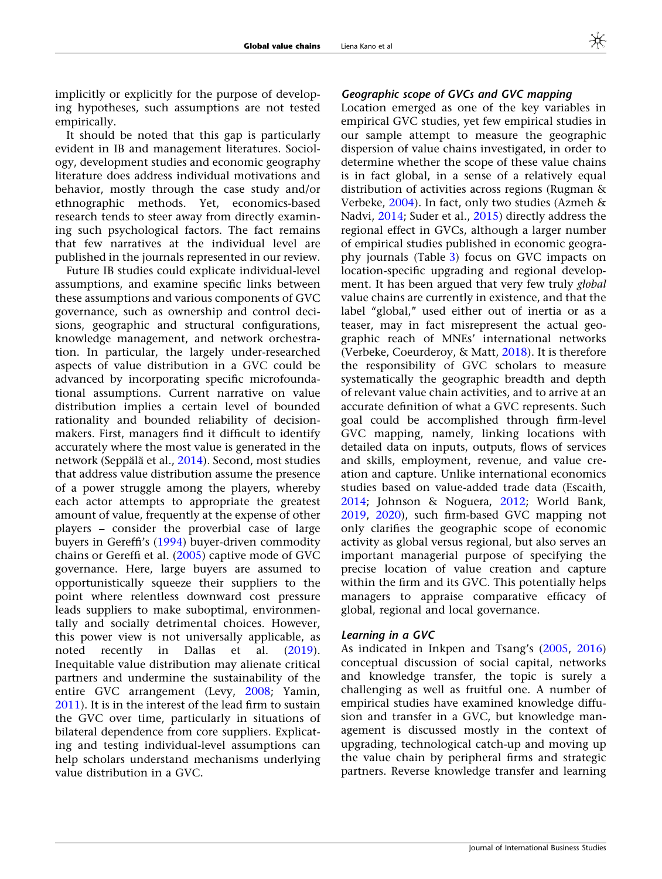implicitly or explicitly for the purpose of developing hypotheses, such assumptions are not tested empirically.

It should be noted that this gap is particularly evident in IB and management literatures. Sociology, development studies and economic geography literature does address individual motivations and behavior, mostly through the case study and/or ethnographic methods. Yet, economics-based research tends to steer away from directly examining such psychological factors. The fact remains that few narratives at the individual level are published in the journals represented in our review.

Future IB studies could explicate individual-level assumptions, and examine specific links between these assumptions and various components of GVC governance, such as ownership and control decisions, geographic and structural configurations, knowledge management, and network orchestration. In particular, the largely under-researched aspects of value distribution in a GVC could be advanced by incorporating specific microfoundational assumptions. Current narrative on value distribution implies a certain level of bounded rationality and bounded reliability of decision-makers. First, managers find it difficult to identify accurately where the most value is generated in the network (Seppälä et al., 2014). Second, most studies that address value distribution assume the presence of a power struggle among the players, whereby each actor attempts to appropriate the greatest amount of value, frequently at the expense of other players – consider the proverbial case of large buyers in Gereffi's (1994) buyer-driven commodity chains or Gereffi et al. (2005) captive mode of GVC governance. Here, large buyers are assumed to opportunistically squeeze their suppliers to the point where relentless downward cost pressure leads suppliers to make suboptimal, environmentally and socially detrimental choices. However, this power view is not universally applicable, as noted recently in Dallas et al. (2019). Inequitable value distribution may alienate critical partners and undermine the sustainability of the entire GVC arrangement (Levy, 2008; Yamin, 2011). It is in the interest of the lead firm to sustain the GVC over time, particularly in situations of bilateral dependence from core suppliers. Explicating and testing individual-level assumptions can help scholars understand mechanisms underlying value distribution in a GVC.

#### *Geographic scope of GVCs and GVC mapping*

Location emerged as one of the key variables in empirical GVC studies, yet few empirical studies in our sample attempt to measure the geographic dispersion of value chains investigated, in order to determine whether the scope of these value chains is in fact global, in a sense of a relatively equal distribution of activities across regions (Rugman & Verbeke, 2004). In fact, only two studies (Azmeh & Nadvi, 2014; Suder et al., 2015) directly address the regional effect in GVCs, although a larger number of empirical studies published in economic geography journals (Table 3) focus on GVC impacts on location-specific upgrading and regional development. It has been argued that very few truly *global* value chains are currently in existence, and that the label "global," used either out of inertia or as a teaser, may in fact misrepresent the actual geographic reach of MNEs' international networks (Verbeke, Coeurderoy, & Matt, 2018). It is therefore the responsibility of GVC scholars to measure systematically the geographic breadth and depth of relevant value chain activities, and to arrive at an accurate definition of what a GVC represents. Such goal could be accomplished through firm-level GVC mapping, namely, linking locations with detailed data on inputs, outputs, flows of services and skills, employment, revenue, and value creation and capture. Unlike international economics studies based on value-added trade data (Escaith, 2014; Johnson & Noguera, 2012; World Bank, 2019, 2020), such firm-based GVC mapping not only clarifies the geographic scope of economic activity as global versus regional, but also serves an important managerial purpose of specifying the precise location of value creation and capture within the firm and its GVC. This potentially helps managers to appraise comparative efficacy of global, regional and local governance.

#### *Learning in a GVC*

As indicated in Inkpen and Tsang's (2005, 2016) conceptual discussion of social capital, networks and knowledge transfer, the topic is surely a challenging as well as fruitful one. A number of empirical studies have examined knowledge diffusion and transfer in a GVC, but knowledge management is discussed mostly in the context of upgrading, technological catch-up and moving up the value chain by peripheral firms and strategic partners. Reverse knowledge transfer and learning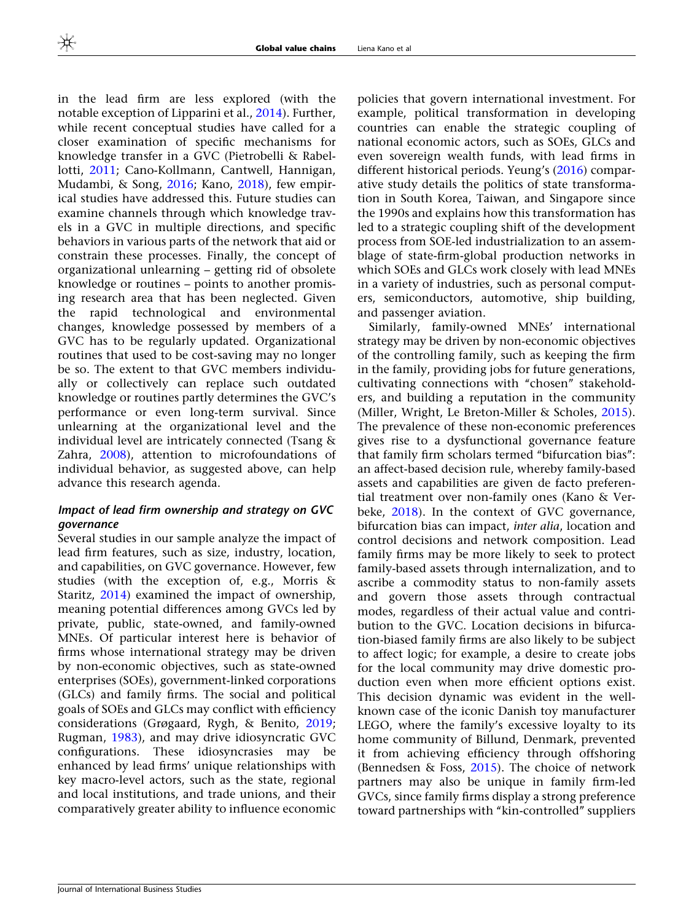in the lead firm are less explored (with the notable exception of Lipparini et al., 2014). Further, while recent conceptual studies have called for a closer examination of specific mechanisms for knowledge transfer in a GVC (Pietrobelli & Rabellotti, 2011; Cano-Kollmann, Cantwell, Hannigan, Mudambi, & Song, 2016; Kano, 2018), few empirical studies have addressed this. Future studies can examine channels through which knowledge travels in a GVC in multiple directions, and specific behaviors in various parts of the network that aid or constrain these processes. Finally, the concept of organizational unlearning – getting rid of obsolete knowledge or routines – points to another promising research area that has been neglected. Given the rapid technological and environmental changes, knowledge possessed by members of a GVC has to be regularly updated. Organizational routines that used to be cost-saving may no longer be so. The extent to that GVC members individually or collectively can replace such outdated knowledge or routines partly determines the GVC's performance or even long-term survival. Since unlearning at the organizational level and the individual level are intricately connected (Tsang & Zahra, 2008), attention to microfoundations of individual behavior, as suggested above, can help advance this research agenda.

### *Impact of lead firm ownership and strategy on GVC governance*

Several studies in our sample analyze the impact of lead firm features, such as size, industry, location, and capabilities, on GVC governance. However, few studies (with the exception of, e.g., Morris & Staritz, 2014) examined the impact of ownership, meaning potential differences among GVCs led by private, public, state-owned, and family-owned MNEs. Of particular interest here is behavior of firms whose international strategy may be driven by non-economic objectives, such as state-owned enterprises (SOEs), government-linked corporations (GLCs) and family firms. The social and political goals of SOEs and GLCs may conflict with efficiency considerations (Grøgaard, Rygh, & Benito, 2019; Rugman, 1983), and may drive idiosyncratic GVC configurations. These idiosyncrasies may be enhanced by lead firms' unique relationships with key macro-level actors, such as the state, regional and local institutions, and trade unions, and their comparatively greater ability to influence economic policies that govern international investment. For example, political transformation in developing countries can enable the strategic coupling of national economic actors, such as SOEs, GLCs and even sovereign wealth funds, with lead firms in different historical periods. Yeung's (2016) comparative study details the politics of state transformation in South Korea, Taiwan, and Singapore since the 1990s and explains how this transformation has led to a strategic coupling shift of the development process from SOE-led industrialization to an assemblage of state-firm-global production networks in which SOEs and GLCs work closely with lead MNEs in a variety of industries, such as personal computers, semiconductors, automotive, ship building, and passenger aviation.

Similarly, family-owned MNEs' international strategy may be driven by non-economic objectives of the controlling family, such as keeping the firm in the family, providing jobs for future generations, cultivating connections with "chosen" stakeholders, and building a reputation in the community (Miller, Wright, Le Breton-Miller & Scholes, 2015). The prevalence of these non-economic preferences gives rise to a dysfunctional governance feature that family firm scholars termed "bifurcation bias": an affect-based decision rule, whereby family-based assets and capabilities are given de facto preferential treatment over non-family ones (Kano & Verbeke, 2018). In the context of GVC governance, bifurcation bias can impact, *inter alia*, location and control decisions and network composition. Lead family firms may be more likely to seek to protect family-based assets through internalization, and to ascribe a commodity status to non-family assets and govern those assets through contractual modes, regardless of their actual value and contribution to the GVC. Location decisions in bifurcation-biased family firms are also likely to be subject to affect logic; for example, a desire to create jobs for the local community may drive domestic production even when more efficient options exist. This decision dynamic was evident in the well-known case of the iconic Danish toy manufacturer LEGO, where the family's excessive loyalty to its home community of Billund, Denmark, prevented it from achieving efficiency through offshoring (Bennedsen & Foss, 2015). The choice of network partners may also be unique in family firm-led GVCs, since family firms display a strong preference toward partnerships with "kin-controlled" suppliers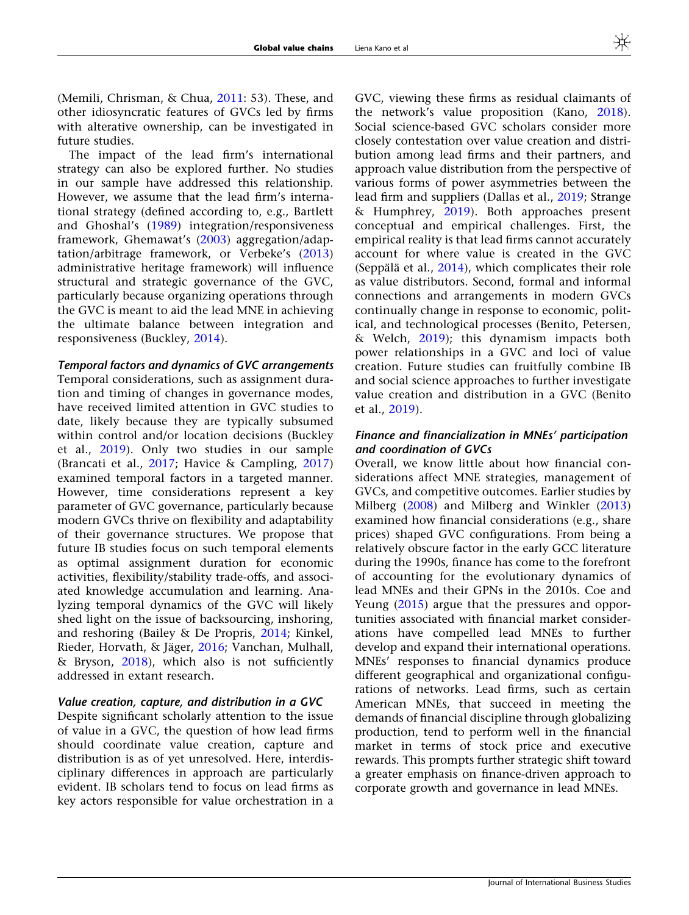(Memili, Chrisman, & Chua, 2011: 53). These, and other idiosyncratic features of GVCs led by firms with alterative ownership, can be investigated in future studies.

The impact of the lead firm's international strategy can also be explored further. No studies in our sample have addressed this relationship. However, we assume that the lead firm's international strategy (defined according to, e.g., Bartlett and Ghoshal's (1989) integration/responsiveness framework, Ghemawat's (2003) aggregation/adaptation/arbitrage framework, or Verbeke's (2013) administrative heritage framework) will influence structural and strategic governance of the GVC, particularly because organizing operations through the GVC is meant to aid the lead MNE in achieving the ultimate balance between integration and responsiveness (Buckley, 2014).

#### *Temporal factors and dynamics of GVC arrangements*

Temporal considerations, such as assignment duration and timing of changes in governance modes, have received limited attention in GVC studies to date, likely because they are typically subsumed within control and/or location decisions (Buckley et al., 2019). Only two studies in our sample (Brancati et al., 2017; Havice & Campling, 2017) examined temporal factors in a targeted manner. However, time considerations represent a key parameter of GVC governance, particularly because modern GVCs thrive on flexibility and adaptability of their governance structures. We propose that future IB studies focus on such temporal elements as optimal assignment duration for economic activities, flexibility/stability trade-offs, and associated knowledge accumulation and learning. Analyzing temporal dynamics of the GVC will likely shed light on the issue of backsourcing, inshoring, and reshoring (Bailey & De Propris, 2014; Kinkel, Rieder, Horvath, & Jäger, 2016; Vanchan, Mulhall, & Bryson, 2018), which also is not sufficiently addressed in extant research.

#### *Value creation, capture, and distribution in a GVC*

Despite significant scholarly attention to the issue of value in a GVC, the question of how lead firms should coordinate value creation, capture and distribution is as of yet unresolved. Here, interdisciplinary differences in approach are particularly evident. IB scholars tend to focus on lead firms as key actors responsible for value orchestration in a GVC, viewing these firms as residual claimants of the network's value proposition (Kano, 2018). Social science-based GVC scholars consider more closely contestation over value creation and distribution among lead firms and their partners, and approach value distribution from the perspective of various forms of power asymmetries between the lead firm and suppliers (Dallas et al., 2019; Strange & Humphrey, 2019). Both approaches present conceptual and empirical challenges. First, the empirical reality is that lead firms cannot accurately account for where value is created in the GVC (Seppälä et al., 2014), which complicates their role as value distributors. Second, formal and informal connections and arrangements in modern GVCs continually change in response to economic, political, and technological processes (Benito, Petersen, & Welch, 2019); this dynamism impacts both power relationships in a GVC and loci of value creation. Future studies can fruitfully combine IB and social science approaches to further investigate value creation and distribution in a GVC (Benito et al., 2019).

#### *Finance and financialization in MNEs' participation and coordination of GVCs*

Overall, we know little about how financial considerations affect MNE strategies, management of GVCs, and competitive outcomes. Earlier studies by Milberg (2008) and Milberg and Winkler (2013) examined how financial considerations (e.g., share prices) shaped GVC configurations. From being a relatively obscure factor in the early GCC literature during the 1990s, finance has come to the forefront of accounting for the evolutionary dynamics of lead MNEs and their GPNs in the 2010s. Coe and Yeung (2015) argue that the pressures and opportunities associated with financial market considerations have compelled lead MNEs to further develop and expand their international operations. MNEs' responses to financial dynamics produce different geographical and organizational configurations of networks. Lead firms, such as certain American MNEs, that succeed in meeting the demands of financial discipline through globalizing production, tend to perform well in the financial market in terms of stock price and executive rewards. This prompts further strategic shift toward a greater emphasis on finance-driven approach to corporate growth and governance in lead MNEs.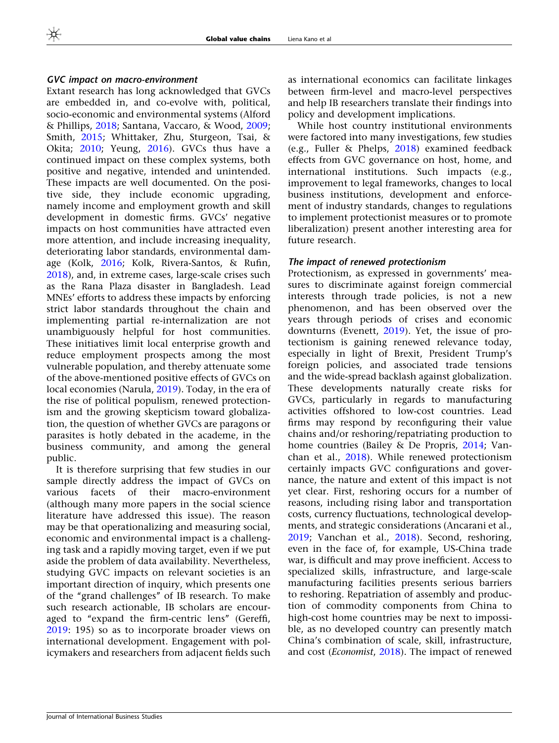### *GVC impact on macro-environment*

Extant research has long acknowledged that GVCs are embedded in, and co-evolve with, political, socio-economic and environmental systems (Alford & Phillips, 2018; Santana, Vaccaro, & Wood, 2009; Smith, 2015; Whittaker, Zhu, Sturgeon, Tsai, & Okita; 2010; Yeung, 2016). GVCs thus have a continued impact on these complex systems, both positive and negative, intended and unintended. These impacts are well documented. On the positive side, they include economic upgrading, namely income and employment growth and skill development in domestic firms. GVCs' negative impacts on host communities have attracted even more attention, and include increasing inequality, deteriorating labor standards, environmental damage (Kolk, 2016; Kolk, Rivera-Santos, & Rufin, 2018), and, in extreme cases, large-scale crises such as the Rana Plaza disaster in Bangladesh. Lead MNEs' efforts to address these impacts by enforcing strict labor standards throughout the chain and implementing partial re-internalization are not unambiguously helpful for host communities. These initiatives limit local enterprise growth and reduce employment prospects among the most vulnerable population, and thereby attenuate some of the above-mentioned positive effects of GVCs on local economies (Narula, 2019). Today, in the era of the rise of political populism, renewed protectionism and the growing skepticism toward globalization, the question of whether GVCs are paragons or parasites is hotly debated in the academe, in the business community, and among the general public.

It is therefore surprising that few studies in our sample directly address the impact of GVCs on various facets of their macro-environment (although many more papers in the social science literature have addressed this issue). The reason may be that operationalizing and measuring social, economic and environmental impact is a challenging task and a rapidly moving target, even if we put aside the problem of data availability. Nevertheless, studying GVC impacts on relevant societies is an important direction of inquiry, which presents one of the "grand challenges" of IB research. To make such research actionable, IB scholars are encouraged to "expand the firm-centric lens" (Gereffi, 2019: 195) so as to incorporate broader views on international development. Engagement with policymakers and researchers from adjacent fields such as international economics can facilitate linkages between firm-level and macro-level perspectives and help IB researchers translate their findings into policy and development implications.

While host country institutional environments were factored into many investigations, few studies (e.g., Fuller & Phelps, 2018) examined feedback effects from GVC governance on host, home, and international institutions. Such impacts (e.g., improvement to legal frameworks, changes to local business institutions, development and enforcement of industry standards, changes to regulations to implement protectionist measures or to promote liberalization) present another interesting area for future research.

### *The impact of renewed protectionism*

Protectionism, as expressed in governments' measures to discriminate against foreign commercial interests through trade policies, is not a new phenomenon, and has been observed over the years through periods of crises and economic downturns (Evenett, 2019). Yet, the issue of protectionism is gaining renewed relevance today, especially in light of Brexit, President Trump's foreign policies, and associated trade tensions and the wide-spread backlash against globalization. These developments naturally create risks for GVCs, particularly in regards to manufacturing activities offshored to low-cost countries. Lead firms may respond by reconfiguring their value chains and/or reshoring/repatriating production to home countries (Bailey & De Propris, 2014; Vanchan et al., 2018). While renewed protectionism certainly impacts GVC configurations and governance, the nature and extent of this impact is not yet clear. First, reshoring occurs for a number of reasons, including rising labor and transportation costs, currency fluctuations, technological developments, and strategic considerations (Ancarani et al., 2019; Vanchan et al., 2018). Second, reshoring, even in the face of, for example, US-China trade war, is difficult and may prove inefficient. Access to specialized skills, infrastructure, and large-scale manufacturing facilities presents serious barriers to reshoring. Repatriation of assembly and production of commodity components from China to high-cost home countries may be next to impossible, as no developed country can presently match China's combination of scale, skill, infrastructure, and cost (*Economist*, 2018). The impact of renewed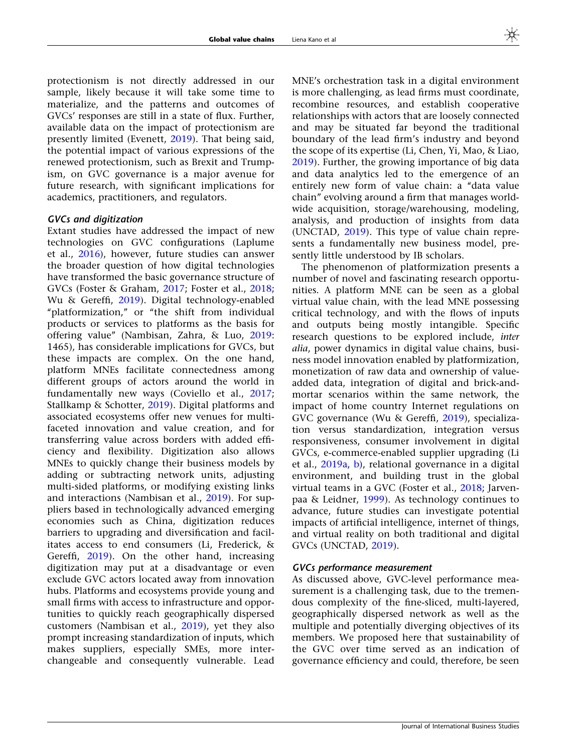protectionism is not directly addressed in our sample, likely because it will take some time to materialize, and the patterns and outcomes of GVCs' responses are still in a state of flux. Further, available data on the impact of protectionism are presently limited (Evenett, 2019). That being said, the potential impact of various expressions of the renewed protectionism, such as Brexit and Trumpism, on GVC governance is a major avenue for future research, with significant implications for academics, practitioners, and regulators.

### *GVCs and digitization*

Extant studies have addressed the impact of new technologies on GVC configurations (Laplume et al., 2016), however, future studies can answer the broader question of how digital technologies have transformed the basic governance structure of GVCs (Foster & Graham, 2017; Foster et al., 2018; Wu & Gereffi, 2019). Digital technology-enabled "platformization," or "the shift from individual products or services to platforms as the basis for offering value" (Nambisan, Zahra, & Luo, 2019: 1465), has considerable implications for GVCs, but these impacts are complex. On the one hand, platform MNEs facilitate connectedness among different groups of actors around the world in fundamentally new ways (Coviello et al., 2017; Stallkamp & Schotter, 2019). Digital platforms and associated ecosystems offer new venues for multi-faceted innovation and value creation, and for transferring value across borders with added efficiency and flexibility. Digitization also allows MNEs to quickly change their business models by adding or subtracting network units, adjusting multi-sided platforms, or modifying existing links and interactions (Nambisan et al., 2019). For suppliers based in technologically advanced emerging economies such as China, digitization reduces barriers to upgrading and diversification and facilitates access to end consumers (Li, Frederick, & Gereffi, 2019). On the other hand, increasing digitization may put at a disadvantage or even exclude GVC actors located away from innovation hubs. Platforms and ecosystems provide young and small firms with access to infrastructure and opportunities to quickly reach geographically dispersed customers (Nambisan et al., 2019), yet they also prompt increasing standardization of inputs, which makes suppliers, especially SMEs, more interchangeable and consequently vulnerable. Lead MNE's orchestration task in a digital environment is more challenging, as lead firms must coordinate, recombine resources, and establish cooperative relationships with actors that are loosely connected and may be situated far beyond the traditional boundary of the lead firm's industry and beyond the scope of its expertise (Li, Chen, Yi, Mao, & Liao, 2019). Further, the growing importance of big data and data analytics led to the emergence of an entirely new form of value chain: a "data value chain" evolving around a firm that manages worldwide acquisition, storage/warehousing, modeling, analysis, and production of insights from data (UNCTAD, 2019). This type of value chain represents a fundamentally new business model, presently little understood by IB scholars.

The phenomenon of platformization presents a number of novel and fascinating research opportunities. A platform MNE can be seen as a global virtual value chain, with the lead MNE possessing critical technology, and with the flows of inputs and outputs being mostly intangible. Specific research questions to be explored include, *inter alia*, power dynamics in digital value chains, business model innovation enabled by platformization, monetization of raw data and ownership of value-added data, integration of digital and brick-and-mortar scenarios within the same network, the impact of home country Internet regulations on GVC governance (Wu & Gereffi, 2019), specialization versus standardization, integration versus responsiveness, consumer involvement in digital GVCs, e-commerce-enabled supplier upgrading (Li et al., 2019a, b), relational governance in a digital environment, and building trust in the global virtual teams in a GVC (Foster et al., 2018; Jarvenpaa & Leidner, 1999). As technology continues to advance, future studies can investigate potential impacts of artificial intelligence, internet of things, and virtual reality on both traditional and digital GVCs (UNCTAD, 2019).

### *GVCs performance measurement*

As discussed above, GVC-level performance measurement is a challenging task, due to the tremendous complexity of the fine-sliced, multi-layered, geographically dispersed network as well as the multiple and potentially diverging objectives of its members. We proposed here that sustainability of the GVC over time served as an indication of governance efficiency and could, therefore, be seen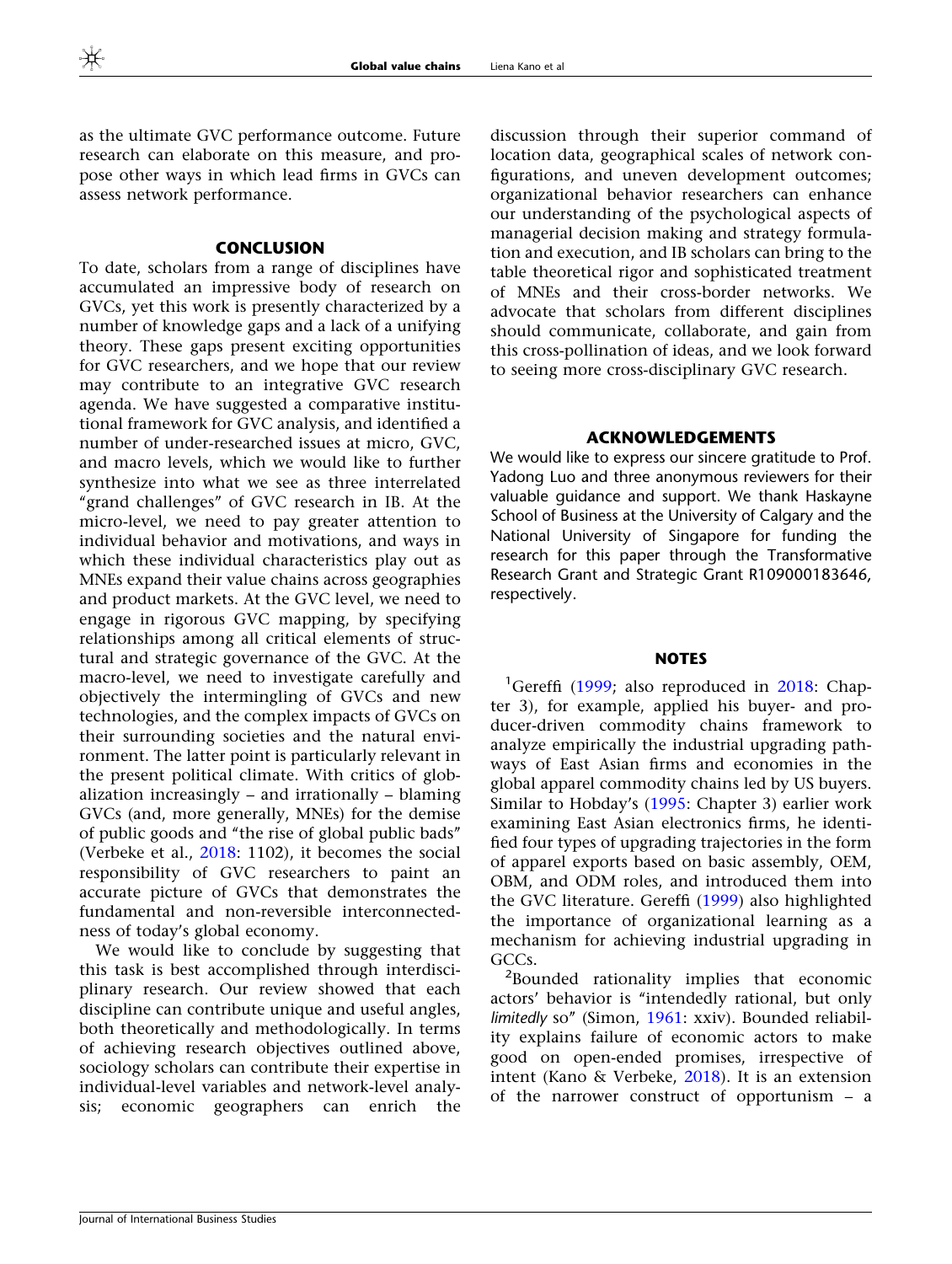as the ultimate GVC performance outcome. Future research can elaborate on this measure, and propose other ways in which lead firms in GVCs can assess network performance.

## CONCLUSION

To date, scholars from a range of disciplines have accumulated an impressive body of research on GVCs, yet this work is presently characterized by a number of knowledge gaps and a lack of a unifying theory. These gaps present exciting opportunities for GVC researchers, and we hope that our review may contribute to an integrative GVC research agenda. We have suggested a comparative institutional framework for GVC analysis, and identified a number of under-researched issues at micro, GVC, and macro levels, which we would like to further synthesize into what we see as three interrelated "grand challenges" of GVC research in IB. At the micro-level, we need to pay greater attention to individual behavior and motivations, and ways in which these individual characteristics play out as MNEs expand their value chains across geographies and product markets. At the GVC level, we need to engage in rigorous GVC mapping, by specifying relationships among all critical elements of structural and strategic governance of the GVC. At the macro-level, we need to investigate carefully and objectively the intermingling of GVCs and new technologies, and the complex impacts of GVCs on their surrounding societies and the natural environment. The latter point is particularly relevant in the present political climate. With critics of globalization increasingly – and irrationally – blaming GVCs (and, more generally, MNEs) for the demise of public goods and "the rise of global public bads" (Verbeke et al., 2018: 1102), it becomes the social responsibility of GVC researchers to paint an accurate picture of GVCs that demonstrates the fundamental and non-reversible interconnectedness of today's global economy.

We would like to conclude by suggesting that this task is best accomplished through interdisciplinary research. Our review showed that each discipline can contribute unique and useful angles, both theoretically and methodologically. In terms of achieving research objectives outlined above, sociology scholars can contribute their expertise in individual-level variables and network-level analysis; economic geographers can enrich the discussion through their superior command of location data, geographical scales of network configurations, and uneven development outcomes; organizational behavior researchers can enhance our understanding of the psychological aspects of managerial decision making and strategy formulation and execution, and IB scholars can bring to the table theoretical rigor and sophisticated treatment of MNEs and their cross-border networks. We advocate that scholars from different disciplines should communicate, collaborate, and gain from this cross-pollination of ideas, and we look forward to seeing more cross-disciplinary GVC research.

## ACKNOWLEDGEMENTS

We would like to express our sincere gratitude to Prof. Yadong Luo and three anonymous reviewers for their valuable guidance and support. We thank Haskayne School of Business at the University of Calgary and the National University of Singapore for funding the research for this paper through the Transformative Research Grant and Strategic Grant R109000183646, respectively.

## NOTES

[1]Gereffi (1999; also reproduced in 2018: Chapter 3), for example, applied his buyer- and producer-driven commodity chains framework to analyze empirically the industrial upgrading pathways of East Asian firms and economies in the global apparel commodity chains led by US buyers. Similar to Hobday's (1995: Chapter 3) earlier work examining East Asian electronics firms, he identified four types of upgrading trajectories in the form of apparel exports based on basic assembly, OEM, OBM, and ODM roles, and introduced them into the GVC literature. Gereffi (1999) also highlighted the importance of organizational learning as a mechanism for achieving industrial upgrading in GCCs.

[2]Bounded rationality implies that economic actors' behavior is "intendedly rational, but only *limitedly* so" (Simon, 1961: xxiv). Bounded reliability explains failure of economic actors to make good on open-ended promises, irrespective of intent (Kano & Verbeke, 2018). It is an extension of the narrower construct of opportunism – a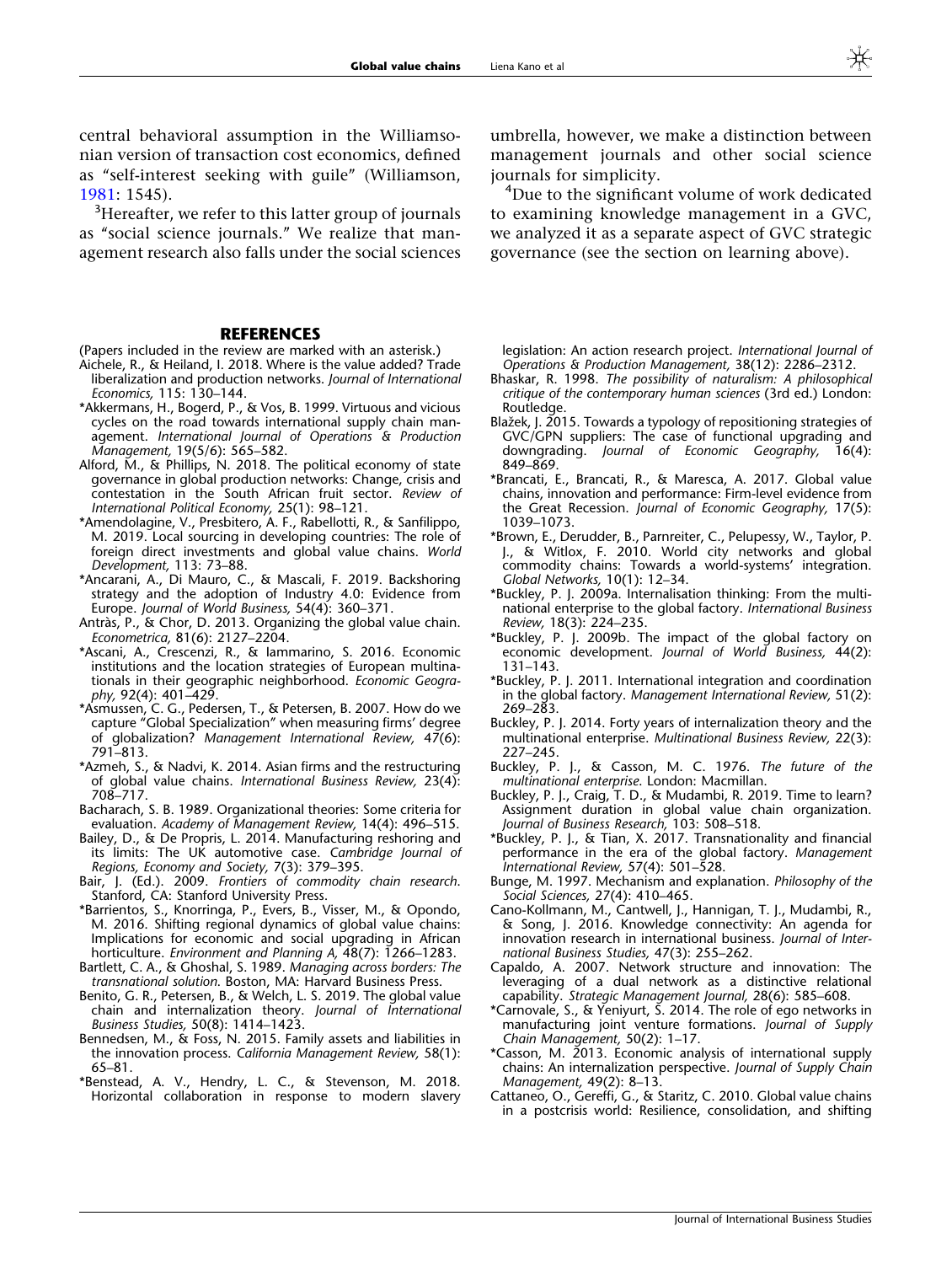central behavioral assumption in the Williamsonian version of transaction cost economics, defined as "self-interest seeking with guile" (Williamson, 1981: 1545).

[3]Hereafter, we refer to this latter group of journals as "social science journals." We realize that management research also falls under the social sciences umbrella, however, we make a distinction between management journals and other social science journals for simplicity.

[4]Due to the significant volume of work dedicated to examining knowledge management in a GVC, we analyzed it as a separate aspect of GVC strategic governance (see the section on learning above).

## REFERENCES

(Papers included in the review are marked with an asterisk.)

Aichele, R., & Heiland, I. 2018. Where is the value added? Trade liberalization and production networks. *Journal of International Economics,* 115: 130–144.

*Akkermans, H., Bogerd, P., & Vos, B. 1999. Virtuous and vicious cycles on the road towards international supply chain management. *International Journal of Operations & Production Management,* 19(5/6): 565–582.

Alford, M., & Phillips, N. 2018. The political economy of state governance in global production networks: Change, crisis and contestation in the South African fruit sector. *Review of International Political Economy,* 25(1): 98–121.

*Amendolagine, V., Presbitero, A. F., Rabellotti, R., & Sanfilippo, M. 2019. Local sourcing in developing countries: The role of foreign direct investments and global value chains. *World Development,* 113: 73–88.

*Ancarani, A., Di Mauro, C., & Mascali, F. 2019. Backshoring strategy and the adoption of Industry 4.0: Evidence from Europe. *Journal of World Business,* 54(4): 360–371.

Antràs, P., & Chor, D. 2013. Organizing the global value chain. *Econometrica,* 81(6): 2127–2204.

*Ascani, A., Crescenzi, R., & Iammarino, S. 2016. Economic institutions and the location strategies of European multinationals in their geographic neighborhood. *Economic Geography,* 92(4): 401–429.

*Asmussen, C. G., Pedersen, T., & Petersen, B. 2007. How do we capture "Global Specialization" when measuring firms' degree of globalization? *Management International Review,* 47(6): 791–813.

*Azmeh, S., & Nadvi, K. 2014. Asian firms and the restructuring of global value chains. *International Business Review,* 23(4): 708–717.

Bacharach, S. B. 1989. Organizational theories: Some criteria for evaluation. *Academy of Management Review,* 14(4): 496–515.

Bailey, D., & De Propris, L. 2014. Manufacturing reshoring and its limits: The UK automotive case. *Cambridge Journal of Regions, Economy and Society,* 7(3): 379–395.

Bair, J. (Ed.). 2009. *Frontiers of commodity chain research.* Stanford, CA: Stanford University Press.

*Barrientos, S., Knorringa, P., Evers, B., Visser, M., & Opondo, M. 2016. Shifting regional dynamics of global value chains: Implications for economic and social upgrading in African horticulture. *Environment and Planning A,* 48(7): 1266–1283.

Bartlett, C. A., & Ghoshal, S. 1989. *Managing across borders: The transnational solution.* Boston, MA: Harvard Business Press.

Benito, G. R., Petersen, B., & Welch, L. S. 2019. The global value chain and internalization theory. *Journal of International Business Studies,* 50(8): 1414–1423.

Bennedsen, M., & Foss, N. 2015. Family assets and liabilities in the innovation process. *California Management Review,* 58(1): 65–81.

*Benstead, A. V., Hendry, L. C., & Stevenson, M. 2018. Horizontal collaboration in response to modern slavery legislation: An action research project. *International Journal of Operations & Production Management,* 38(12): 2286–2312.

Bhaskar, R. 1998. *The possibility of naturalism: A philosophical critique of the contemporary human sciences* (3rd ed.) London: Routledge.

Blažek, J. 2015. Towards a typology of repositioning strategies of GVC/GPN suppliers: The case of functional upgrading and downgrading. *Journal of Economic Geography,* 16(4): 849–869.

*Brancati, E., Brancati, R., & Maresca, A. 2017. Global value chains, innovation and performance: Firm-level evidence from the Great Recession. *Journal of Economic Geography,* 17(5): 1039–1073.

*Brown, E., Derudder, B., Parnreiter, C., Pelupessy, W., Taylor, P. J., & Witlox, F. 2010. World city networks and global commodity chains: Towards a world-systems' integration. *Global Networks,* 10(1): 12–34.

*Buckley, P. J. 2009a. Internalisation thinking: From the multinational enterprise to the global factory. *International Business Review,* 18(3): 224–235.

*Buckley, P. J. 2009b. The impact of the global factory on economic development. *Journal of World Business,* 44(2): 131–143.

*Buckley, P. J. 2011. International integration and coordination in the global factory. *Management International Review,* 51(2): 269–283.

Buckley, P. J. 2014. Forty years of internalization theory and the multinational enterprise. *Multinational Business Review,* 22(3): 227–245.

Buckley, P. J., & Casson, M. C. 1976. *The future of the multinational enterprise.* London: Macmillan.

Buckley, P. J., Craig, T. D., & Mudambi, R. 2019. Time to learn? Assignment duration in global value chain organization. *Journal of Business Research,* 103: 508–518.

*Buckley, P. J., & Tian, X. 2017. Transnationality and financial performance in the era of the global factory. *Management International Review,* 57(4): 501–528.

Bunge, M. 1997. Mechanism and explanation. *Philosophy of the Social Sciences,* 27(4): 410–465.

Cano-Kollmann, M., Cantwell, J., Hannigan, T. J., Mudambi, R., & Song, J. 2016. Knowledge connectivity: An agenda for innovation research in international business. *Journal of International Business Studies,* 47(3): 255–262.

Capaldo, A. 2007. Network structure and innovation: The leveraging of a dual network as a distinctive relational capability. *Strategic Management Journal,* 28(6): 585–608.

*Carnovale, S., & Yeniyurt, S. 2014. The role of ego networks in manufacturing joint venture formations. *Journal of Supply Chain Management,* 50(2): 1–17.

*Casson, M. 2013. Economic analysis of international supply chains: An internalization perspective. *Journal of Supply Chain Management,* 49(2): 8–13.

Cattaneo, O., Gereffi, G., & Staritz, C. 2010. Global value chains in a postcrisis world: Resilience, consolidation, and shifting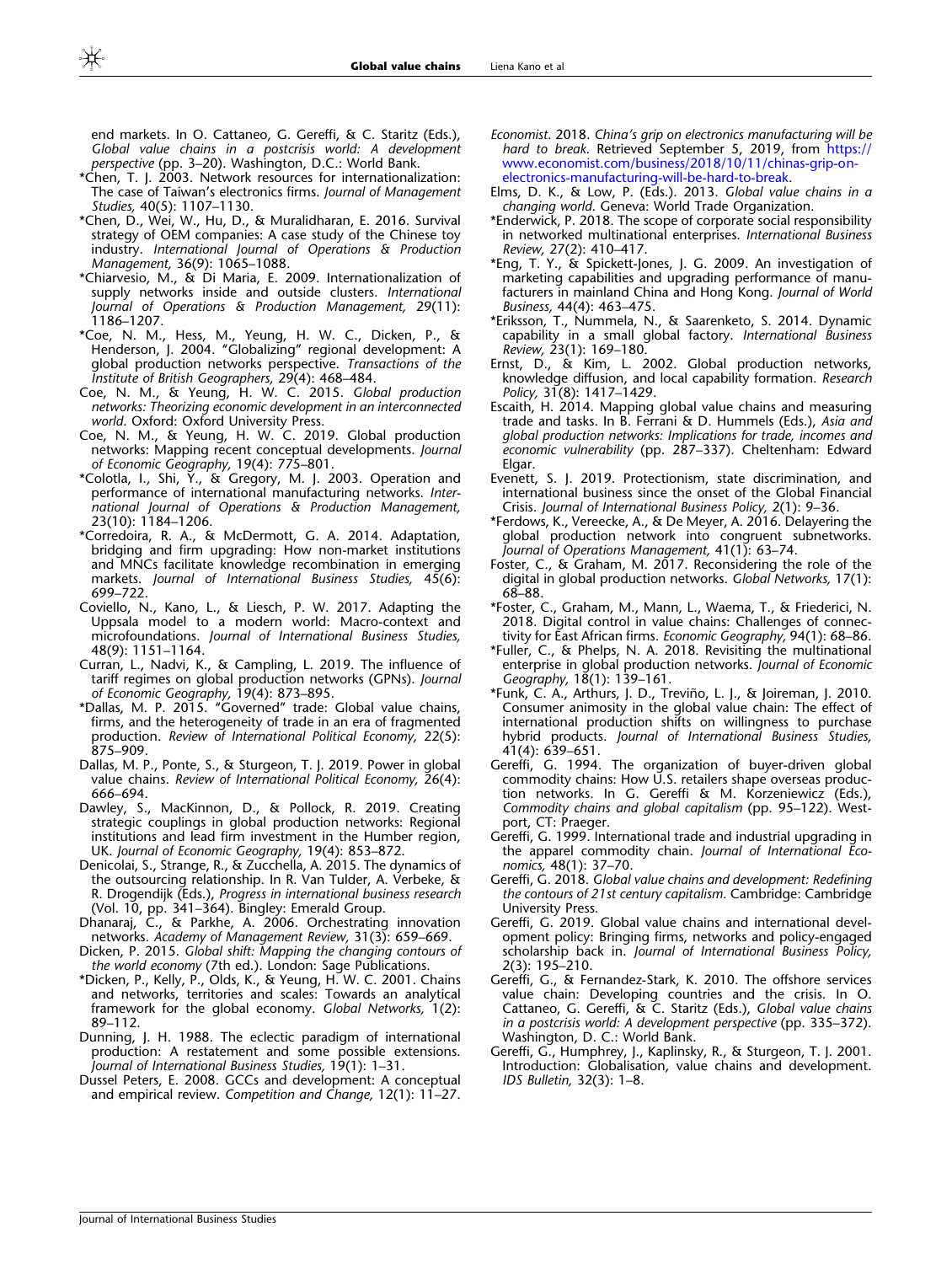end markets. In O. Cattaneo, G. Gereffi, & C. Staritz (Eds.), *Global value chains in a postcrisis world: A development perspective* (pp. 3–20). Washington, D.C.: World Bank.

*Chen, T. J. 2003. Network resources for internationalization: The case of Taiwan's electronics firms. *Journal of Management Studies,* 40(5): 1107–1130.

*Chen, D., Wei, W., Hu, D., & Muralidharan, E. 2016. Survival strategy of OEM companies: A case study of the Chinese toy industry. *International Journal of Operations & Production Management,* 36(9): 1065–1088.

*Chiarvesio, M., & Di Maria, E. 2009. Internationalization of supply networks inside and outside clusters. *International Journal of Operations & Production Management,* 29(11): 1186–1207.

*Coe, N. M., Hess, M., Yeung, H. W. C., Dicken, P., & Henderson, J. 2004. "Globalizing" regional development: A global production networks perspective. *Transactions of the Institute of British Geographers,* 29(4): 468–484.

Coe, N. M., & Yeung, H. W. C. 2015. *Global production networks: Theorizing economic development in an interconnected world.* Oxford: Oxford University Press.

Coe, N. M., & Yeung, H. W. C. 2019. Global production networks: Mapping recent conceptual developments. *Journal of Economic Geography,* 19(4): 775–801.

*Colotla, I., Shi, Y., & Gregory, M. J. 2003. Operation and performance of international manufacturing networks. *International Journal of Operations & Production Management,* 23(10): 1184–1206.

*Corredoira, R. A., & McDermott, G. A. 2014. Adaptation, bridging and firm upgrading: How non-market institutions and MNCs facilitate knowledge recombination in emerging markets. *Journal of International Business Studies,* 45(6): 699–722.

Coviello, N., Kano, L., & Liesch, P. W. 2017. Adapting the Uppsala model to a modern world: Macro-context and microfoundations. *Journal of International Business Studies,* 48(9): 1151–1164.

Curran, L., Nadvi, K., & Campling, L. 2019. The influence of tariff regimes on global production networks (GPNs). *Journal of Economic Geography,* 19(4): 873–895.

*Dallas, M. P. 2015. "Governed" trade: Global value chains, firms, and the heterogeneity of trade in an era of fragmented production. *Review of International Political Economy,* 22(5): 875–909.

Dallas, M. P., Ponte, S., & Sturgeon, T. J. 2019. Power in global value chains. *Review of International Political Economy,* 26(4): 666–694.

Dawley, S., MacKinnon, D., & Pollock, R. 2019. Creating strategic couplings in global production networks: Regional institutions and lead firm investment in the Humber region, UK. *Journal of Economic Geography,* 19(4): 853–872.

Denicolai, S., Strange, R., & Zucchella, A. 2015. The dynamics of the outsourcing relationship. In R. Van Tulder, A. Verbeke, & R. Drogendijk (Eds.), *Progress in international business research* (Vol. 10, pp. 341–364). Bingley: Emerald Group.

Dhanaraj, C., & Parkhe, A. 2006. Orchestrating innovation networks. *Academy of Management Review,* 31(3): 659–669.

Dicken, P. 2015. *Global shift: Mapping the changing contours of the world economy* (7th ed.). London: Sage Publications.

*Dicken, P., Kelly, P., Olds, K., & Yeung, H. W. C. 2001. Chains and networks, territories and scales: Towards an analytical framework for the global economy. *Global Networks,* 1(2): 89–112.

Dunning, J. H. 1988. The eclectic paradigm of international production: A restatement and some possible extensions. *Journal of International Business Studies,* 19(1): 1–31.

Dussel Peters, E. 2008. GCCs and development: A conceptual and empirical review. *Competition and Change,* 12(1): 11–27.

*Economist*. 2018. *China's grip on electronics manufacturing will be hard to break.* Retrieved September 5, 2019, from https://www.economist.com/business/2018/10/11/chinas-grip-on-electronics-manufacturing-will-be-hard-to-break.

Elms, D. K., & Low, P. (Eds.). 2013. *Global value chains in a changing world.* Geneva: World Trade Organization.

*Enderwick, P. 2018. The scope of corporate social responsibility in networked multinational enterprises. *International Business Review,* 27(2): 410–417.

*Eng, T. Y., & Spickett-Jones, J. G. 2009. An investigation of marketing capabilities and upgrading performance of manufacturers in mainland China and Hong Kong. *Journal of World Business,* 44(4): 463–475.

*Eriksson, T., Nummela, N., & Saarenketo, S. 2014. Dynamic capability in a small global factory. *International Business Review,* 23(1): 169–180.

Ernst, D., & Kim, L. 2002. Global production networks, knowledge diffusion, and local capability formation. *Research Policy,* 31(8): 1417–1429.

Escaith, H. 2014. Mapping global value chains and measuring trade and tasks. In B. Ferrani & D. Hummels (Eds.), *Asia and global production networks: Implications for trade, incomes and economic vulnerability* (pp. 287–337). Cheltenham: Edward Elgar.

Evenett, S. J. 2019. Protectionism, state discrimination, and international business since the onset of the Global Financial Crisis. *Journal of International Business Policy,* 2(1): 9–36.

*Ferdows, K., Vereecke, A., & De Meyer, A. 2016. Delayering the global production network into congruent subnetworks. *Journal of Operations Management,* 41(1): 63–74.

Foster, C., & Graham, M. 2017. Reconsidering the role of the digital in global production networks. *Global Networks,* 17(1): 68–88.

*Foster, C., Graham, M., Mann, L., Waema, T., & Friederici, N. 2018. Digital control in value chains: Challenges of connectivity for East African firms. *Economic Geography,* 94(1): 68–86.

*Fuller, C., & Phelps, N. A. 2018. Revisiting the multinational enterprise in global production networks. *Journal of Economic Geography,* 18(1): 139–161.

*Funk, C. A., Arthurs, J. D., Treviño, L. J., & Joireman, J. 2010. Consumer animosity in the global value chain: The effect of international production shifts on willingness to purchase hybrid products. *Journal of International Business Studies,* 41(4): 639–651.

Gereffi, G. 1994. The organization of buyer-driven global commodity chains: How U.S. retailers shape overseas production networks. In G. Gereffi & M. Korzeniewicz (Eds.), *Commodity chains and global capitalism* (pp. 95–122). Westport, CT: Praeger.

Gereffi, G. 1999. International trade and industrial upgrading in the apparel commodity chain. *Journal of International Economics,* 48(1): 37–70.

Gereffi, G. 2018. *Global value chains and development: Redefining the contours of 21st century capitalism.* Cambridge: Cambridge University Press.

Gereffi, G. 2019. Global value chains and international development policy: Bringing firms, networks and policy-engaged scholarship back in. *Journal of International Business Policy,* 2(3): 195–210.

Gereffi, G., & Fernandez-Stark, K. 2010. The offshore services value chain: Developing countries and the crisis. In O. Cattaneo, G. Gereffi, & C. Staritz (Eds.), *Global value chains in a postcrisis world: A development perspective* (pp. 335–372). Washington, D. C.: World Bank.

Gereffi, G., Humphrey, J., Kaplinsky, R., & Sturgeon, T. J. 2001. Introduction: Globalisation, value chains and development. *IDS Bulletin,* 32(3): 1–8.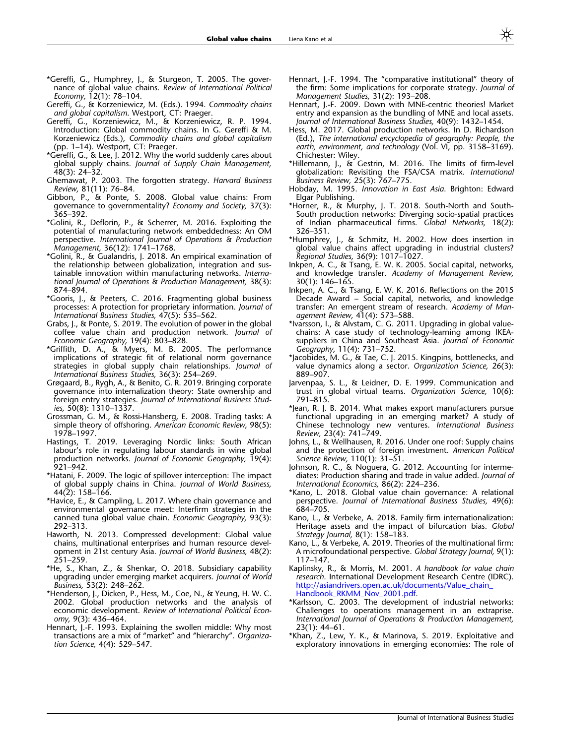*Gereffi, G., Humphrey, J., & Sturgeon, T. 2005. The governance of global value chains. *Review of International Political Economy,* 12(1): 78–104.

Gereffi, G., & Korzeniewicz, M. (Eds.). 1994. *Commodity chains and global capitalism.* Westport, CT: Praeger.

Gereffi, G., Korzeniewicz, M., & Korzeniewicz, R. P. 1994. Introduction: Global commodity chains. In G. Gereffi & M. Korzeniewicz (Eds.), *Commodity chains and global capitalism* (pp. 1–14). Westport, CT: Praeger.

*Gereffi, G., & Lee, J. 2012. Why the world suddenly cares about global supply chains. *Journal of Supply Chain Management,* 48(3): 24–32.

Ghemawat, P. 2003. The forgotten strategy. *Harvard Business Review,* 81(11): 76–84.

Gibbon, P., & Ponte, S. 2008. Global value chains: From governance to governmentality? *Economy and Society,* 37(3): 365–392.

*Golini, R., Deflorin, P., & Scherrer, M. 2016. Exploiting the potential of manufacturing network embeddedness: An OM perspective. *International Journal of Operations & Production Management,* 36(12): 1741–1768.

*Golini, R., & Gualandris, J. 2018. An empirical examination of the relationship between globalization, integration and sustainable innovation within manufacturing networks. *International Journal of Operations & Production Management,* 38(3): 874–894.

*Gooris, J., & Peeters, C. 2016. Fragmenting global business processes: A protection for proprietary information. *Journal of International Business Studies,* 47(5): 535–562.

Grabs, J., & Ponte, S. 2019. The evolution of power in the global coffee value chain and production network. *Journal of Economic Geography,* 19(4): 803–828.

*Griffith, D. A., & Myers, M. B. 2005. The performance implications of strategic fit of relational norm governance strategies in global supply chain relationships. *Journal of International Business Studies,* 36(3): 254–269.

Grøgaard, B., Rygh, A., & Benito, G. R. 2019. Bringing corporate governance into internalization theory: State ownership and foreign entry strategies. *Journal of International Business Studies,* 50(8): 1310–1337.

Grossman, G. M., & Rossi-Hansberg, E. 2008. Trading tasks: A simple theory of offshoring. *American Economic Review,* 98(5): 1978–1997.

Hastings, T. 2019. Leveraging Nordic links: South African labour's role in regulating labour standards in wine global production networks. *Journal of Economic Geography,* 19(4): 921–942.

*Hatani, F. 2009. The logic of spillover interception: The impact of global supply chains in China. *Journal of World Business,* 44(2): 158–166.

*Havice, E., & Campling, L. 2017. Where chain governance and environmental governance meet: Interfirm strategies in the canned tuna global value chain. *Economic Geography,* 93(3): 292–313.

Haworth, N. 2013. Compressed development: Global value chains, multinational enterprises and human resource development in 21st century Asia. *Journal of World Business,* 48(2): 251–259.

*He, S., Khan, Z., & Shenkar, O. 2018. Subsidiary capability upgrading under emerging market acquirers. *Journal of World Business,* 53(2): 248–262.

*Henderson, J., Dicken, P., Hess, M., Coe, N., & Yeung, H. W. C. 2002. Global production networks and the analysis of economic development. *Review of International Political Economy,* 9(3): 436–464.

Hennart, J.-F. 1993. Explaining the swollen middle: Why most transactions are a mix of "market" and "hierarchy". *Organization Science,* 4(4): 529–547.

Hennart, J.-F. 1994. The "comparative institutional" theory of the firm: Some implications for corporate strategy. *Journal of Management Studies,* 31(2): 193–208.

Hennart, J.-F. 2009. Down with MNE-centric theories! Market entry and expansion as the bundling of MNE and local assets. *Journal of International Business Studies,* 40(9): 1432–1454.

Hess, M. 2017. Global production networks. In D. Richardson (Ed.), *The international encyclopedia of geography: People, the earth, environment, and technology* (Vol. VI, pp. 3158–3169). Chichester: Wiley.

*Hillemann, J., & Gestrin, M. 2016. The limits of firm-level globalization: Revisiting the FSA/CSA matrix. *International Business Review,* 25(3): 767–775.

Hobday, M. 1995. *Innovation in East Asia.* Brighton: Edward Elgar Publishing.

*Horner, R., & Murphy, J. T. 2018. South-North and South-South production networks: Diverging socio-spatial practices of Indian pharmaceutical firms. *Global Networks,* 18(2): 326–351.

*Humphrey, J., & Schmitz, H. 2002. How does insertion in global value chains affect upgrading in industrial clusters? *Regional Studies,* 36(9): 1017–1027.

Inkpen, A. C., & Tsang, E. W. K. 2005. Social capital, networks, and knowledge transfer. *Academy of Management Review,* 30(1): 146–165.

Inkpen, A. C., & Tsang, E. W. K. 2016. Reflections on the 2015 Decade Award – Social capital, networks, and knowledge transfer: An emergent stream of research. *Academy of Management Review,* 41(4): 573–588.

*Ivarsson, I., & Alvstam, C. G. 2011. Upgrading in global value-chains: A case study of technology-learning among IKEA-suppliers in China and Southeast Asia. *Journal of Economic Geography,* 11(4): 731–752.

*Jacobides, M. G., & Tae, C. J. 2015. Kingpins, bottlenecks, and value dynamics along a sector. *Organization Science,* 26(3): 889–907.

Jarvenpaa, S. L., & Leidner, D. E. 1999. Communication and trust in global virtual teams. *Organization Science,* 10(6): 791–815.

*Jean, R. J. B. 2014. What makes export manufacturers pursue functional upgrading in an emerging market? A study of Chinese technology new ventures. *International Business Review,* 23(4): 741–749.

Johns, L., & Wellhausen, R. 2016. Under one roof: Supply chains and the protection of foreign investment. *American Political Science Review,* 110(1): 31–51.

Johnson, R. C., & Noguera, G. 2012. Accounting for intermediates: Production sharing and trade in value added. *Journal of International Economics,* 86(2): 224–236.

*Kano, L. 2018. Global value chain governance: A relational perspective. *Journal of International Business Studies,* 49(6): 684–705.

Kano, L., & Verbeke, A. 2018. Family firm internationalization: Heritage assets and the impact of bifurcation bias. *Global Strategy Journal,* 8(1): 158–183.

Kano, L., & Verbeke, A. 2019. Theories of the multinational firm: A microfoundational perspective. *Global Strategy Journal,* 9(1): 117–147.

Kaplinsky, R., & Morris, M. 2001. *A handbook for value chain research.* International Development Research Centre (IDRC). http://asiandrivers.open.ac.uk/documents/Value_chain_Handbook_RKMM_Nov_2001.pdf.

*Karlsson, C. 2003. The development of industrial networks: Challenges to operations management in an extraprise. *International Journal of Operations & Production Management,* 23(1): 44–61.

*Khan, Z., Lew, Y. K., & Marinova, S. 2019. Exploitative and exploratory innovations in emerging economies: The role of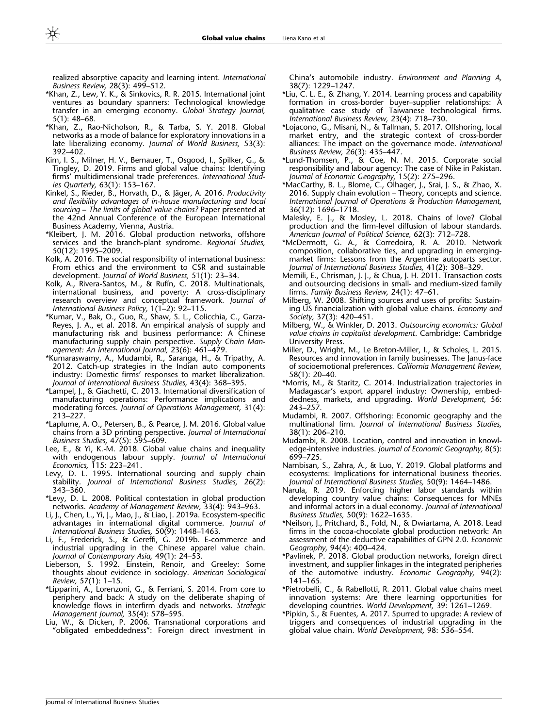realized absorptive capacity and learning intent. *International Business Review,* 28(3): 499–512.

*Khan, Z., Lew, Y. K., & Sinkovics, R. R. 2015. International joint ventures as boundary spanners: Technological knowledge transfer in an emerging economy. *Global Strategy Journal,* 5(1): 48–68.

*Khan, Z., Rao-Nicholson, R., & Tarba, S. Y. 2018. Global networks as a mode of balance for exploratory innovations in a late liberalizing economy. *Journal of World Business,* 53(3): 392–402.

Kim, I. S., Milner, H. V., Bernauer, T., Osgood, I., Spilker, G., & Tingley, D. 2019. Firms and global value chains: Identifying firms' multidimensional trade preferences. *International Studies Quarterly,* 63(1): 153–167.

Kinkel, S., Rieder, B., Horvath, D., & Jäger, A. 2016. *Productivity and flexibility advantages of in-house manufacturing and local sourcing – The limits of global value chains?* Paper presented at the 42nd Annual Conference of the European International Business Academy, Vienna, Austria.

*Kleibert, J. M. 2016. Global production networks, offshore services and the branch-plant syndrome. *Regional Studies,* 50(12): 1995–2009.

Kolk, A. 2016. The social responsibility of international business: From ethics and the environment to CSR and sustainable development. *Journal of World Business,* 51(1): 23–34.

Kolk, A., Rivera-Santos, M., & Rufín, C. 2018. Multinationals, international business, and poverty: A cross-disciplinary research overview and conceptual framework. *Journal of International Business Policy,* 1(1–2): 92–115.

*Kumar, V., Bak, O., Guo, R., Shaw, S. L., Colicchia, C., Garza-Reyes, J. A., et al. 2018. An empirical analysis of supply and manufacturing risk and business performance: A Chinese manufacturing supply chain perspective. *Supply Chain Management: An International Journal,* 23(6): 461–479.

*Kumaraswamy, A., Mudambi, R., Saranga, H., & Tripathy, A. 2012. Catch-up strategies in the Indian auto components industry: Domestic firms' responses to market liberalization. *Journal of International Business Studies,* 43(4): 368–395.

*Lampel, J., & Giachetti, C. 2013. International diversification of manufacturing operations: Performance implications and moderating forces. *Journal of Operations Management,* 31(4): 213–227.

*Laplume, A. O., Petersen, B., & Pearce, J. M. 2016. Global value chains from a 3D printing perspective. *Journal of International Business Studies,* 47(5): 595–609.

Lee, E., & Yi, K.-M. 2018. Global value chains and inequality with endogenous labour supply. *Journal of International Economics,* 115: 223–241.

Levy, D. L. 1995. International sourcing and supply chain stability. *Journal of International Business Studies,* 26(2): 343–360.

*Levy, D. L. 2008. Political contestation in global production networks. *Academy of Management Review,* 33(4): 943–963.

Li, J., Chen, L., Yi, J., Mao, J., & Liao, J. 2019a. Ecosystem-specific advantages in international digital commerce. *Journal of International Business Studies,* 50(9): 1448–1463.

Li, F., Frederick, S., & Gereffi, G. 2019b. E-commerce and industrial upgrading in the Chinese apparel value chain. *Journal of Contemporary Asia,* 49(1): 24–53.

Lieberson, S. 1992. Einstein, Renoir, and Greeley: Some thoughts about evidence in sociology. *American Sociological Review,* 57(1): 1–15.

*Lipparini, A., Lorenzoni, G., & Ferriani, S. 2014. From core to periphery and back: A study on the deliberate shaping of knowledge flows in interfirm dyads and networks. *Strategic Management Journal,* 35(4): 578–595.

Liu, W., & Dicken, P. 2006. Transnational corporations and "obligated embeddedness": Foreign direct investment in China's automobile industry. *Environment and Planning A,* 38(7): 1229–1247.

*Liu, C. L. E., & Zhang, Y. 2014. Learning process and capability formation in cross-border buyer–supplier relationships: A qualitative case study of Taiwanese technological firms. *International Business Review,* 23(4): 718–730.

*Lojacono, G., Misani, N., & Tallman, S. 2017. Offshoring, local market entry, and the strategic context of cross-border alliances: The impact on the governance mode. *International Business Review,* 26(3): 435–447.

*Lund-Thomsen, P., & Coe, N. M. 2015. Corporate social responsibility and labour agency: The case of Nike in Pakistan. *Journal of Economic Geography,* 15(2): 275–296.

*MacCarthy, B. L., Blome, C., Olhager, J., Srai, J. S., & Zhao, X. 2016. Supply chain evolution – Theory, concepts and science. *International Journal of Operations & Production Management,* 36(12): 1696–1718.

Malesky, E. J., & Mosley, L. 2018. Chains of love? Global production and the firm-level diffusion of labour standards. *American Journal of Political Science,* 62(3): 712–728.

*McDermott, G. A., & Corredoira, R. A. 2010. Network composition, collaborative ties, and upgrading in emerging-market firms: Lessons from the Argentine autoparts sector. *Journal of International Business Studies,* 41(2): 308–329.

Memili, E., Chrisman, J. J., & Chua, J. H. 2011. Transaction costs and outsourcing decisions in small- and medium-sized family firms. *Family Business Review,* 24(1): 47–61.

Milberg, W. 2008. Shifting sources and uses of profits: Sustaining US financialization with global value chains. *Economy and Society,* 37(3): 420–451.

Milberg, W., & Winkler, D. 2013. *Outsourcing economics: Global value chains in capitalist development*. Cambridge: Cambridge University Press.

Miller, D., Wright, M., Le Breton-Miller, I., & Scholes, L. 2015. Resources and innovation in family businesses. The Janus-face of socioemotional preferences. *California Management Review,* 58(1): 20–40.

*Morris, M., & Staritz, C. 2014. Industrialization trajectories in Madagascar's export apparel industry: Ownership, embeddedness, markets, and upgrading. *World Development,* 56: 243–257.

Mudambi, R. 2007. Offshoring: Economic geography and the multinational firm. *Journal of International Business Studies,* 38(1): 206–210.

Mudambi, R. 2008. Location, control and innovation in knowledge-intensive industries. *Journal of Economic Geography,* 8(5): 699–725.

Nambisan, S., Zahra, A., & Luo, Y. 2019. Global platforms and ecosystems: Implications for international business theories. *Journal of International Business Studies,* 50(9): 1464–1486.

Narula, R. 2019. Enforcing higher labor standards within developing country value chains: Consequences for MNEs and informal actors in a dual economy. *Journal of International Business Studies,* 50(9): 1622–1635.

*Neilson, J., Pritchard, B., Fold, N., & Dwiartama, A. 2018. Lead firms in the cocoa-chocolate global production network: An assessment of the deductive capabilities of GPN 2.0. *Economic Geography,* 94(4): 400–424.

*Pavlínek, P. 2018. Global production networks, foreign direct investment, and supplier linkages in the integrated peripheries of the automotive industry. *Economic Geography,* 94(2): 141–165.

*Pietrobelli, C., & Rabellotti, R. 2011. Global value chains meet innovation systems: Are there learning opportunities for developing countries. *World Development,* 39: 1261–1269.

*Pipkin, S., & Fuentes, A. 2017. Spurred to upgrade: A review of triggers and consequences of industrial upgrading in the global value chain. *World Development,* 98: 536–554.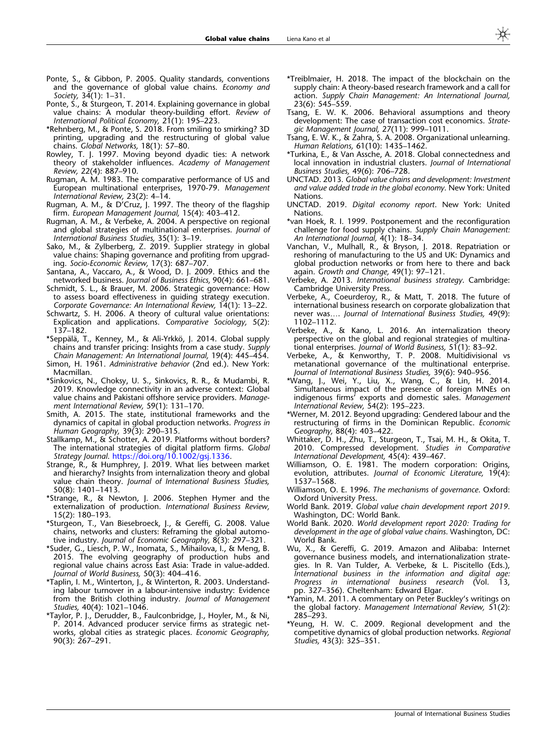Ponte, S., & Gibbon, P. 2005. Quality standards, conventions and the governance of global value chains. *Economy and Society,* 34(1): 1–31.

Ponte, S., & Sturgeon, T. 2014. Explaining governance in global value chains: A modular theory-building effort. *Review of International Political Economy,* 21(1): 195–223.

*Rehnberg, M., & Ponte, S. 2018. From smiling to smirking? 3D printing, upgrading and the restructuring of global value chains. *Global Networks,* 18(1): 57–80.

Rowley, T. J. 1997. Moving beyond dyadic ties: A network theory of stakeholder influences. *Academy of Management Review,* 22(4): 887–910.

Rugman, A. M. 1983. The comparative performance of US and European multinational enterprises, 1970-79. *Management International Review,* 23(2): 4–14.

Rugman, A. M., & D'Cruz, J. 1997. The theory of the flagship firm. *European Management Journal,* 15(4): 403–412.

Rugman, A. M., & Verbeke, A. 2004. A perspective on regional and global strategies of multinational enterprises. *Journal of International Business Studies,* 35(1): 3–19.

Sako, M., & Zylberberg, Z. 2019. Supplier strategy in global value chains: Shaping governance and profiting from upgrading. *Socio-Economic Review,* 17(3): 687–707.

Santana, A., Vaccaro, A., & Wood, D. J. 2009. Ethics and the networked business. *Journal of Business Ethics,* 90(4): 661–681.

Schmidt, S. L., & Brauer, M. 2006. Strategic governance: How to assess board effectiveness in guiding strategy execution. *Corporate Governance: An International Review,* 14(1): 13–22.

Schwartz, S. H. 2006. A theory of cultural value orientations: Explication and applications. *Comparative Sociology,* 5(2): 137–182.

*Seppälä, T., Kenney, M., & Ali-Yrkkö, J. 2014. Global supply chains and transfer pricing: Insights from a case study. *Supply Chain Management: An International Journal,* 19(4): 445–454.

Simon, H. 1961. *Administrative behavior* (2nd ed.). New York: Macmillan.

*Sinkovics, N., Choksy, U. S., Sinkovics, R. R., & Mudambi, R. 2019. Knowledge connectivity in an adverse context: Global value chains and Pakistani offshore service providers. *Management International Review,* 59(1): 131–170.

Smith, A. 2015. The state, institutional frameworks and the dynamics of capital in global production networks. *Progress in Human Geography,* 39(3): 290–315.

Stallkamp, M., & Schotter, A. 2019. Platforms without borders? The international strategies of digital platform firms. *Global Strategy Journal*. https://doi.org/10.1002/gsj.1336.

Strange, R., & Humphrey, J. 2019. What lies between market and hierarchy? Insights from internalization theory and global value chain theory. *Journal of International Business Studies,* 50(8): 1401–1413.

*Strange, R., & Newton, J. 2006. Stephen Hymer and the externalization of production. *International Business Review,* 15(2): 180–193.

*Sturgeon, T., Van Biesebroeck, J., & Gereffi, G. 2008. Value chains, networks and clusters: Reframing the global automotive industry. *Journal of Economic Geography,* 8(3): 297–321.

*Suder, G., Liesch, P. W., Inomata, S., Mihailova, I., & Meng, B. 2015. The evolving geography of production hubs and regional value chains across East Asia: Trade in value-added. *Journal of World Business,* 50(3): 404–416.

*Taplin, I. M., Winterton, J., & Winterton, R. 2003. Understanding labour turnover in a labour-intensive industry: Evidence from the British clothing industry. *Journal of Management Studies,* 40(4): 1021–1046.

*Taylor, P. J., Derudder, B., Faulconbridge, J., Hoyler, M., & Ni, P. 2014. Advanced producer service firms as strategic networks, global cities as strategic places. *Economic Geography,* 90(3): 267–291.

*Treiblmaier, H. 2018. The impact of the blockchain on the supply chain: A theory-based research framework and a call for action. *Supply Chain Management: An International Journal,* 23(6): 545–559.

Tsang, E. W. K. 2006. Behavioral assumptions and theory development: The case of transaction cost economics. *Strategic Management Journal,* 27(11): 999–1011.

Tsang, E. W. K., & Zahra, S. A. 2008. Organizational unlearning. *Human Relations,* 61(10): 1435–1462.

*Turkina, E., & Van Assche, A. 2018. Global connectedness and local innovation in industrial clusters. *Journal of International Business Studies,* 49(6): 706–728.

UNCTAD. 2013. *Global value chains and development: Investment and value added trade in the global economy*. New York: United Nations.

UNCTAD. 2019. *Digital economy report*. New York: United Nations.

*van Hoek, R. I. 1999. Postponement and the reconfiguration challenge for food supply chains. *Supply Chain Management: An International Journal,* 4(1): 18–34.

Vanchan, V., Mulhall, R., & Bryson, J. 2018. Repatriation or reshoring of manufacturing to the US and UK: Dynamics and global production networks or from here to there and back again. *Growth and Change,* 49(1): 97–121.

Verbeke, A. 2013. *International business strategy*. Cambridge: Cambridge University Press.

Verbeke, A., Coeurderoy, R., & Matt, T. 2018. The future of international business research on corporate globalization that never was…. *Journal of International Business Studies,* 49(9): 1102–1112.

Verbeke, A., & Kano, L. 2016. An internalization theory perspective on the global and regional strategies of multinational enterprises. *Journal of World Business,* 51(1): 83–92.

Verbeke, A., & Kenworthy, T. P. 2008. Multidivisional vs metanational governance of the multinational enterprise. *Journal of International Business Studies,* 39(6): 940–956.

*Wang, J., Wei, Y., Liu, X., Wang, C., & Lin, H. 2014. Simultaneous impact of the presence of foreign MNEs on indigenous firms' exports and domestic sales. *Management International Review,* 54(2): 195–223.

*Werner, M. 2012. Beyond upgrading: Gendered labour and the restructuring of firms in the Dominican Republic. *Economic Geography,* 88(4): 403–422.

Whittaker, D. H., Zhu, T., Sturgeon, T., Tsai, M. H., & Okita, T. 2010. Compressed development. *Studies in Comparative International Development,* 45(4): 439–467.

Williamson, O. E. 1981. The modern corporation: Origins, evolution, attributes. *Journal of Economic Literature,* 19(4): 1537–1568.

Williamson, O. E. 1996. *The mechanisms of governance*. Oxford: Oxford University Press.

World Bank. 2019. *Global value chain development report 2019*. Washington, DC: World Bank.

World Bank. 2020. *World development report 2020: Trading for development in the age of global value chains*. Washington, DC: World Bank.

Wu, X., & Gereffi, G. 2019. Amazon and Alibaba: Internet governance business models, and internationalization strategies. In R. Van Tulder, A. Verbeke, & L. Piscitello (Eds.), *International business in the information and digital age: Progress in international business research* (Vol. 13, pp. 327–356). Cheltenham: Edward Elgar.

*Yamin, M. 2011. A commentary on Peter Buckley's writings on the global factory. *Management International Review,* 51(2): 285–293.

*Yeung, H. W. C. 2009. Regional development and the competitive dynamics of global production networks. *Regional Studies,* 43(3): 325–351.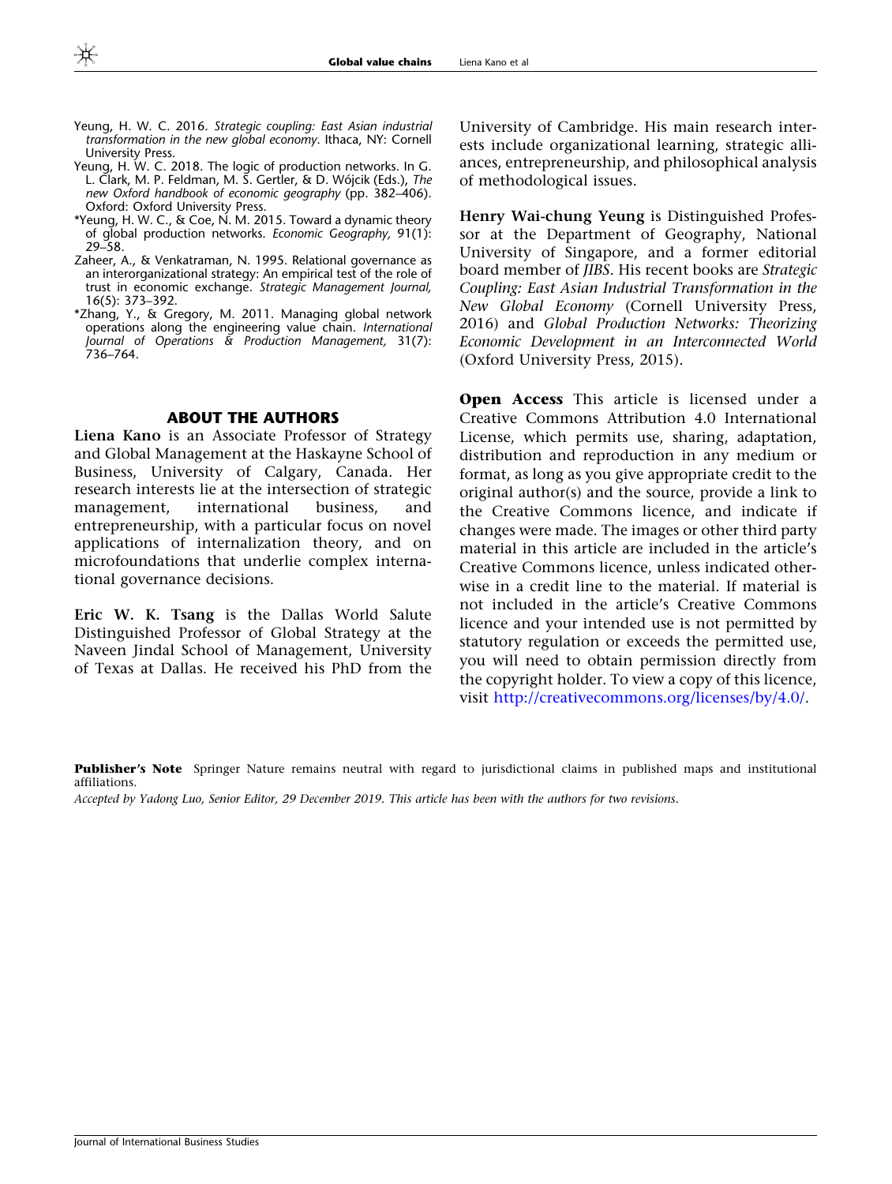Yeung, H. W. C. 2016. *Strategic coupling: East Asian industrial transformation in the new global economy*. Ithaca, NY: Cornell University Press.

Yeung, H. W. C. 2018. The logic of production networks. In G. L. Clark, M. P. Feldman, M. S. Gertler, & D. Wójcik (Eds.), *The new Oxford handbook of economic geography* (pp. 382–406). Oxford: Oxford University Press.

*Yeung, H. W. C., & Coe, N. M. 2015. Toward a dynamic theory of global production networks. *Economic Geography,* 91(1): 29–58.

Zaheer, A., & Venkatraman, N. 1995. Relational governance as an interorganizational strategy: An empirical test of the role of trust in economic exchange. *Strategic Management Journal,* 16(5): 373–392.

*Zhang, Y., & Gregory, M. 2011. Managing global network operations along the engineering value chain. *International Journal of Operations & Production Management,* 31(7): 736–764.

## ABOUT THE AUTHORS

**Liena Kano** is an Associate Professor of Strategy and Global Management at the Haskayne School of Business, University of Calgary, Canada. Her research interests lie at the intersection of strategic management, international business, and entrepreneurship, with a particular focus on novel applications of internalization theory, and on microfoundations that underlie complex international governance decisions.

**Eric W. K. Tsang** is the Dallas World Salute Distinguished Professor of Global Strategy at the Naveen Jindal School of Management, University of Texas at Dallas. He received his PhD from the University of Cambridge. His main research interests include organizational learning, strategic alliances, entrepreneurship, and philosophical analysis of methodological issues.

**Henry Wai-chung Yeung** is Distinguished Professor at the Department of Geography, National University of Singapore, and a former editorial board member of *JIBS*. His recent books are *Strategic Coupling: East Asian Industrial Transformation in the New Global Economy* (Cornell University Press, 2016) and *Global Production Networks: Theorizing Economic Development in an Interconnected World* (Oxford University Press, 2015).

**Open Access** This article is licensed under a Creative Commons Attribution 4.0 International License, which permits use, sharing, adaptation, distribution and reproduction in any medium or format, as long as you give appropriate credit to the original author(s) and the source, provide a link to the Creative Commons licence, and indicate if changes were made. The images or other third party material in this article are included in the article's Creative Commons licence, unless indicated otherwise in a credit line to the material. If material is not included in the article's Creative Commons licence and your intended use is not permitted by statutory regulation or exceeds the permitted use, you will need to obtain permission directly from the copyright holder. To view a copy of this licence, visit http://creativecommons.org/licenses/by/4.0/.

**Publisher's Note** Springer Nature remains neutral with regard to jurisdictional claims in published maps and institutional affiliations.

*Accepted by Yadong Luo, Senior Editor, 29 December 2019. This article has been with the authors for two revisions.*